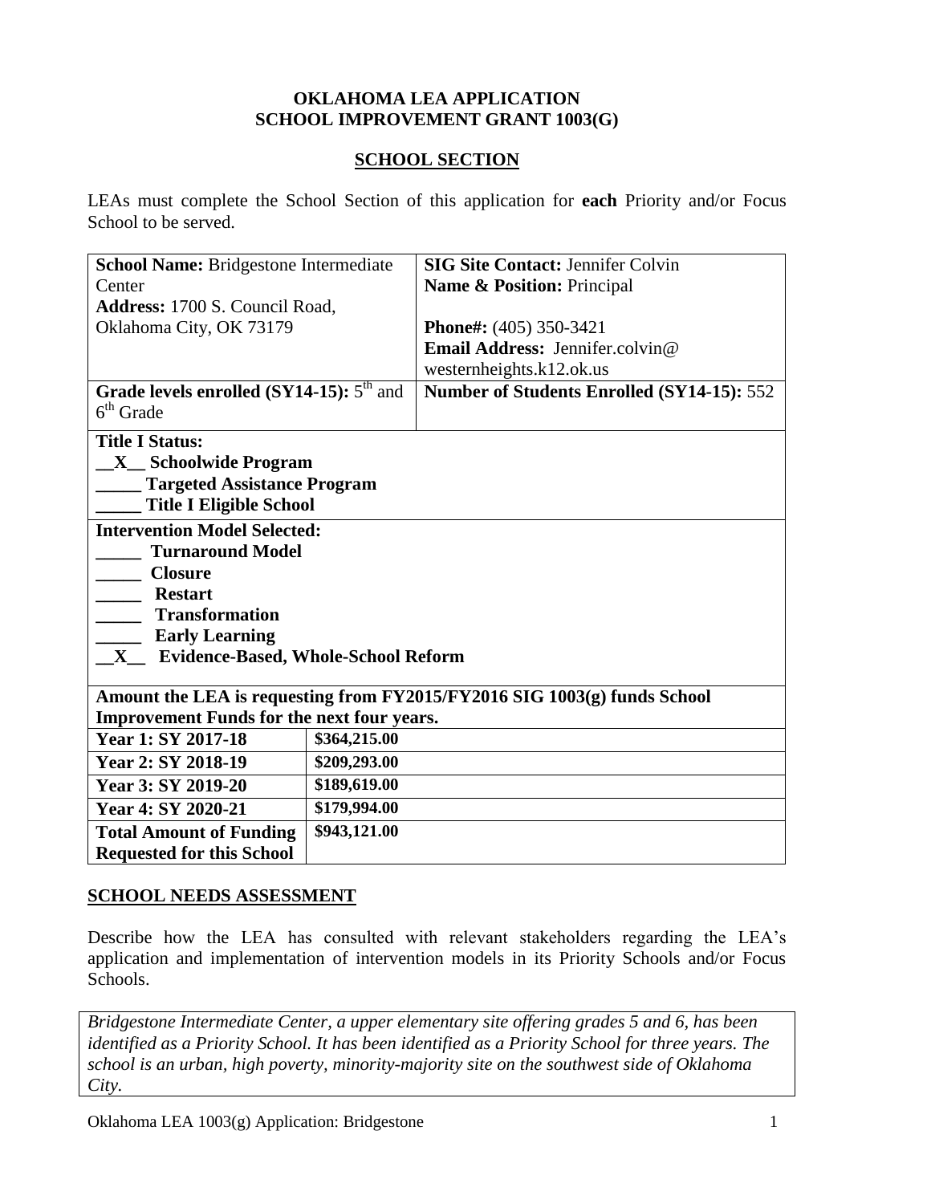**OKLAHOMA LEA APPLICATION**
**SCHOOL IMPROVEMENT GRANT 1003(G)**

## SCHOOL SECTION

LEAs must complete the School Section of this application for **each** Priority and/or Focus School to be served.

| | |
|---|---|
| **School Name:** Bridgestone Intermediate Center<br>**Address:** 1700 S. Council Road, Oklahoma City, OK 73179 | **SIG Site Contact:** Jennifer Colvin<br>**Name & Position:** Principal<br>**Phone#:** (405) 350-3421<br>**Email Address:** Jennifer.colvin@westernheights.k12.ok.us |
| **Grade levels enrolled (SY14-15):** 5th and 6th Grade | **Number of Students Enrolled (SY14-15):** 552 |
| **Title I Status:**<br>__X__ **Schoolwide Program**<br>_____ **Targeted Assistance Program**<br>_____ **Title I Eligible School** | |
| **Intervention Model Selected:**<br>_____ **Turnaround Model**<br>_____ **Closure**<br>_____ **Restart**<br>_____ **Transformation**<br>_____ **Early Learning**<br>__X__ **Evidence-Based, Whole-School Reform** | |

| **Amount the LEA is requesting from FY2015/FY2016 SIG 1003(g) funds School Improvement Funds for the next four years.** | |
|---|---|
| **Year 1: SY 2017-18** | **$364,215.00** |
| **Year 2: SY 2018-19** | **$209,293.00** |
| **Year 3: SY 2019-20** | **$189,619.00** |
| **Year 4: SY 2020-21** | **$179,994.00** |
| **Total Amount of Funding Requested for this School** | **$943,121.00** |

## SCHOOL NEEDS ASSESSMENT

Describe how the LEA has consulted with relevant stakeholders regarding the LEA's application and implementation of intervention models in its Priority Schools and/or Focus Schools.

*Bridgestone Intermediate Center, a upper elementary site offering grades 5 and 6, has been identified as a Priority School. It has been identified as a Priority School for three years. The school is an urban, high poverty, minority-majority site on the southwest side of Oklahoma City.*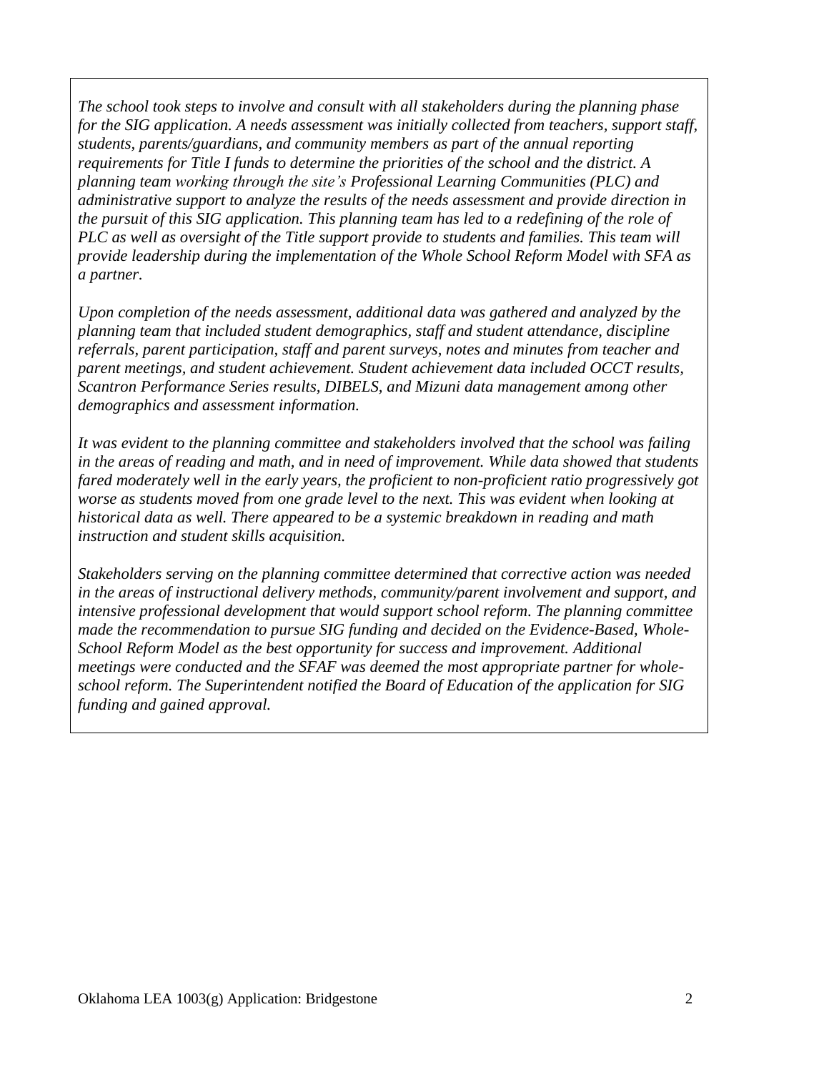*The school took steps to involve and consult with all stakeholders during the planning phase for the SIG application. A needs assessment was initially collected from teachers, support staff, students, parents/guardians, and community members as part of the annual reporting requirements for Title I funds to determine the priorities of the school and the district. A planning team working through the site's Professional Learning Communities (PLC) and administrative support to analyze the results of the needs assessment and provide direction in the pursuit of this SIG application. This planning team has led to a redefining of the role of PLC as well as oversight of the Title support provide to students and families. This team will provide leadership during the implementation of the Whole School Reform Model with SFA as a partner.*

*Upon completion of the needs assessment, additional data was gathered and analyzed by the planning team that included student demographics, staff and student attendance, discipline referrals, parent participation, staff and parent surveys, notes and minutes from teacher and parent meetings, and student achievement. Student achievement data included OCCT results, Scantron Performance Series results, DIBELS, and Mizuni data management among other demographics and assessment information.*

*It was evident to the planning committee and stakeholders involved that the school was failing in the areas of reading and math, and in need of improvement. While data showed that students fared moderately well in the early years, the proficient to non-proficient ratio progressively got worse as students moved from one grade level to the next. This was evident when looking at historical data as well. There appeared to be a systemic breakdown in reading and math instruction and student skills acquisition.*

*Stakeholders serving on the planning committee determined that corrective action was needed in the areas of instructional delivery methods, community/parent involvement and support, and intensive professional development that would support school reform. The planning committee made the recommendation to pursue SIG funding and decided on the Evidence-Based, Whole-School Reform Model as the best opportunity for success and improvement. Additional meetings were conducted and the SFAF was deemed the most appropriate partner for whole-school reform. The Superintendent notified the Board of Education of the application for SIG funding and gained approval.*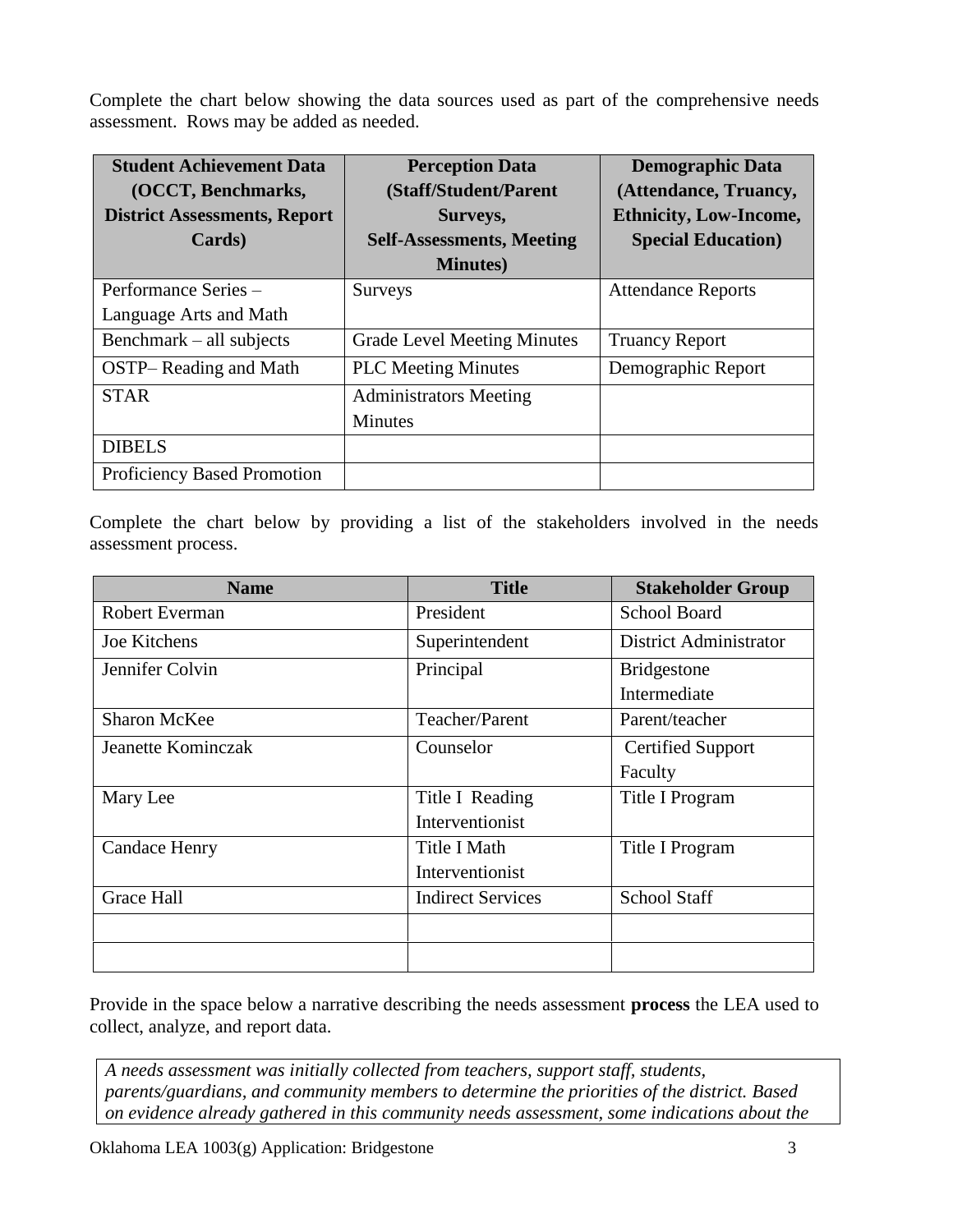Complete the chart below showing the data sources used as part of the comprehensive needs assessment. Rows may be added as needed.

| Student Achievement Data (OCCT, Benchmarks, District Assessments, Report Cards) | Perception Data (Staff/Student/Parent Surveys, Self-Assessments, Meeting Minutes) | Demographic Data (Attendance, Truancy, Ethnicity, Low-Income, Special Education) |
|---|---|---|
| Performance Series – Language Arts and Math | Surveys | Attendance Reports |
| Benchmark – all subjects | Grade Level Meeting Minutes | Truancy Report |
| OSTP– Reading and Math | PLC Meeting Minutes | Demographic Report |
| STAR | Administrators Meeting Minutes | |
| DIBELS | | |
| Proficiency Based Promotion | | |

Complete the chart below by providing a list of the stakeholders involved in the needs assessment process.

| Name | Title | Stakeholder Group |
|---|---|---|
| Robert Everman | President | School Board |
| Joe Kitchens | Superintendent | District Administrator |
| Jennifer Colvin | Principal | Bridgestone Intermediate |
| Sharon McKee | Teacher/Parent | Parent/teacher |
| Jeanette Kominczak | Counselor | Certified Support Faculty |
| Mary Lee | Title I Reading Interventionist | Title I Program |
| Candace Henry | Title I Math Interventionist | Title I Program |
| Grace Hall | Indirect Services | School Staff |
| | | |
| | | |

Provide in the space below a narrative describing the needs assessment **process** the LEA used to collect, analyze, and report data.

*A needs assessment was initially collected from teachers, support staff, students, parents/guardians, and community members to determine the priorities of the district. Based on evidence already gathered in this community needs assessment, some indications about the*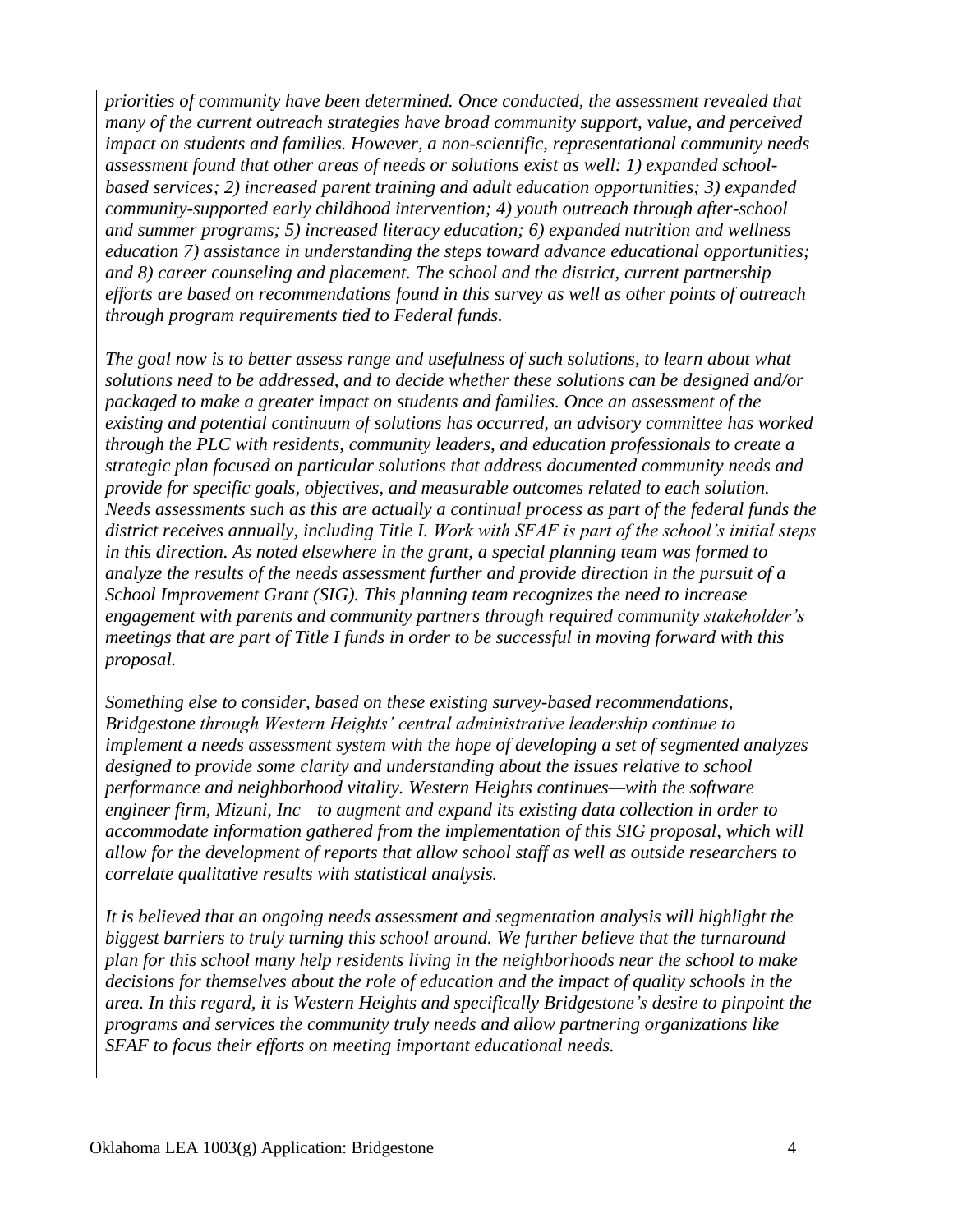*priorities of community have been determined. Once conducted, the assessment revealed that many of the current outreach strategies have broad community support, value, and perceived impact on students and families. However, a non-scientific, representational community needs assessment found that other areas of needs or solutions exist as well: 1) expanded school-based services; 2) increased parent training and adult education opportunities; 3) expanded community-supported early childhood intervention; 4) youth outreach through after-school and summer programs; 5) increased literacy education; 6) expanded nutrition and wellness education 7) assistance in understanding the steps toward advance educational opportunities; and 8) career counseling and placement. The school and the district, current partnership efforts are based on recommendations found in this survey as well as other points of outreach through program requirements tied to Federal funds.*

*The goal now is to better assess range and usefulness of such solutions, to learn about what solutions need to be addressed, and to decide whether these solutions can be designed and/or packaged to make a greater impact on students and families. Once an assessment of the existing and potential continuum of solutions has occurred, an advisory committee has worked through the PLC with residents, community leaders, and education professionals to create a strategic plan focused on particular solutions that address documented community needs and provide for specific goals, objectives, and measurable outcomes related to each solution. Needs assessments such as this are actually a continual process as part of the federal funds the district receives annually, including Title I. Work with SFAF is part of the school's initial steps in this direction. As noted elsewhere in the grant, a special planning team was formed to analyze the results of the needs assessment further and provide direction in the pursuit of a School Improvement Grant (SIG). This planning team recognizes the need to increase engagement with parents and community partners through required community stakeholder's meetings that are part of Title I funds in order to be successful in moving forward with this proposal.*

*Something else to consider, based on these existing survey-based recommendations, Bridgestone through Western Heights' central administrative leadership continue to implement a needs assessment system with the hope of developing a set of segmented analyzes designed to provide some clarity and understanding about the issues relative to school performance and neighborhood vitality. Western Heights continues—with the software engineer firm, Mizuni, Inc—to augment and expand its existing data collection in order to accommodate information gathered from the implementation of this SIG proposal, which will allow for the development of reports that allow school staff as well as outside researchers to correlate qualitative results with statistical analysis.*

*It is believed that an ongoing needs assessment and segmentation analysis will highlight the biggest barriers to truly turning this school around. We further believe that the turnaround plan for this school many help residents living in the neighborhoods near the school to make decisions for themselves about the role of education and the impact of quality schools in the area. In this regard, it is Western Heights and specifically Bridgestone's desire to pinpoint the programs and services the community truly needs and allow partnering organizations like SFAF to focus their efforts on meeting important educational needs.*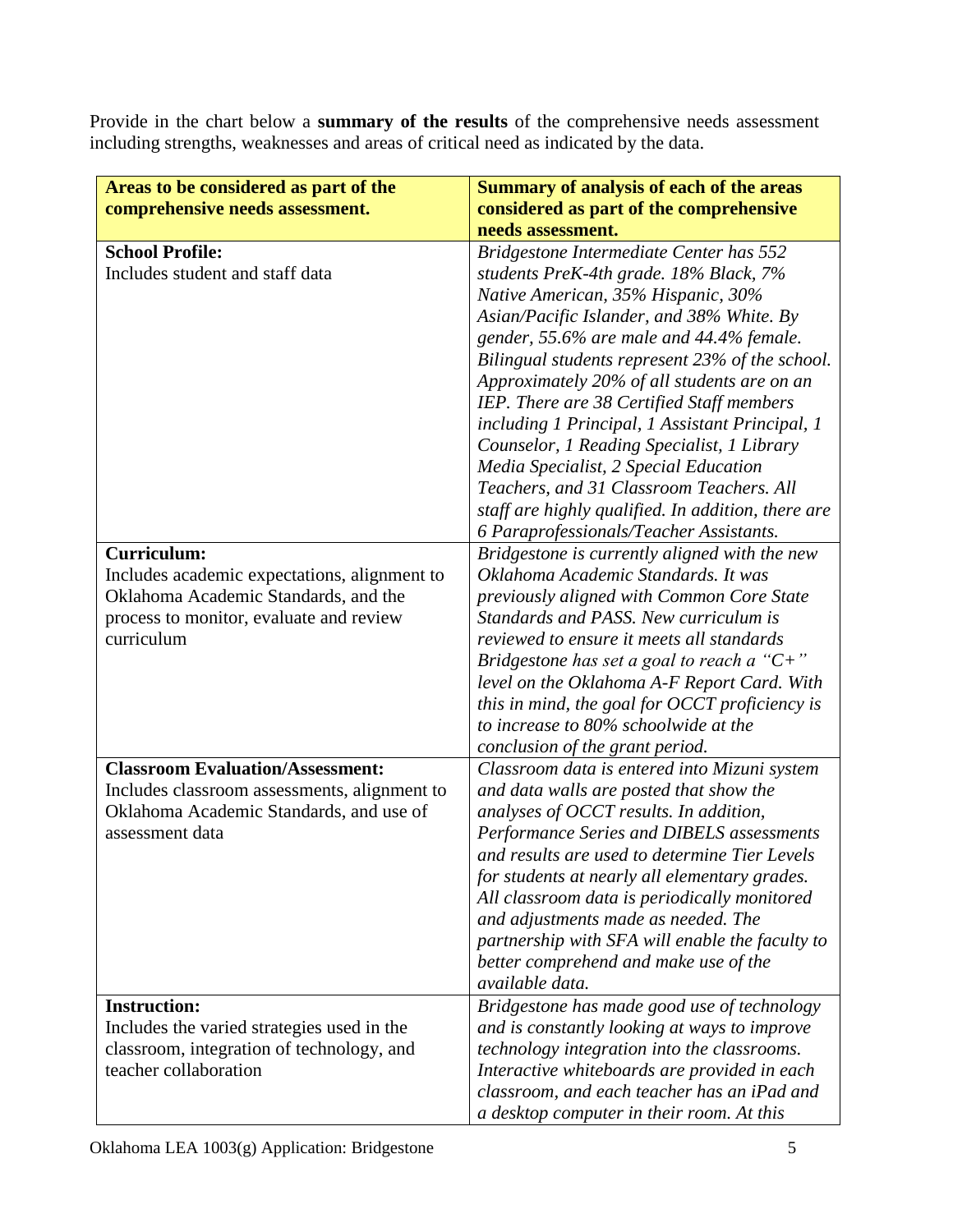Provide in the chart below a **summary of the results** of the comprehensive needs assessment including strengths, weaknesses and areas of critical need as indicated by the data.

| **Areas to be considered as part of the comprehensive needs assessment.** | **Summary of analysis of each of the areas considered as part of the comprehensive needs assessment.** |
|---|---|
| **School Profile:**<br>Includes student and staff data | *Bridgestone Intermediate Center has 552 students PreK-4th grade. 18% Black, 7% Native American, 35% Hispanic, 30% Asian/Pacific Islander, and 38% White. By gender, 55.6% are male and 44.4% female. Bilingual students represent 23% of the school. Approximately 20% of all students are on an IEP. There are 38 Certified Staff members including 1 Principal, 1 Assistant Principal, 1 Counselor, 1 Reading Specialist, 1 Library Media Specialist, 2 Special Education Teachers, and 31 Classroom Teachers. All staff are highly qualified. In addition, there are 6 Paraprofessionals/Teacher Assistants.* |
| **Curriculum:**<br>Includes academic expectations, alignment to Oklahoma Academic Standards, and the process to monitor, evaluate and review curriculum | *Bridgestone is currently aligned with the new Oklahoma Academic Standards. It was previously aligned with Common Core State Standards and PASS. New curriculum is reviewed to ensure it meets all standards Bridgestone has set a goal to reach a "C+" level on the Oklahoma A-F Report Card. With this in mind, the goal for OCCT proficiency is to increase to 80% schoolwide at the conclusion of the grant period.* |
| **Classroom Evaluation/Assessment:**<br>Includes classroom assessments, alignment to Oklahoma Academic Standards, and use of assessment data | *Classroom data is entered into Mizuni system and data walls are posted that show the analyses of OCCT results. In addition, Performance Series and DIBELS assessments and results are used to determine Tier Levels for students at nearly all elementary grades. All classroom data is periodically monitored and adjustments made as needed. The partnership with SFA will enable the faculty to better comprehend and make use of the available data.* |
| **Instruction:**<br>Includes the varied strategies used in the classroom, integration of technology, and teacher collaboration | *Bridgestone has made good use of technology and is constantly looking at ways to improve technology integration into the classrooms. Interactive whiteboards are provided in each classroom, and each teacher has an iPad and a desktop computer in their room. At this* |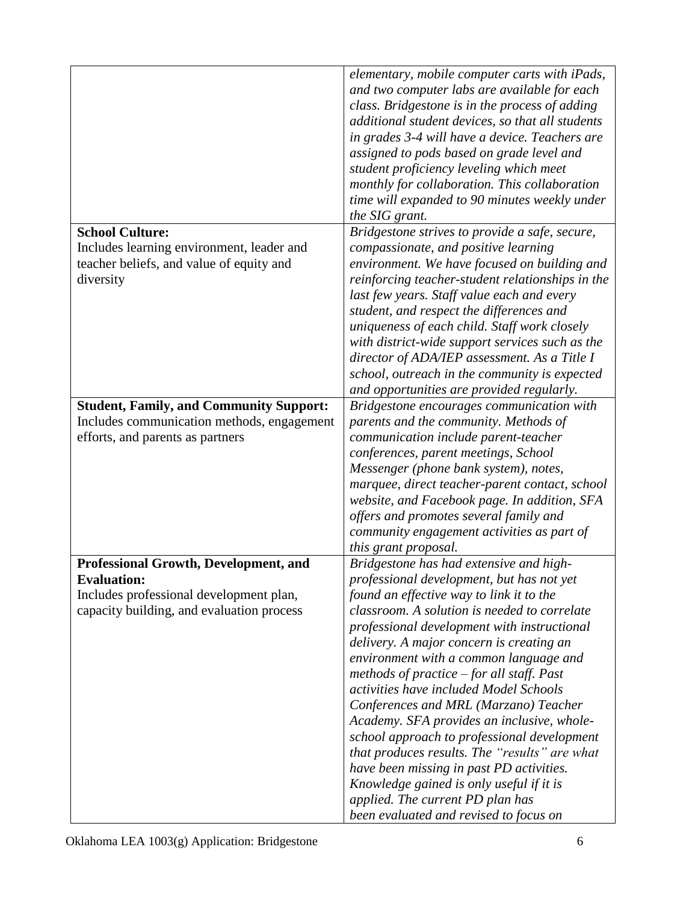| | |
|---|---|
| | *elementary, mobile computer carts with iPads, and two computer labs are available for each class. Bridgestone is in the process of adding additional student devices, so that all students in grades 3-4 will have a device. Teachers are assigned to pods based on grade level and student proficiency leveling which meet monthly for collaboration. This collaboration time will expanded to 90 minutes weekly under the SIG grant.* |
| **School Culture:** Includes learning environment, leader and teacher beliefs, and value of equity and diversity | *Bridgestone strives to provide a safe, secure, compassionate, and positive learning environment. We have focused on building and reinforcing teacher-student relationships in the last few years. Staff value each and every student, and respect the differences and uniqueness of each child. Staff work closely with district-wide support services such as the director of ADA/IEP assessment. As a Title I school, outreach in the community is expected and opportunities are provided regularly.* |
| **Student, Family, and Community Support:** Includes communication methods, engagement efforts, and parents as partners | *Bridgestone encourages communication with parents and the community. Methods of communication include parent-teacher conferences, parent meetings, School Messenger (phone bank system), notes, marquee, direct teacher-parent contact, school website, and Facebook page. In addition, SFA offers and promotes several family and community engagement activities as part of this grant proposal.* |
| **Professional Growth, Development, and Evaluation:** Includes professional development plan, capacity building, and evaluation process | *Bridgestone has had extensive and high-professional development, but has not yet found an effective way to link it to the classroom. A solution is needed to correlate professional development with instructional delivery. A major concern is creating an environment with a common language and methods of practice – for all staff. Past activities have included Model Schools Conferences and MRL (Marzano) Teacher Academy. SFA provides an inclusive, whole-school approach to professional development that produces results. The "results" are what have been missing in past PD activities. Knowledge gained is only useful if it is applied. The current PD plan has been evaluated and revised to focus on* |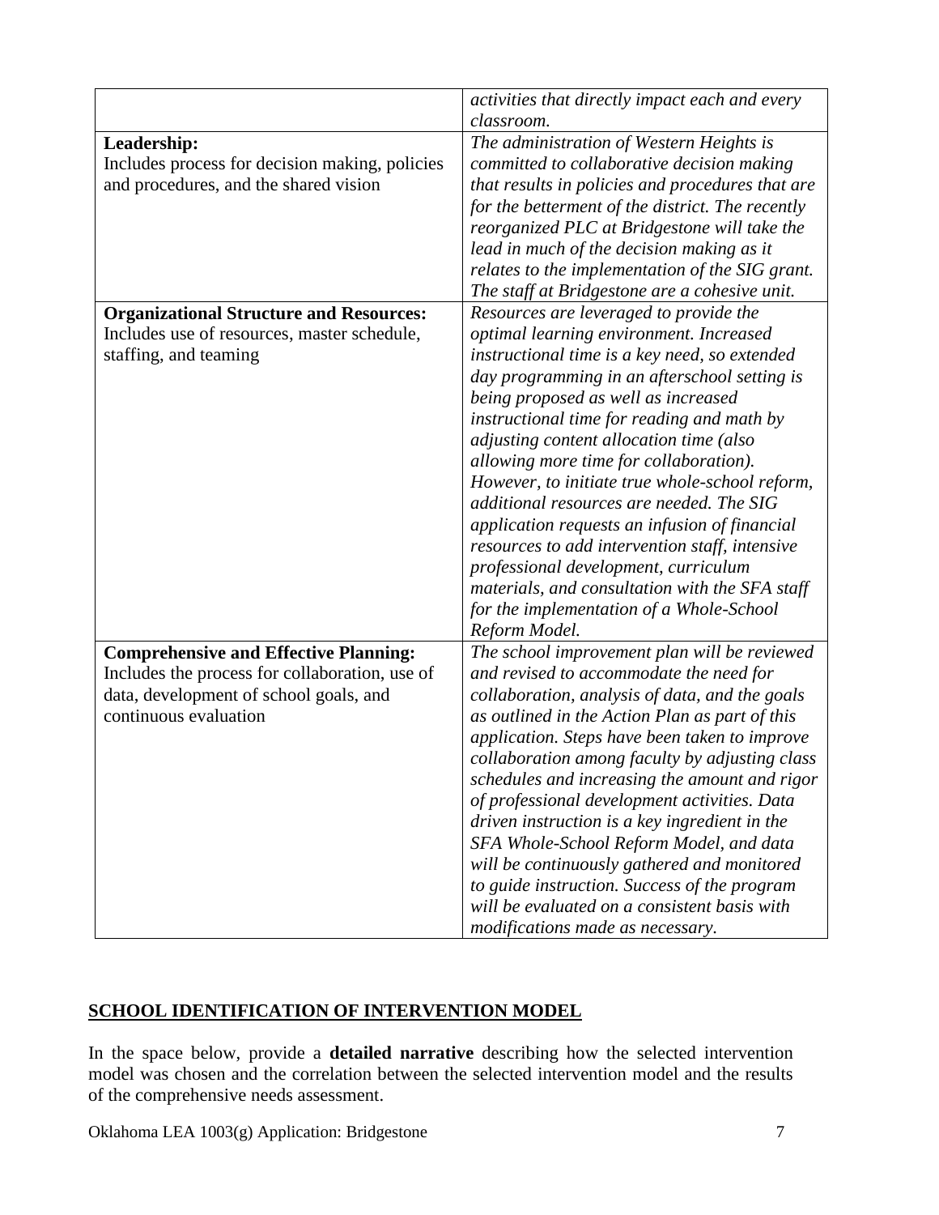| | |
|---|---|
| | *activities that directly impact each and every classroom.* |
| **Leadership:** Includes process for decision making, policies and procedures, and the shared vision | *The administration of Western Heights is committed to collaborative decision making that results in policies and procedures that are for the betterment of the district. The recently reorganized PLC at Bridgestone will take the lead in much of the decision making as it relates to the implementation of the SIG grant. The staff at Bridgestone are a cohesive unit.* |
| **Organizational Structure and Resources:** Includes use of resources, master schedule, staffing, and teaming | *Resources are leveraged to provide the optimal learning environment. Increased instructional time is a key need, so extended day programming in an afterschool setting is being proposed as well as increased instructional time for reading and math by adjusting content allocation time (also allowing more time for collaboration). However, to initiate true whole-school reform, additional resources are needed. The SIG application requests an infusion of financial resources to add intervention staff, intensive professional development, curriculum materials, and consultation with the SFA staff for the implementation of a Whole-School Reform Model.* |
| **Comprehensive and Effective Planning:** Includes the process for collaboration, use of data, development of school goals, and continuous evaluation | *The school improvement plan will be reviewed and revised to accommodate the need for collaboration, analysis of data, and the goals as outlined in the Action Plan as part of this application. Steps have been taken to improve collaboration among faculty by adjusting class schedules and increasing the amount and rigor of professional development activities. Data driven instruction is a key ingredient in the SFA Whole-School Reform Model, and data will be continuously gathered and monitored to guide instruction. Success of the program will be evaluated on a consistent basis with modifications made as necessary.* |

## SCHOOL IDENTIFICATION OF INTERVENTION MODEL

In the space below, provide a **detailed narrative** describing how the selected intervention model was chosen and the correlation between the selected intervention model and the results of the comprehensive needs assessment.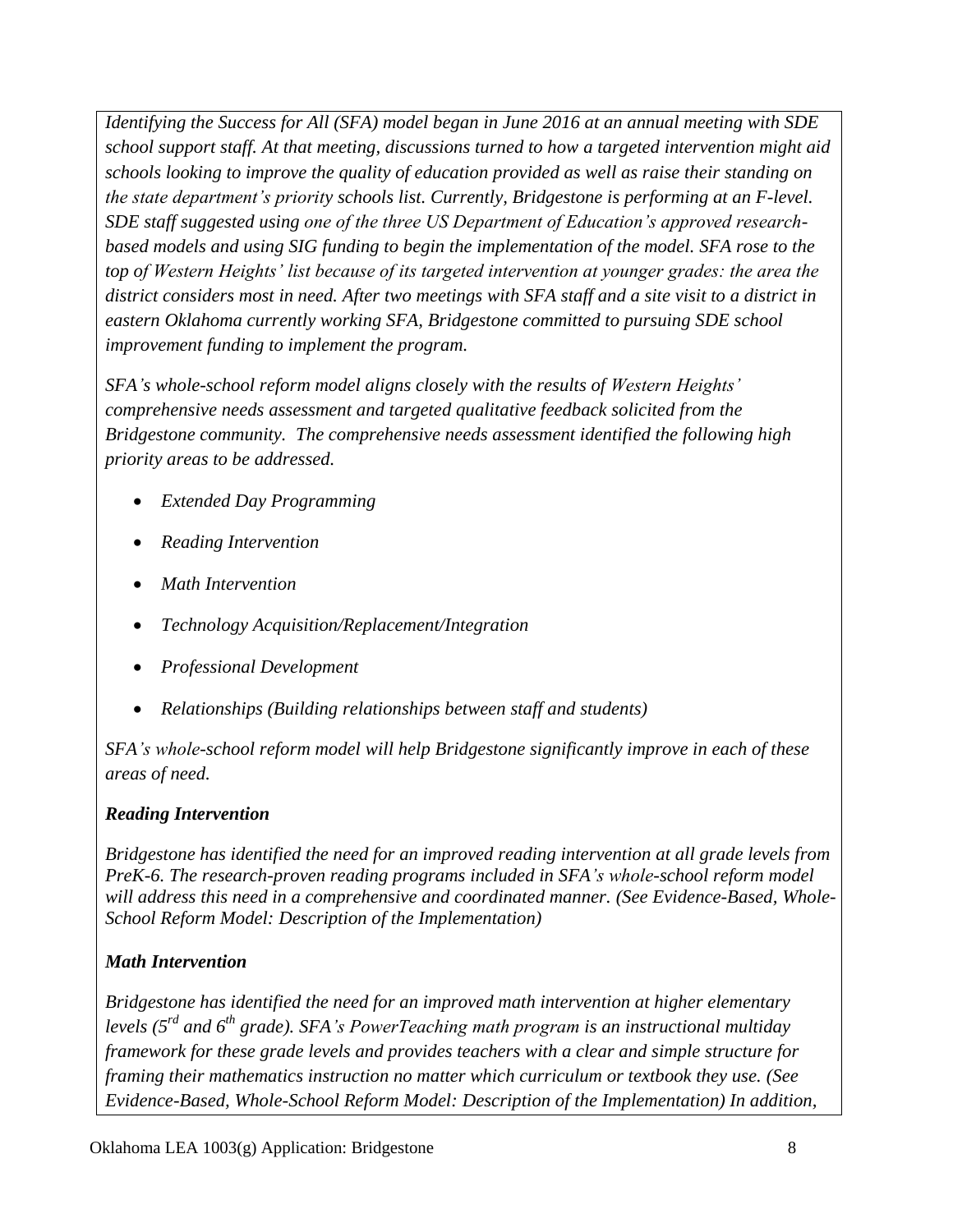*Identifying the Success for All (SFA) model began in June 2016 at an annual meeting with SDE school support staff. At that meeting, discussions turned to how a targeted intervention might aid schools looking to improve the quality of education provided as well as raise their standing on the state department's priority schools list. Currently, Bridgestone is performing at an F-level. SDE staff suggested using one of the three US Department of Education's approved research-based models and using SIG funding to begin the implementation of the model. SFA rose to the top of Western Heights' list because of its targeted intervention at younger grades: the area the district considers most in need. After two meetings with SFA staff and a site visit to a district in eastern Oklahoma currently working SFA, Bridgestone committed to pursuing SDE school improvement funding to implement the program.*

*SFA's whole-school reform model aligns closely with the results of Western Heights' comprehensive needs assessment and targeted qualitative feedback solicited from the Bridgestone community. The comprehensive needs assessment identified the following high priority areas to be addressed.*

- *Extended Day Programming*
- *Reading Intervention*
- *Math Intervention*
- *Technology Acquisition/Replacement/Integration*
- *Professional Development*
- *Relationships (Building relationships between staff and students)*

*SFA's whole-school reform model will help Bridgestone significantly improve in each of these areas of need.*

***Reading Intervention***

*Bridgestone has identified the need for an improved reading intervention at all grade levels from PreK-6. The research-proven reading programs included in SFA's whole-school reform model will address this need in a comprehensive and coordinated manner. (See Evidence-Based, Whole-School Reform Model: Description of the Implementation)*

***Math Intervention***

*Bridgestone has identified the need for an improved math intervention at higher elementary levels (5th and 6th grade). SFA's PowerTeaching math program is an instructional multiday framework for these grade levels and provides teachers with a clear and simple structure for framing their mathematics instruction no matter which curriculum or textbook they use. (See Evidence-Based, Whole-School Reform Model: Description of the Implementation) In addition,*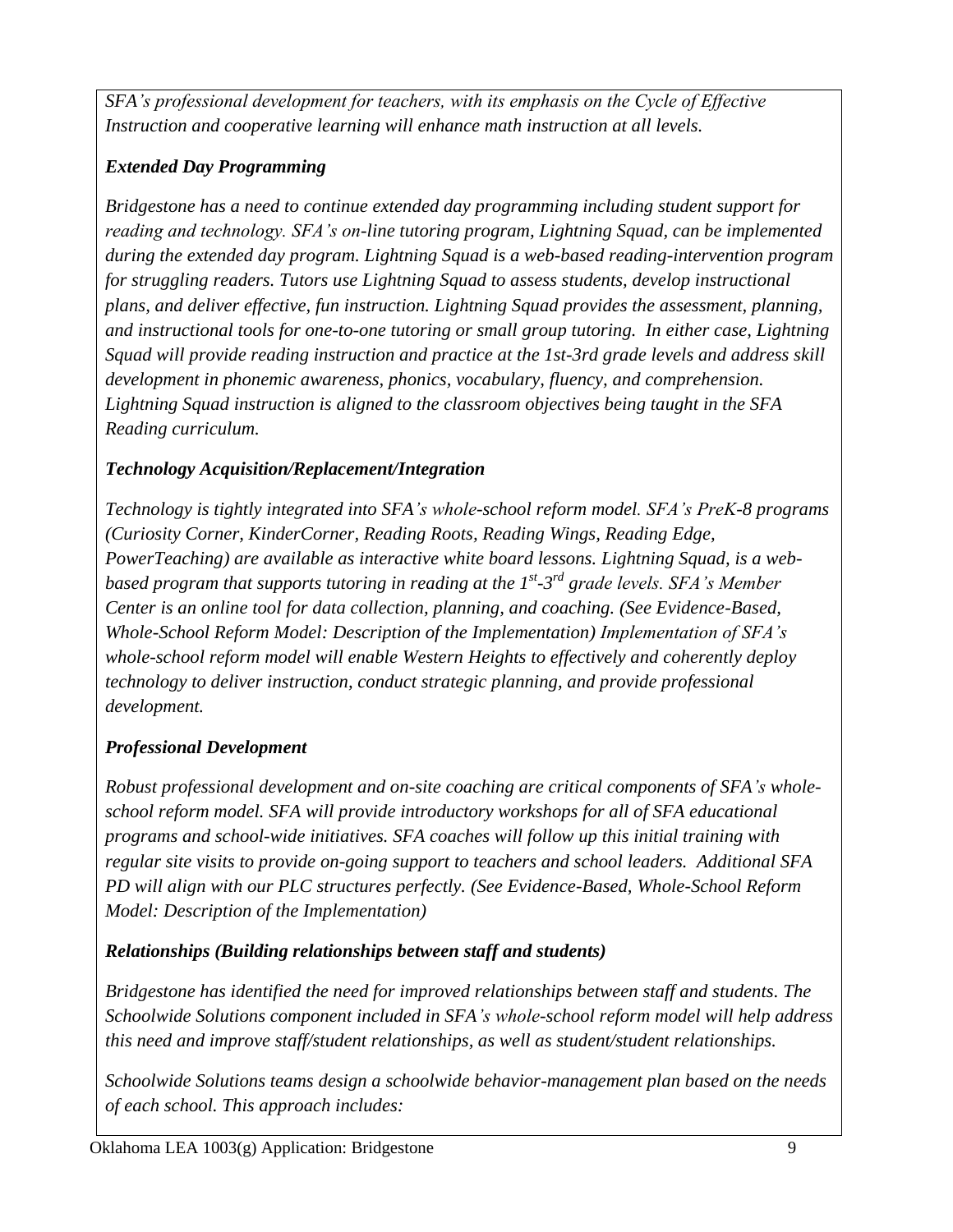*SFA's professional development for teachers, with its emphasis on the Cycle of Effective Instruction and cooperative learning will enhance math instruction at all levels.*

***Extended Day Programming***

*Bridgestone has a need to continue extended day programming including student support for reading and technology. SFA's on-line tutoring program, Lightning Squad, can be implemented during the extended day program. Lightning Squad is a web-based reading-intervention program for struggling readers. Tutors use Lightning Squad to assess students, develop instructional plans, and deliver effective, fun instruction. Lightning Squad provides the assessment, planning, and instructional tools for one-to-one tutoring or small group tutoring. In either case, Lightning Squad will provide reading instruction and practice at the 1st-3rd grade levels and address skill development in phonemic awareness, phonics, vocabulary, fluency, and comprehension. Lightning Squad instruction is aligned to the classroom objectives being taught in the SFA Reading curriculum.*

***Technology Acquisition/Replacement/Integration***

*Technology is tightly integrated into SFA's whole-school reform model. SFA's PreK-8 programs (Curiosity Corner, KinderCorner, Reading Roots, Reading Wings, Reading Edge, PowerTeaching) are available as interactive white board lessons. Lightning Squad, is a web-based program that supports tutoring in reading at the 1st-3rd grade levels. SFA's Member Center is an online tool for data collection, planning, and coaching. (See Evidence-Based, Whole-School Reform Model: Description of the Implementation) Implementation of SFA's whole-school reform model will enable Western Heights to effectively and coherently deploy technology to deliver instruction, conduct strategic planning, and provide professional development.*

***Professional Development***

*Robust professional development and on-site coaching are critical components of SFA's whole-school reform model. SFA will provide introductory workshops for all of SFA educational programs and school-wide initiatives. SFA coaches will follow up this initial training with regular site visits to provide on-going support to teachers and school leaders. Additional SFA PD will align with our PLC structures perfectly. (See Evidence-Based, Whole-School Reform Model: Description of the Implementation)*

***Relationships (Building relationships between staff and students)***

*Bridgestone has identified the need for improved relationships between staff and students. The Schoolwide Solutions component included in SFA's whole-school reform model will help address this need and improve staff/student relationships, as well as student/student relationships.*

*Schoolwide Solutions teams design a schoolwide behavior-management plan based on the needs of each school. This approach includes:*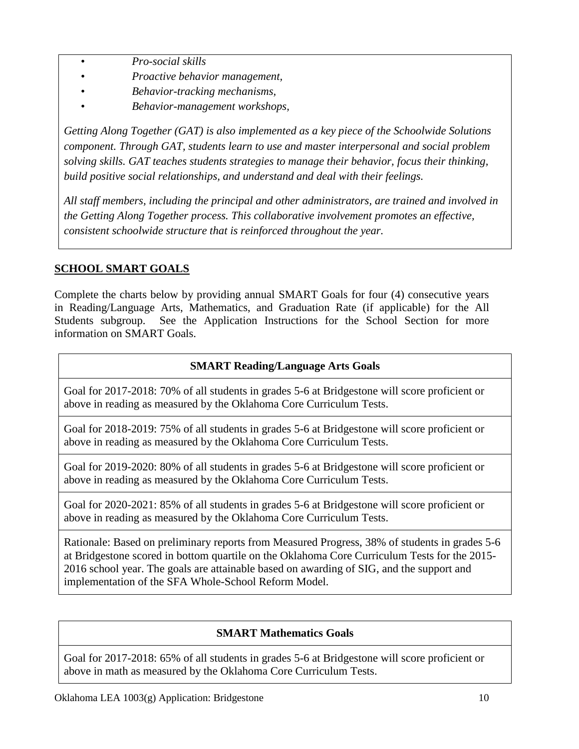- *Pro-social skills*
- *Proactive behavior management,*
- *Behavior-tracking mechanisms,*
- *Behavior-management workshops,*

*Getting Along Together (GAT) is also implemented as a key piece of the Schoolwide Solutions component. Through GAT, students learn to use and master interpersonal and social problem solving skills. GAT teaches students strategies to manage their behavior, focus their thinking, build positive social relationships, and understand and deal with their feelings.*

*All staff members, including the principal and other administrators, are trained and involved in the Getting Along Together process. This collaborative involvement promotes an effective, consistent schoolwide structure that is reinforced throughout the year.*

## SCHOOL SMART GOALS

Complete the charts below by providing annual SMART Goals for four (4) consecutive years in Reading/Language Arts, Mathematics, and Graduation Rate (if applicable) for the All Students subgroup. See the Application Instructions for the School Section for more information on SMART Goals.

| **SMART Reading/Language Arts Goals** |
| --- |
| Goal for 2017-2018: 70% of all students in grades 5-6 at Bridgestone will score proficient or above in reading as measured by the Oklahoma Core Curriculum Tests. |
| Goal for 2018-2019: 75% of all students in grades 5-6 at Bridgestone will score proficient or above in reading as measured by the Oklahoma Core Curriculum Tests. |
| Goal for 2019-2020: 80% of all students in grades 5-6 at Bridgestone will score proficient or above in reading as measured by the Oklahoma Core Curriculum Tests. |
| Goal for 2020-2021: 85% of all students in grades 5-6 at Bridgestone will score proficient or above in reading as measured by the Oklahoma Core Curriculum Tests. |
| Rationale: Based on preliminary reports from Measured Progress, 38% of students in grades 5-6 at Bridgestone scored in bottom quartile on the Oklahoma Core Curriculum Tests for the 2015-2016 school year. The goals are attainable based on awarding of SIG, and the support and implementation of the SFA Whole-School Reform Model. |

| **SMART Mathematics Goals** |
| --- |
| Goal for 2017-2018: 65% of all students in grades 5-6 at Bridgestone will score proficient or above in math as measured by the Oklahoma Core Curriculum Tests. |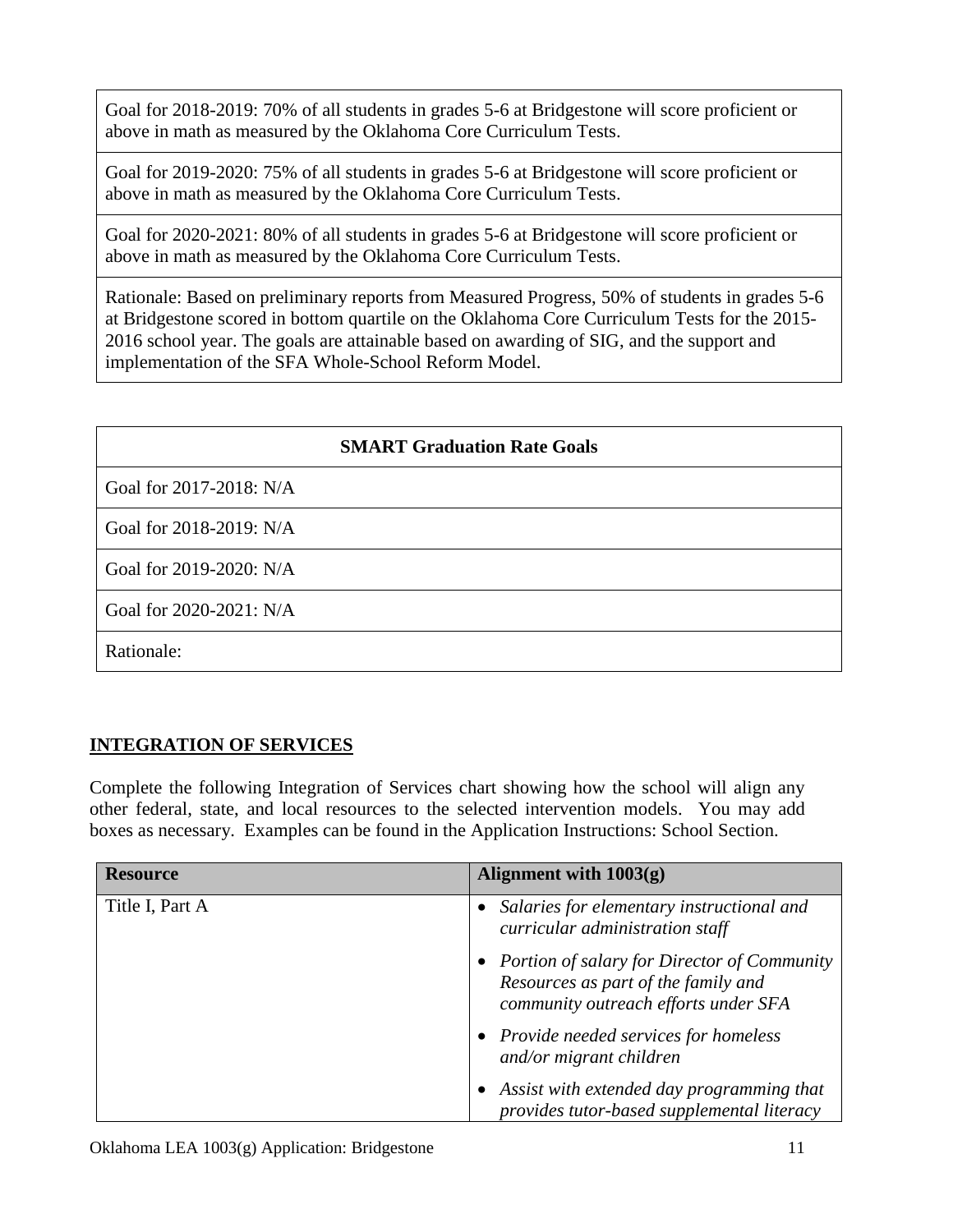| Goal for 2018-2019: 70% of all students in grades 5-6 at Bridgestone will score proficient or above in math as measured by the Oklahoma Core Curriculum Tests. |
|---|
| Goal for 2019-2020: 75% of all students in grades 5-6 at Bridgestone will score proficient or above in math as measured by the Oklahoma Core Curriculum Tests. |
| Goal for 2020-2021: 80% of all students in grades 5-6 at Bridgestone will score proficient or above in math as measured by the Oklahoma Core Curriculum Tests. |
| Rationale: Based on preliminary reports from Measured Progress, 50% of students in grades 5-6 at Bridgestone scored in bottom quartile on the Oklahoma Core Curriculum Tests for the 2015-2016 school year. The goals are attainable based on awarding of SIG, and the support and implementation of the SFA Whole-School Reform Model. |

| **SMART Graduation Rate Goals** |
|---|
| Goal for 2017-2018: N/A |
| Goal for 2018-2019: N/A |
| Goal for 2019-2020: N/A |
| Goal for 2020-2021: N/A |
| Rationale: |

## INTEGRATION OF SERVICES

Complete the following Integration of Services chart showing how the school will align any other federal, state, and local resources to the selected intervention models. You may add boxes as necessary. Examples can be found in the Application Instructions: School Section.

| Resource | Alignment with 1003(g) |
|---|---|
| Title I, Part A | • *Salaries for elementary instructional and curricular administration staff*<br>• *Portion of salary for Director of Community Resources as part of the family and community outreach efforts under SFA*<br>• *Provide needed services for homeless and/or migrant children*<br>• *Assist with extended day programming that provides tutor-based supplemental literacy* |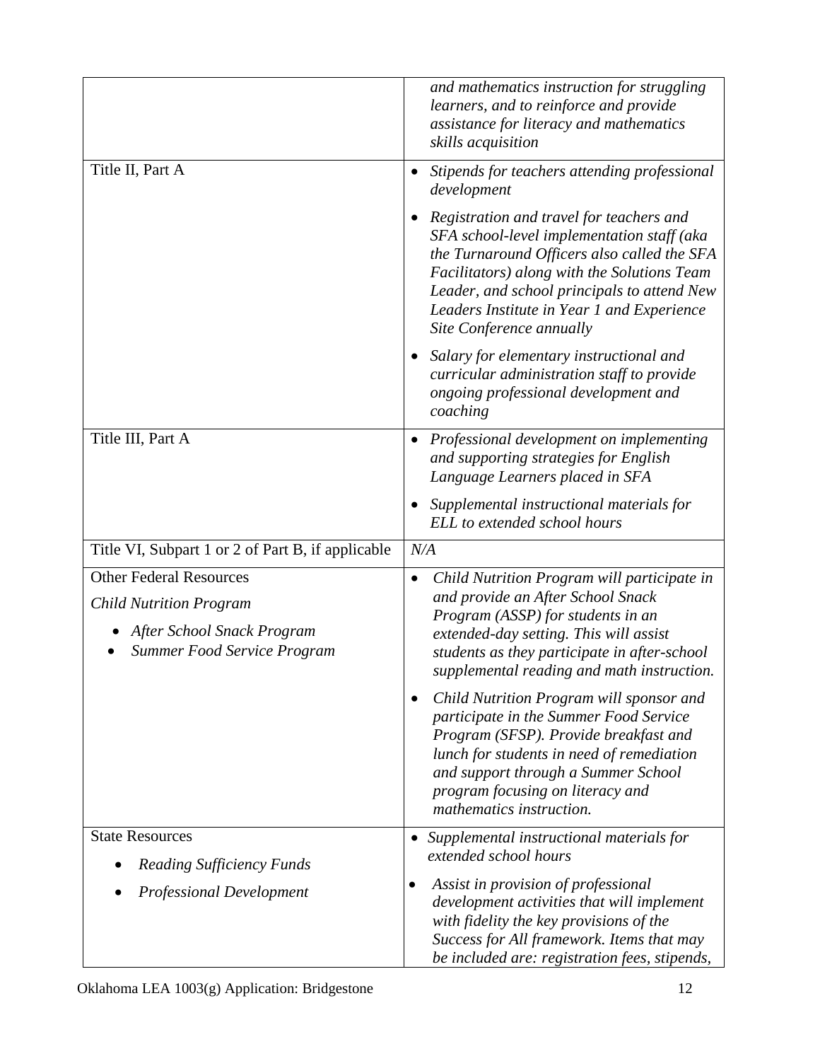| | |
|---|---|
| | *and mathematics instruction for struggling learners, and to reinforce and provide assistance for literacy and mathematics skills acquisition* |
| Title II, Part A | • *Stipends for teachers attending professional development*<br>• *Registration and travel for teachers and SFA school-level implementation staff (aka the Turnaround Officers also called the SFA Facilitators) along with the Solutions Team Leader, and school principals to attend New Leaders Institute in Year 1 and Experience Site Conference annually*<br>• *Salary for elementary instructional and curricular administration staff to provide ongoing professional development and coaching* |
| Title III, Part A | • *Professional development on implementing and supporting strategies for English Language Learners placed in SFA*<br>• *Supplemental instructional materials for ELL to extended school hours* |
| Title VI, Subpart 1 or 2 of Part B, if applicable | *N/A* |
| Other Federal Resources<br>*Child Nutrition Program*<br>• *After School Snack Program*<br>• *Summer Food Service Program* | • *Child Nutrition Program will participate in and provide an After School Snack Program (ASSP) for students in an extended-day setting. This will assist students as they participate in after-school supplemental reading and math instruction.*<br>• *Child Nutrition Program will sponsor and participate in the Summer Food Service Program (SFSP). Provide breakfast and lunch for students in need of remediation and support through a Summer School program focusing on literacy and mathematics instruction.* |
| State Resources<br>• *Reading Sufficiency Funds*<br>• *Professional Development* | • *Supplemental instructional materials for extended school hours*<br>• *Assist in provision of professional development activities that will implement with fidelity the key provisions of the Success for All framework. Items that may be included are: registration fees, stipends,* |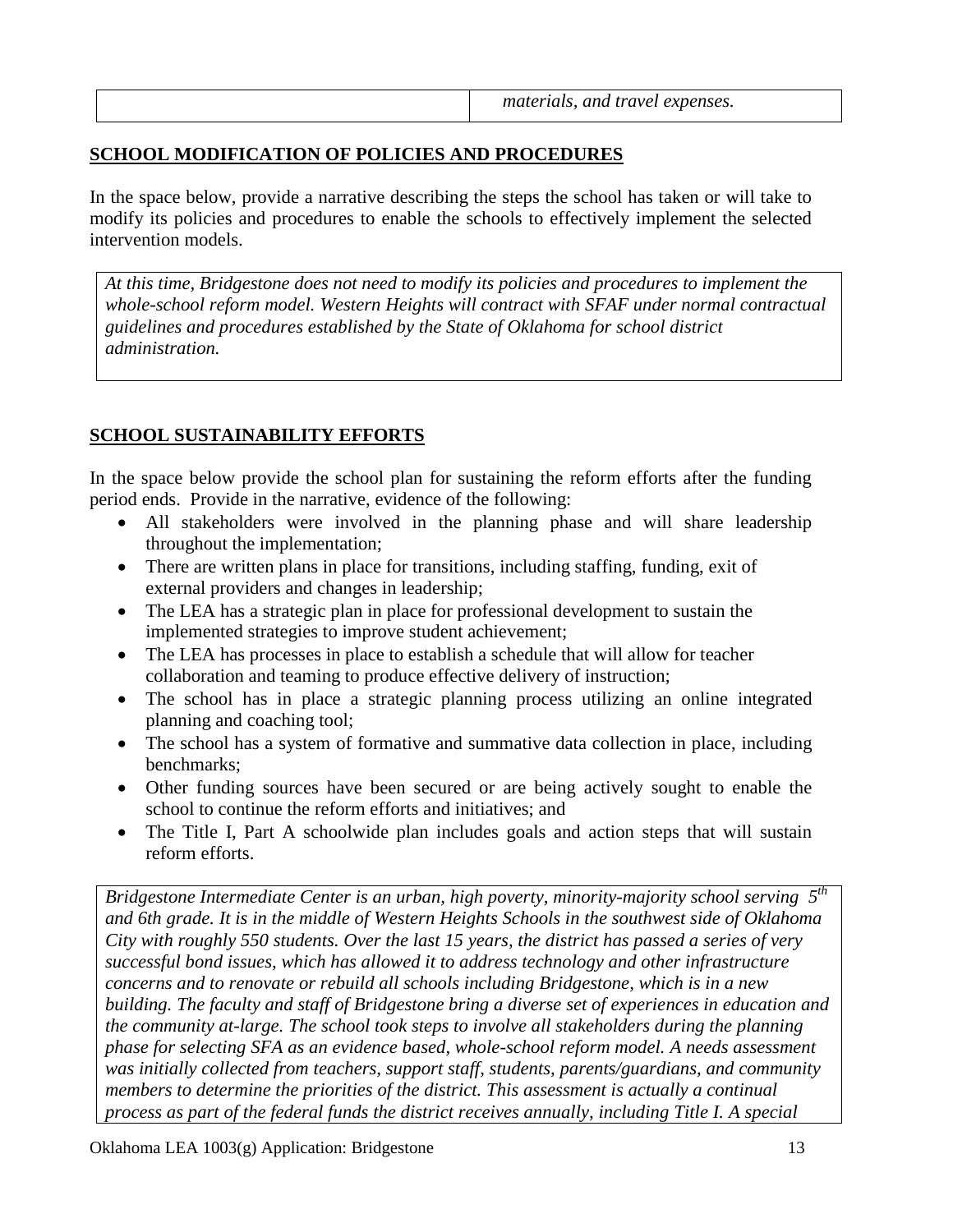| | *materials, and travel expenses.* |
|---|---|

## SCHOOL MODIFICATION OF POLICIES AND PROCEDURES

In the space below, provide a narrative describing the steps the school has taken or will take to modify its policies and procedures to enable the schools to effectively implement the selected intervention models.

*At this time, Bridgestone does not need to modify its policies and procedures to implement the whole-school reform model. Western Heights will contract with SFAF under normal contractual guidelines and procedures established by the State of Oklahoma for school district administration.*

## SCHOOL SUSTAINABILITY EFFORTS

In the space below provide the school plan for sustaining the reform efforts after the funding period ends. Provide in the narrative, evidence of the following:

- All stakeholders were involved in the planning phase and will share leadership throughout the implementation;
- There are written plans in place for transitions, including staffing, funding, exit of external providers and changes in leadership;
- The LEA has a strategic plan in place for professional development to sustain the implemented strategies to improve student achievement;
- The LEA has processes in place to establish a schedule that will allow for teacher collaboration and teaming to produce effective delivery of instruction;
- The school has in place a strategic planning process utilizing an online integrated planning and coaching tool;
- The school has a system of formative and summative data collection in place, including benchmarks;
- Other funding sources have been secured or are being actively sought to enable the school to continue the reform efforts and initiatives; and
- The Title I, Part A schoolwide plan includes goals and action steps that will sustain reform efforts.

*Bridgestone Intermediate Center is an urban, high poverty, minority-majority school serving 5th and 6th grade. It is in the middle of Western Heights Schools in the southwest side of Oklahoma City with roughly 550 students. Over the last 15 years, the district has passed a series of very successful bond issues, which has allowed it to address technology and other infrastructure concerns and to renovate or rebuild all schools including Bridgestone, which is in a new building. The faculty and staff of Bridgestone bring a diverse set of experiences in education and the community at-large. The school took steps to involve all stakeholders during the planning phase for selecting SFA as an evidence based, whole-school reform model. A needs assessment was initially collected from teachers, support staff, students, parents/guardians, and community members to determine the priorities of the district. This assessment is actually a continual process as part of the federal funds the district receives annually, including Title I. A special*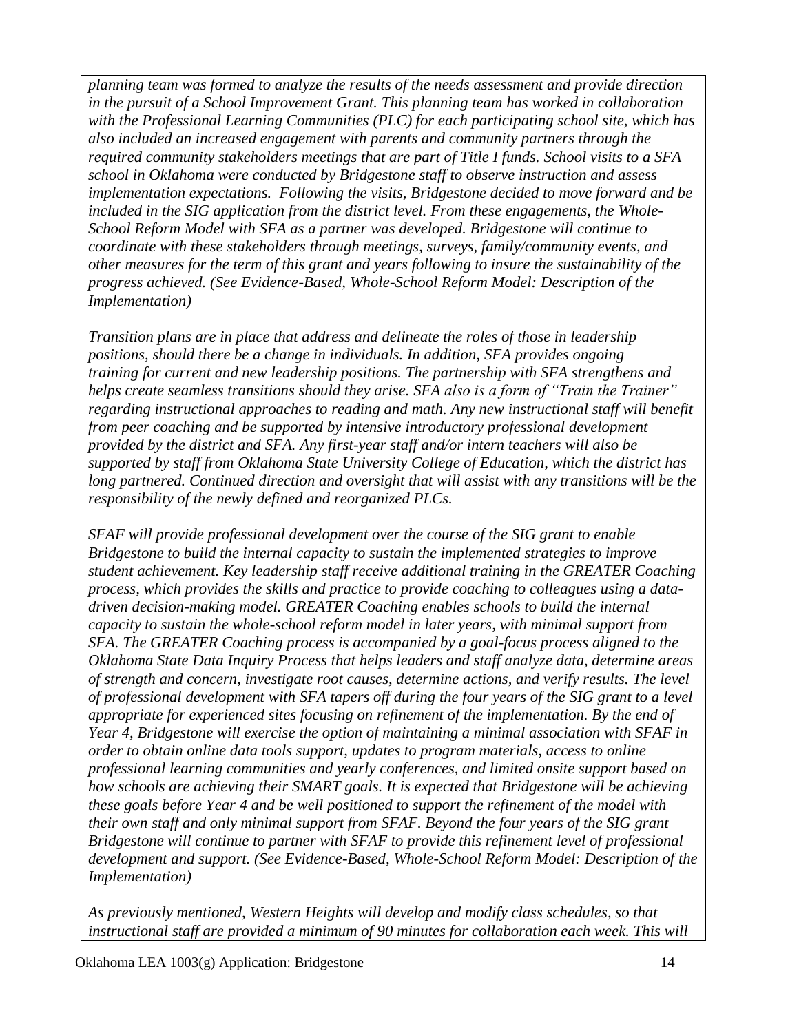*planning team was formed to analyze the results of the needs assessment and provide direction in the pursuit of a School Improvement Grant. This planning team has worked in collaboration with the Professional Learning Communities (PLC) for each participating school site, which has also included an increased engagement with parents and community partners through the required community stakeholders meetings that are part of Title I funds. School visits to a SFA school in Oklahoma were conducted by Bridgestone staff to observe instruction and assess implementation expectations. Following the visits, Bridgestone decided to move forward and be included in the SIG application from the district level. From these engagements, the Whole-School Reform Model with SFA as a partner was developed. Bridgestone will continue to coordinate with these stakeholders through meetings, surveys, family/community events, and other measures for the term of this grant and years following to insure the sustainability of the progress achieved. (See Evidence-Based, Whole-School Reform Model: Description of the Implementation)*

*Transition plans are in place that address and delineate the roles of those in leadership positions, should there be a change in individuals. In addition, SFA provides ongoing training for current and new leadership positions. The partnership with SFA strengthens and helps create seamless transitions should they arise. SFA also is a form of "Train the Trainer" regarding instructional approaches to reading and math. Any new instructional staff will benefit from peer coaching and be supported by intensive introductory professional development provided by the district and SFA. Any first-year staff and/or intern teachers will also be supported by staff from Oklahoma State University College of Education, which the district has long partnered. Continued direction and oversight that will assist with any transitions will be the responsibility of the newly defined and reorganized PLCs.*

*SFAF will provide professional development over the course of the SIG grant to enable Bridgestone to build the internal capacity to sustain the implemented strategies to improve student achievement. Key leadership staff receive additional training in the GREATER Coaching process, which provides the skills and practice to provide coaching to colleagues using a data-driven decision-making model. GREATER Coaching enables schools to build the internal capacity to sustain the whole-school reform model in later years, with minimal support from SFA. The GREATER Coaching process is accompanied by a goal-focus process aligned to the Oklahoma State Data Inquiry Process that helps leaders and staff analyze data, determine areas of strength and concern, investigate root causes, determine actions, and verify results. The level of professional development with SFA tapers off during the four years of the SIG grant to a level appropriate for experienced sites focusing on refinement of the implementation. By the end of Year 4, Bridgestone will exercise the option of maintaining a minimal association with SFAF in order to obtain online data tools support, updates to program materials, access to online professional learning communities and yearly conferences, and limited onsite support based on how schools are achieving their SMART goals. It is expected that Bridgestone will be achieving these goals before Year 4 and be well positioned to support the refinement of the model with their own staff and only minimal support from SFAF. Beyond the four years of the SIG grant Bridgestone will continue to partner with SFAF to provide this refinement level of professional development and support. (See Evidence-Based, Whole-School Reform Model: Description of the Implementation)*

*As previously mentioned, Western Heights will develop and modify class schedules, so that instructional staff are provided a minimum of 90 minutes for collaboration each week. This will*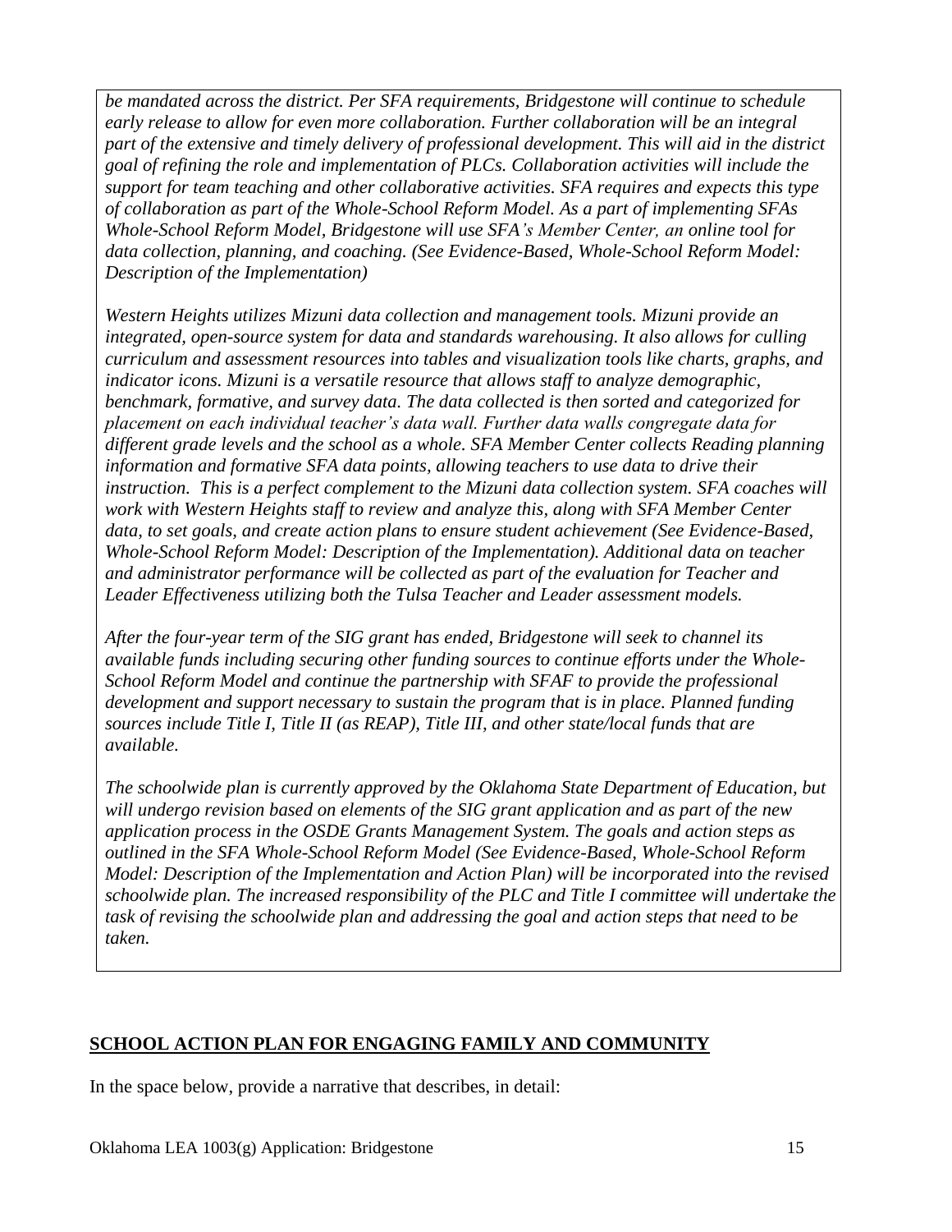*be mandated across the district. Per SFA requirements, Bridgestone will continue to schedule early release to allow for even more collaboration. Further collaboration will be an integral part of the extensive and timely delivery of professional development. This will aid in the district goal of refining the role and implementation of PLCs. Collaboration activities will include the support for team teaching and other collaborative activities. SFA requires and expects this type of collaboration as part of the Whole-School Reform Model. As a part of implementing SFAs Whole-School Reform Model, Bridgestone will use SFA's Member Center, an online tool for data collection, planning, and coaching. (See Evidence-Based, Whole-School Reform Model: Description of the Implementation)*

*Western Heights utilizes Mizuni data collection and management tools. Mizuni provide an integrated, open-source system for data and standards warehousing. It also allows for culling curriculum and assessment resources into tables and visualization tools like charts, graphs, and indicator icons. Mizuni is a versatile resource that allows staff to analyze demographic, benchmark, formative, and survey data. The data collected is then sorted and categorized for placement on each individual teacher's data wall. Further data walls congregate data for different grade levels and the school as a whole. SFA Member Center collects Reading planning information and formative SFA data points, allowing teachers to use data to drive their instruction. This is a perfect complement to the Mizuni data collection system. SFA coaches will work with Western Heights staff to review and analyze this, along with SFA Member Center data, to set goals, and create action plans to ensure student achievement (See Evidence-Based, Whole-School Reform Model: Description of the Implementation). Additional data on teacher and administrator performance will be collected as part of the evaluation for Teacher and Leader Effectiveness utilizing both the Tulsa Teacher and Leader assessment models.*

*After the four-year term of the SIG grant has ended, Bridgestone will seek to channel its available funds including securing other funding sources to continue efforts under the Whole-School Reform Model and continue the partnership with SFAF to provide the professional development and support necessary to sustain the program that is in place. Planned funding sources include Title I, Title II (as REAP), Title III, and other state/local funds that are available.*

*The schoolwide plan is currently approved by the Oklahoma State Department of Education, but will undergo revision based on elements of the SIG grant application and as part of the new application process in the OSDE Grants Management System. The goals and action steps as outlined in the SFA Whole-School Reform Model (See Evidence-Based, Whole-School Reform Model: Description of the Implementation and Action Plan) will be incorporated into the revised schoolwide plan. The increased responsibility of the PLC and Title I committee will undertake the task of revising the schoolwide plan and addressing the goal and action steps that need to be taken.*

## SCHOOL ACTION PLAN FOR ENGAGING FAMILY AND COMMUNITY

In the space below, provide a narrative that describes, in detail: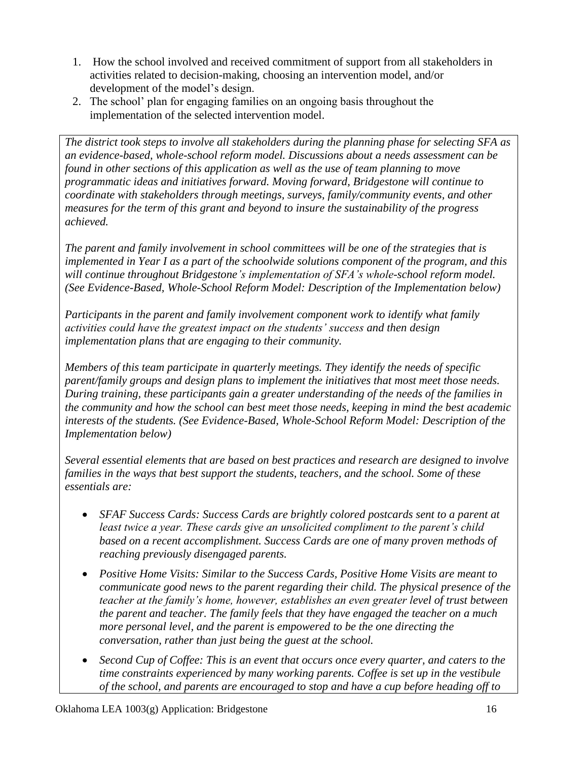1. How the school involved and received commitment of support from all stakeholders in activities related to decision-making, choosing an intervention model, and/or development of the model's design.
2. The school' plan for engaging families on an ongoing basis throughout the implementation of the selected intervention model.

*The district took steps to involve all stakeholders during the planning phase for selecting SFA as an evidence-based, whole-school reform model. Discussions about a needs assessment can be found in other sections of this application as well as the use of team planning to move programmatic ideas and initiatives forward. Moving forward, Bridgestone will continue to coordinate with stakeholders through meetings, surveys, family/community events, and other measures for the term of this grant and beyond to insure the sustainability of the progress achieved.*

*The parent and family involvement in school committees will be one of the strategies that is implemented in Year I as a part of the schoolwide solutions component of the program, and this will continue throughout Bridgestone's implementation of SFA's whole-school reform model. (See Evidence-Based, Whole-School Reform Model: Description of the Implementation below)*

*Participants in the parent and family involvement component work to identify what family activities could have the greatest impact on the students' success and then design implementation plans that are engaging to their community.*

*Members of this team participate in quarterly meetings. They identify the needs of specific parent/family groups and design plans to implement the initiatives that most meet those needs. During training, these participants gain a greater understanding of the needs of the families in the community and how the school can best meet those needs, keeping in mind the best academic interests of the students. (See Evidence-Based, Whole-School Reform Model: Description of the Implementation below)*

*Several essential elements that are based on best practices and research are designed to involve families in the ways that best support the students, teachers, and the school. Some of these essentials are:*

- *SFAF Success Cards: Success Cards are brightly colored postcards sent to a parent at least twice a year. These cards give an unsolicited compliment to the parent's child based on a recent accomplishment. Success Cards are one of many proven methods of reaching previously disengaged parents.*
- *Positive Home Visits: Similar to the Success Cards, Positive Home Visits are meant to communicate good news to the parent regarding their child. The physical presence of the teacher at the family's home, however, establishes an even greater level of trust between the parent and teacher. The family feels that they have engaged the teacher on a much more personal level, and the parent is empowered to be the one directing the conversation, rather than just being the guest at the school.*
- *Second Cup of Coffee: This is an event that occurs once every quarter, and caters to the time constraints experienced by many working parents. Coffee is set up in the vestibule of the school, and parents are encouraged to stop and have a cup before heading off to*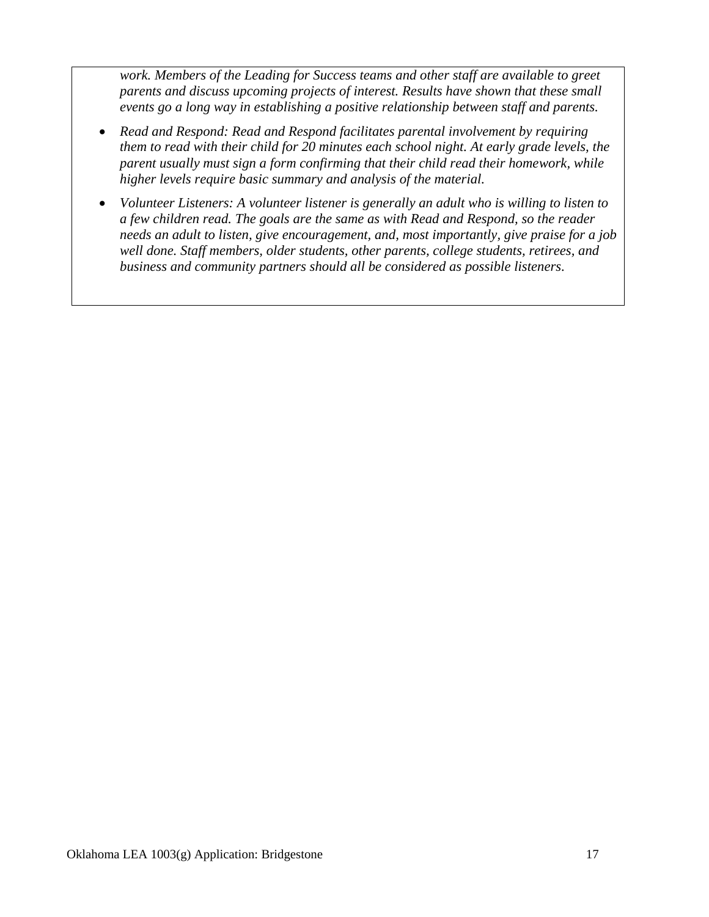*work. Members of the Leading for Success teams and other staff are available to greet parents and discuss upcoming projects of interest. Results have shown that these small events go a long way in establishing a positive relationship between staff and parents.*

- *Read and Respond: Read and Respond facilitates parental involvement by requiring them to read with their child for 20 minutes each school night. At early grade levels, the parent usually must sign a form confirming that their child read their homework, while higher levels require basic summary and analysis of the material.*
- *Volunteer Listeners: A volunteer listener is generally an adult who is willing to listen to a few children read. The goals are the same as with Read and Respond, so the reader needs an adult to listen, give encouragement, and, most importantly, give praise for a job well done. Staff members, older students, other parents, college students, retirees, and business and community partners should all be considered as possible listeners.*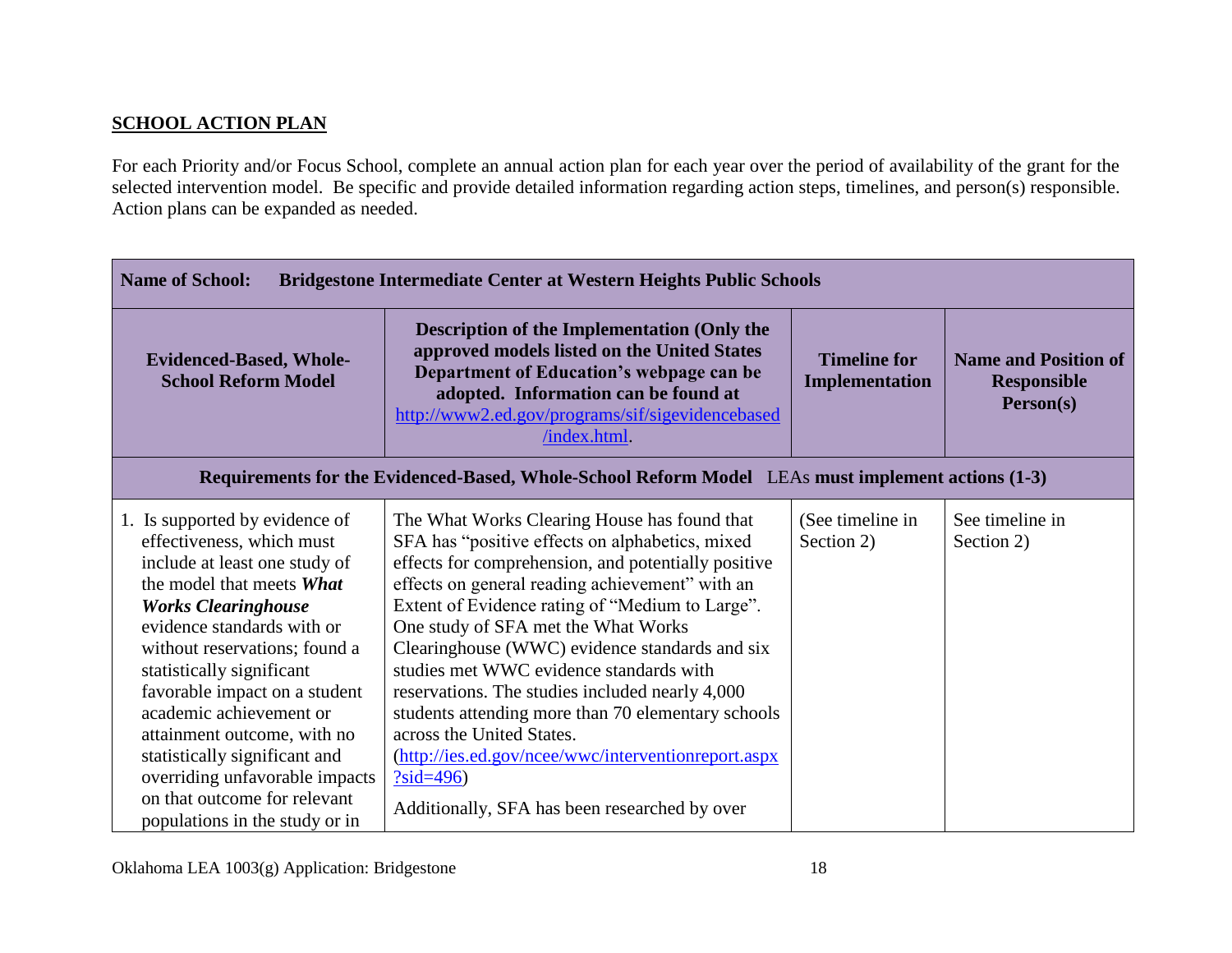**SCHOOL ACTION PLAN**

For each Priority and/or Focus School, complete an annual action plan for each year over the period of availability of the grant for the selected intervention model. Be specific and provide detailed information regarding action steps, timelines, and person(s) responsible. Action plans can be expanded as needed.

| **Name of School:** **Bridgestone Intermediate Center at Western Heights Public Schools** | | | |
|---|---|---|---|
| **Evidenced-Based, Whole-School Reform Model** | **Description of the Implementation (Only the approved models listed on the United States Department of Education's webpage can be adopted. Information can be found at [http://www2.ed.gov/programs/sif/sigevidencebased/index.html](http://www2.ed.gov/programs/sif/sigevidencebased/index.html).** | **Timeline for Implementation** | **Name and Position of Responsible Person(s)** |
| **Requirements for the Evidenced-Based, Whole-School Reform Model** LEAs **must implement actions (1-3)** | | | |
| 1. Is supported by evidence of effectiveness, which must include at least one study of the model that meets ***What Works Clearinghouse*** evidence standards with or without reservations; found a statistically significant favorable impact on a student academic achievement or attainment outcome, with no statistically significant and overriding unfavorable impacts on that outcome for relevant populations in the study or in | The What Works Clearing House has found that SFA has "positive effects on alphabetics, mixed effects for comprehension, and potentially positive effects on general reading achievement" with an Extent of Evidence rating of "Medium to Large". One study of SFA met the What Works Clearinghouse (WWC) evidence standards and six studies met WWC evidence standards with reservations. The studies included nearly 4,000 students attending more than 70 elementary schools across the United States. ([http://ies.ed.gov/ncee/wwc/interventionreport.aspx?sid=496](http://ies.ed.gov/ncee/wwc/interventionreport.aspx?sid=496)) <br><br> Additionally, SFA has been researched by over | (See timeline in Section 2) | See timeline in Section 2) |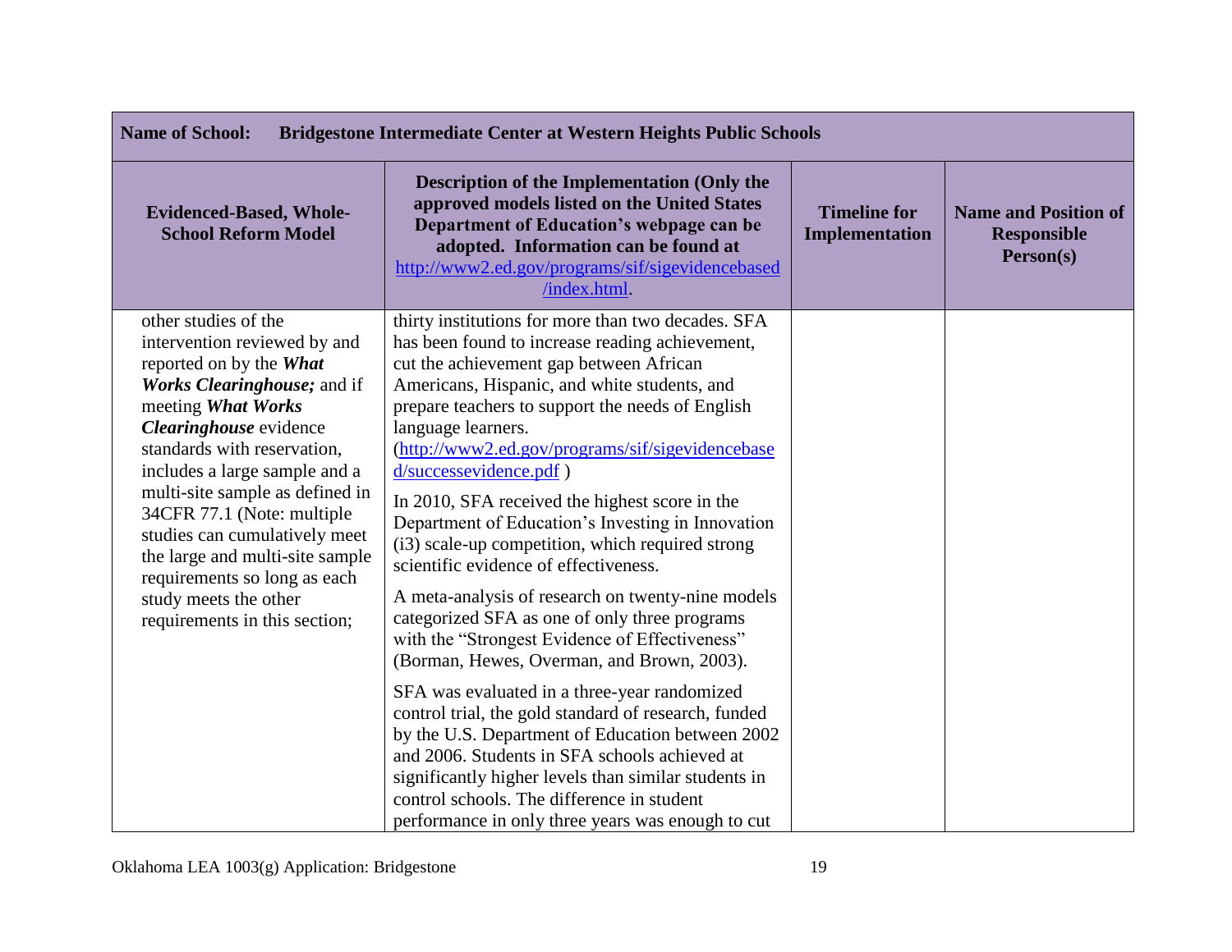| **Name of School: Bridgestone Intermediate Center at Western Heights Public Schools** | | | |
|---|---|---|---|
| **Evidenced-Based, Whole-School Reform Model** | **Description of the Implementation (Only the approved models listed on the United States Department of Education's webpage can be adopted. Information can be found at [http://www2.ed.gov/programs/sif/sigevidencebased/index.html](http://www2.ed.gov/programs/sif/sigevidencebased/index.html).** | **Timeline for Implementation** | **Name and Position of Responsible Person(s)** |
| other studies of the intervention reviewed by and reported on by the ***What Works Clearinghouse;*** and if meeting ***What Works Clearinghouse*** evidence standards with reservation, includes a large sample and a multi-site sample as defined in 34CFR 77.1 (Note: multiple studies can cumulatively meet the large and multi-site sample requirements so long as each study meets the other requirements in this section; | thirty institutions for more than two decades. SFA has been found to increase reading achievement, cut the achievement gap between African Americans, Hispanic, and white students, and prepare teachers to support the needs of English language learners. ([http://www2.ed.gov/programs/sif/sigevidencebased/successevidence.pdf](http://www2.ed.gov/programs/sif/sigevidencebased/successevidence.pdf) )<br><br>In 2010, SFA received the highest score in the Department of Education's Investing in Innovation (i3) scale-up competition, which required strong scientific evidence of effectiveness.<br><br>A meta-analysis of research on twenty-nine models categorized SFA as one of only three programs with the "Strongest Evidence of Effectiveness" (Borman, Hewes, Overman, and Brown, 2003).<br><br>SFA was evaluated in a three-year randomized control trial, the gold standard of research, funded by the U.S. Department of Education between 2002 and 2006. Students in SFA schools achieved at significantly higher levels than similar students in control schools. The difference in student performance in only three years was enough to cut | | |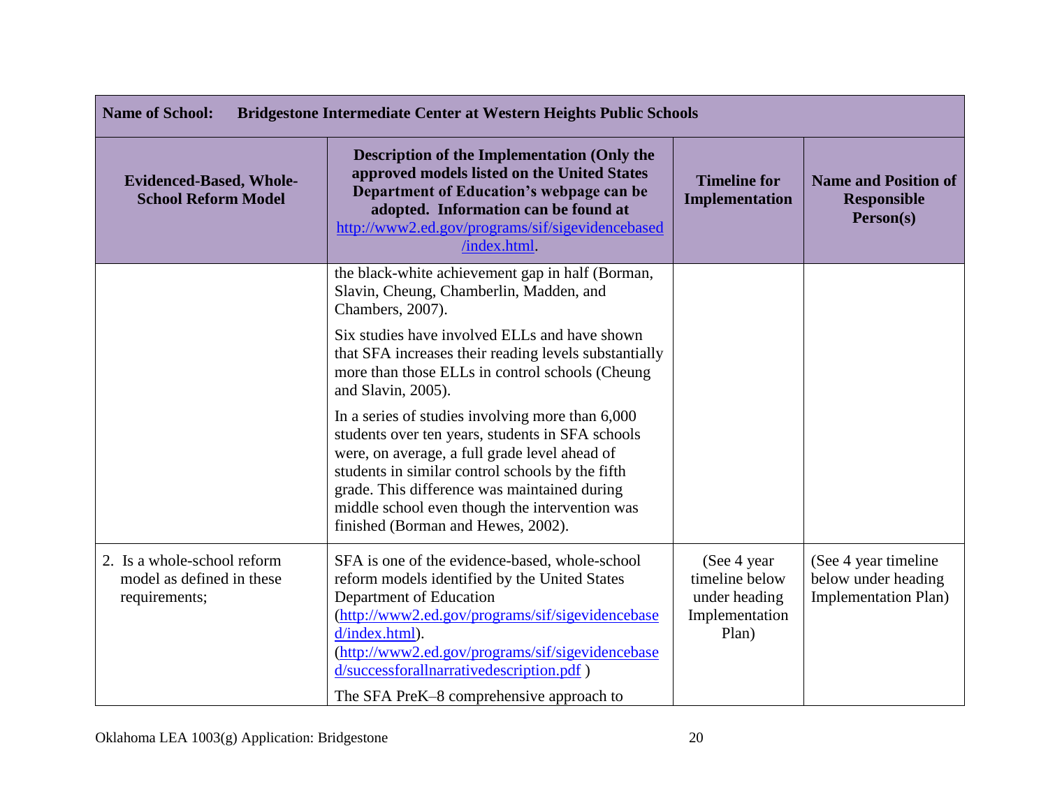| **Name of School: Bridgestone Intermediate Center at Western Heights Public Schools** | | | |
|---|---|---|---|
| **Evidenced-Based, Whole-School Reform Model** | **Description of the Implementation (Only the approved models listed on the United States Department of Education's webpage can be adopted. Information can be found at [http://www2.ed.gov/programs/sif/sigevidencebased/index.html](http://www2.ed.gov/programs/sif/sigevidencebased/index.html).** | **Timeline for Implementation** | **Name and Position of Responsible Person(s)** |
| | the black-white achievement gap in half (Borman, Slavin, Cheung, Chamberlin, Madden, and Chambers, 2007).<br><br>Six studies have involved ELLs and have shown that SFA increases their reading levels substantially more than those ELLs in control schools (Cheung and Slavin, 2005).<br><br>In a series of studies involving more than 6,000 students over ten years, students in SFA schools were, on average, a full grade level ahead of students in similar control schools by the fifth grade. This difference was maintained during middle school even though the intervention was finished (Borman and Hewes, 2002). | | |
| 2. Is a whole-school reform model as defined in these requirements; | SFA is one of the evidence-based, whole-school reform models identified by the United States Department of Education ([http://www2.ed.gov/programs/sif/sigevidencebased/index.html](http://www2.ed.gov/programs/sif/sigevidencebased/index.html)). ([http://www2.ed.gov/programs/sif/sigevidencebased/successforallnarrativedescription.pdf](http://www2.ed.gov/programs/sif/sigevidencebased/successforallnarrativedescription.pdf) )<br><br>The SFA PreK–8 comprehensive approach to | (See 4 year timeline below under heading Implementation Plan) | (See 4 year timeline below under heading Implementation Plan) |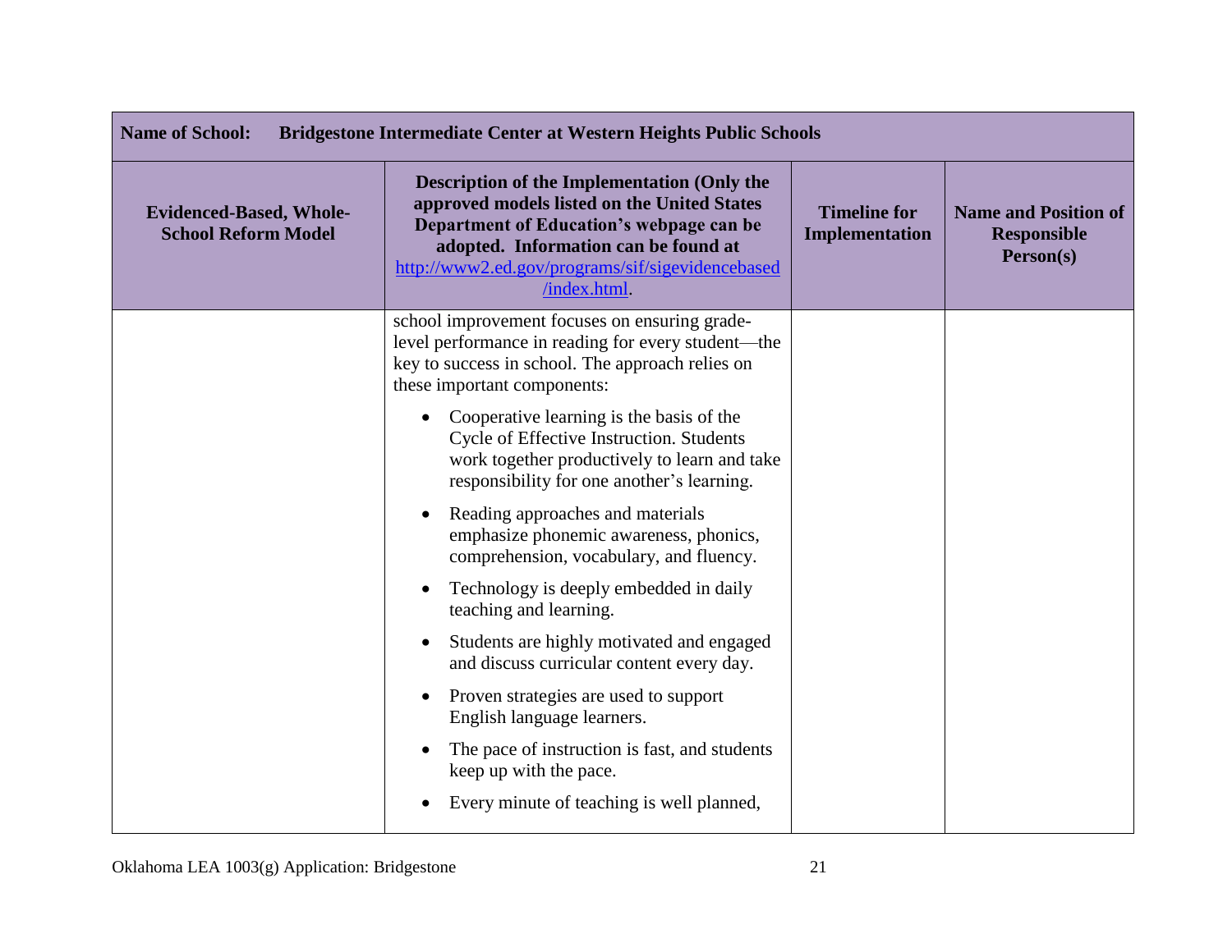| Name of School: Bridgestone Intermediate Center at Western Heights Public Schools | | | |
|---|---|---|---|
| **Evidenced-Based, Whole-School Reform Model** | **Description of the Implementation (Only the approved models listed on the United States Department of Education's webpage can be adopted. Information can be found at [http://www2.ed.gov/programs/sif/sigevidencebased/index.html](http://www2.ed.gov/programs/sif/sigevidencebased/index.html).** | **Timeline for Implementation** | **Name and Position of Responsible Person(s)** |
| | school improvement focuses on ensuring grade-level performance in reading for every student—the key to success in school. The approach relies on these important components:<br>• Cooperative learning is the basis of the Cycle of Effective Instruction. Students work together productively to learn and take responsibility for one another's learning.<br>• Reading approaches and materials emphasize phonemic awareness, phonics, comprehension, vocabulary, and fluency.<br>• Technology is deeply embedded in daily teaching and learning.<br>• Students are highly motivated and engaged and discuss curricular content every day.<br>• Proven strategies are used to support English language learners.<br>• The pace of instruction is fast, and students keep up with the pace.<br>• Every minute of teaching is well planned, | | |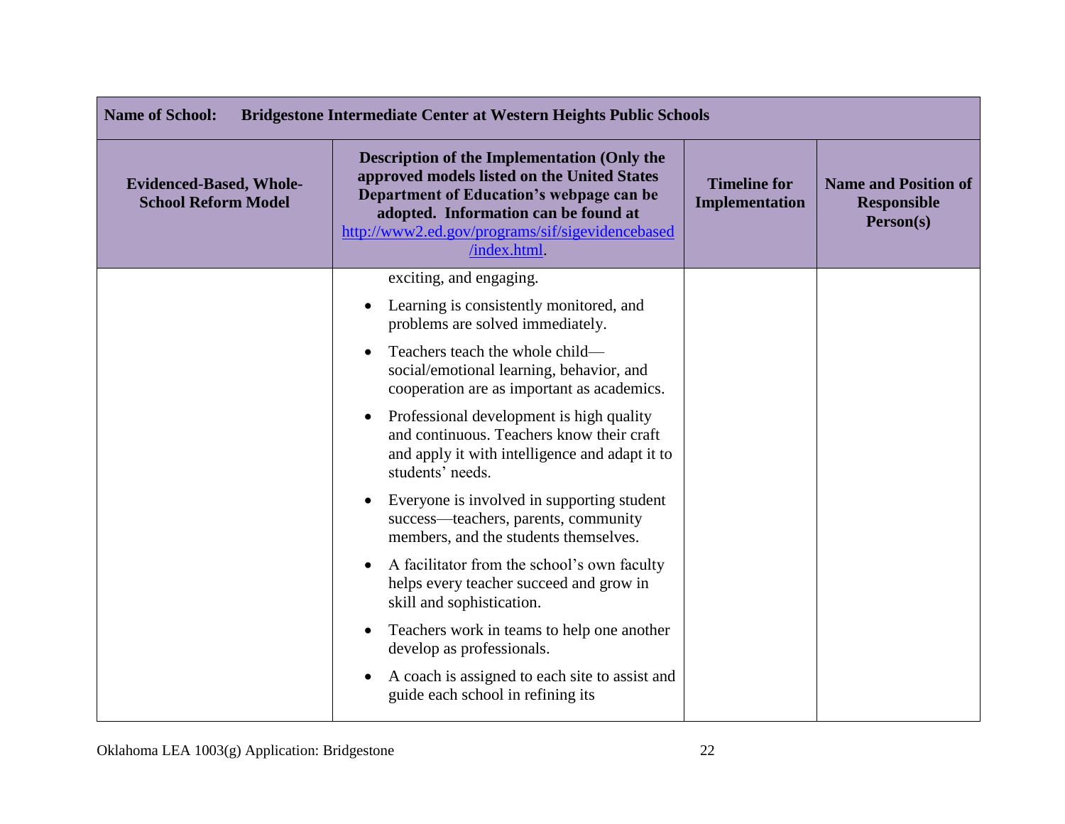| Name of School: Bridgestone Intermediate Center at Western Heights Public Schools | | | |
|---|---|---|---|
| **Evidenced-Based, Whole-School Reform Model** | **Description of the Implementation (Only the approved models listed on the United States Department of Education's webpage can be adopted. Information can be found at [http://www2.ed.gov/programs/sif/sigevidencebased/index.html](http://www2.ed.gov/programs/sif/sigevidencebased/index.html).** | **Timeline for Implementation** | **Name and Position of Responsible Person(s)** |
| | exciting, and engaging.<br>• Learning is consistently monitored, and problems are solved immediately.<br>• Teachers teach the whole child—social/emotional learning, behavior, and cooperation are as important as academics.<br>• Professional development is high quality and continuous. Teachers know their craft and apply it with intelligence and adapt it to students' needs.<br>• Everyone is involved in supporting student success—teachers, parents, community members, and the students themselves.<br>• A facilitator from the school's own faculty helps every teacher succeed and grow in skill and sophistication.<br>• Teachers work in teams to help one another develop as professionals.<br>• A coach is assigned to each site to assist and guide each school in refining its | | |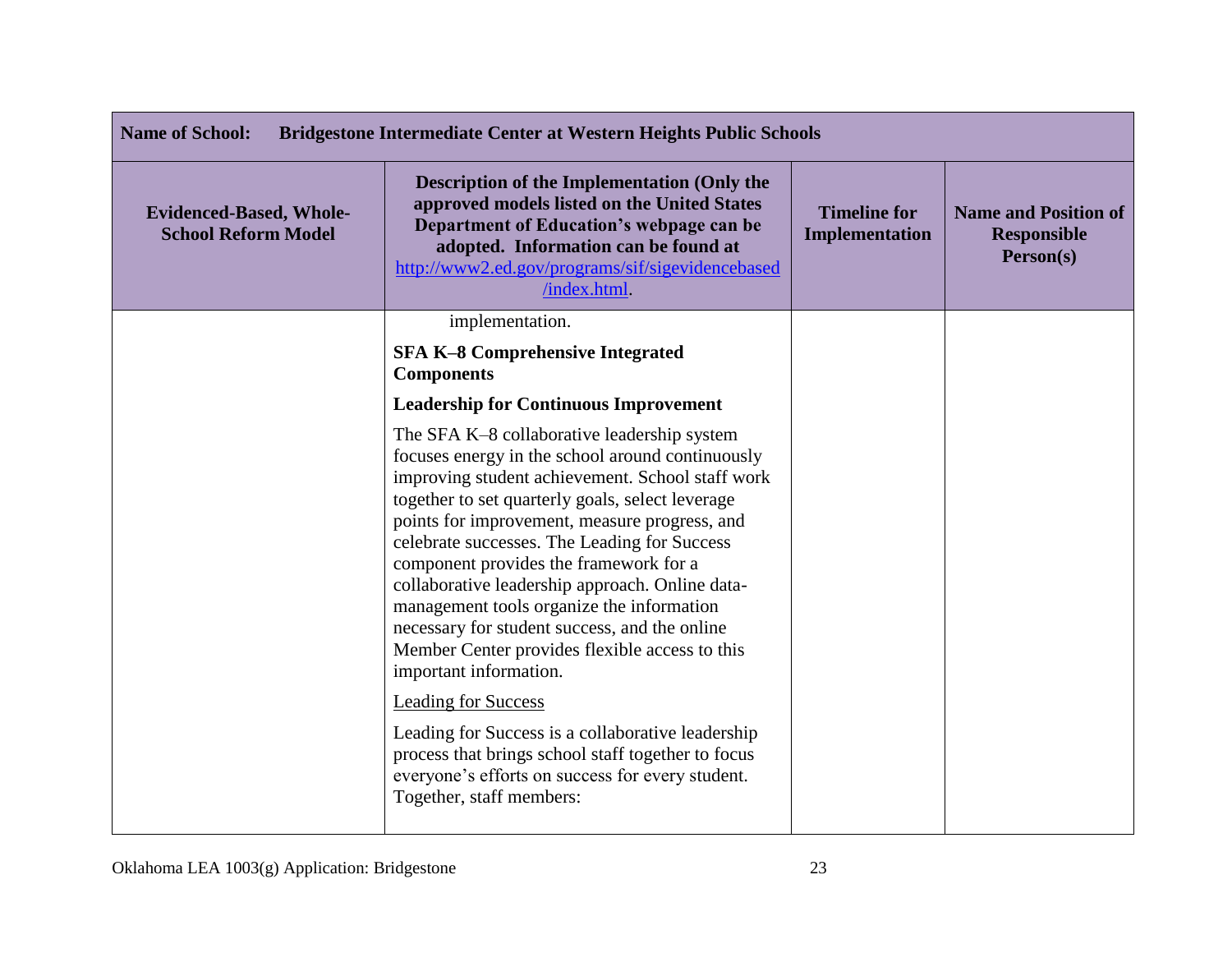| **Name of School:** **Bridgestone Intermediate Center at Western Heights Public Schools** | | | |
|---|---|---|---|
| **Evidenced-Based, Whole-School Reform Model** | **Description of the Implementation (Only the approved models listed on the United States Department of Education's webpage can be adopted. Information can be found at** [http://www2.ed.gov/programs/sif/sigevidencebased/index.html](http://www2.ed.gov/programs/sif/sigevidencebased/index.html). | **Timeline for Implementation** | **Name and Position of Responsible Person(s)** |
| | implementation.<br><br>**SFA K–8 Comprehensive Integrated Components**<br><br>**Leadership for Continuous Improvement**<br><br>The SFA K–8 collaborative leadership system focuses energy in the school around continuously improving student achievement. School staff work together to set quarterly goals, select leverage points for improvement, measure progress, and celebrate successes. The Leading for Success component provides the framework for a collaborative leadership approach. Online data-management tools organize the information necessary for student success, and the online Member Center provides flexible access to this important information.<br><br><u>Leading for Success</u><br><br>Leading for Success is a collaborative leadership process that brings school staff together to focus everyone's efforts on success for every student. Together, staff members: | | |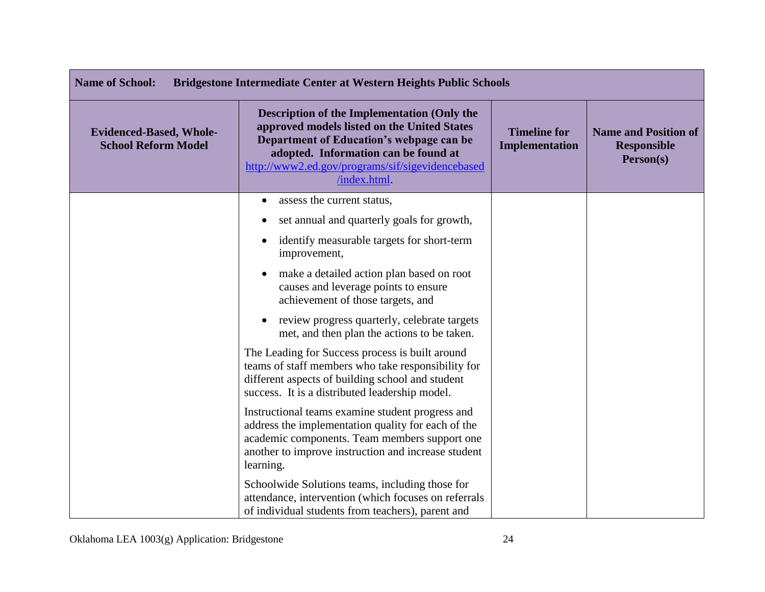| **Name of School:** **Bridgestone Intermediate Center at Western Heights Public Schools** | | | |
|---|---|---|---|
| **Evidenced-Based, Whole-School Reform Model** | **Description of the Implementation (Only the approved models listed on the United States Department of Education's webpage can be adopted. Information can be found at [http://www2.ed.gov/programs/sif/sigevidencebased/index.html](http://www2.ed.gov/programs/sif/sigevidencebased/index.html).** | **Timeline for Implementation** | **Name and Position of Responsible Person(s)** |
| | • assess the current status,<br>• set annual and quarterly goals for growth,<br>• identify measurable targets for short-term improvement,<br>• make a detailed action plan based on root causes and leverage points to ensure achievement of those targets, and<br>• review progress quarterly, celebrate targets met, and then plan the actions to be taken.<br><br>The Leading for Success process is built around teams of staff members who take responsibility for different aspects of building school and student success. It is a distributed leadership model.<br><br>Instructional teams examine student progress and address the implementation quality for each of the academic components. Team members support one another to improve instruction and increase student learning.<br><br>Schoolwide Solutions teams, including those for attendance, intervention (which focuses on referrals of individual students from teachers), parent and | | |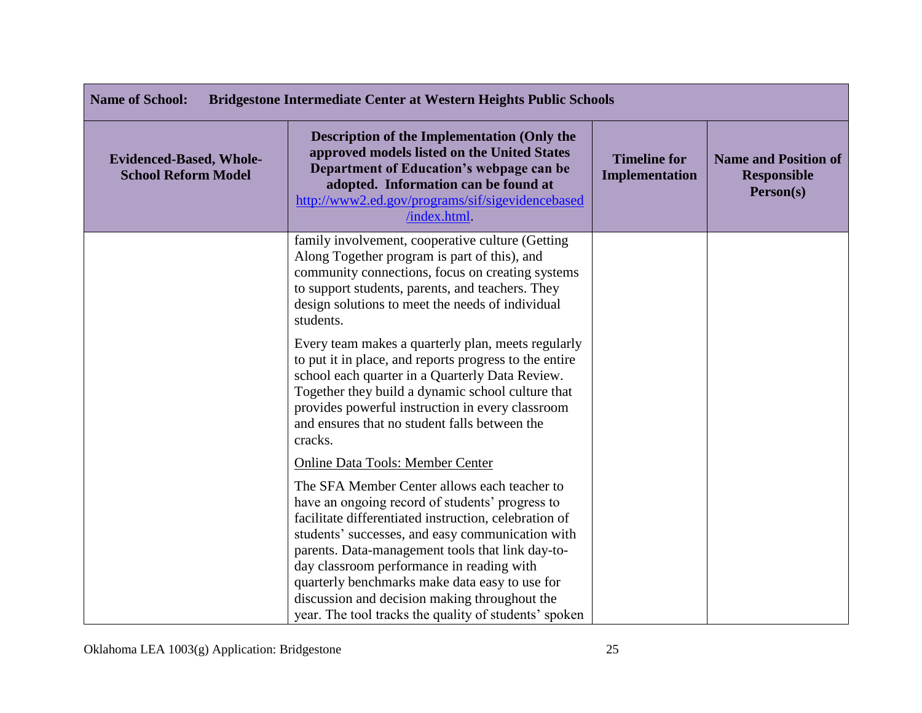| **Name of School:** **Bridgestone Intermediate Center at Western Heights Public Schools** | | | |
|---|---|---|---|
| **Evidenced-Based, Whole-School Reform Model** | **Description of the Implementation (Only the approved models listed on the United States Department of Education's webpage can be adopted. Information can be found at [http://www2.ed.gov/programs/sif/sigevidencebased/index.html](http://www2.ed.gov/programs/sif/sigevidencebased/index.html).** | **Timeline for Implementation** | **Name and Position of Responsible Person(s)** |
| | family involvement, cooperative culture (Getting Along Together program is part of this), and community connections, focus on creating systems to support students, parents, and teachers. They design solutions to meet the needs of individual students.<br><br>Every team makes a quarterly plan, meets regularly to put it in place, and reports progress to the entire school each quarter in a Quarterly Data Review. Together they build a dynamic school culture that provides powerful instruction in every classroom and ensures that no student falls between the cracks.<br><br><u>Online Data Tools: Member Center</u><br><br>The SFA Member Center allows each teacher to have an ongoing record of students' progress to facilitate differentiated instruction, celebration of students' successes, and easy communication with parents. Data-management tools that link day-to-day classroom performance in reading with quarterly benchmarks make data easy to use for discussion and decision making throughout the year. The tool tracks the quality of students' spoken | | |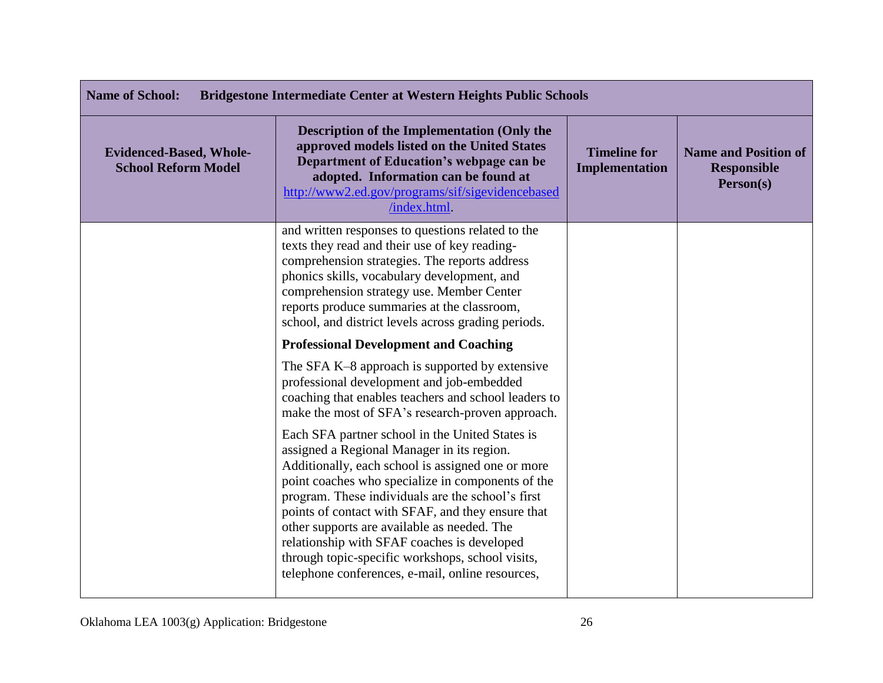| Name of School: Bridgestone Intermediate Center at Western Heights Public Schools | | | |
|---|---|---|---|
| **Evidenced-Based, Whole-School Reform Model** | **Description of the Implementation (Only the approved models listed on the United States Department of Education's webpage can be adopted. Information can be found at [http://www2.ed.gov/programs/sif/sigevidencebased/index.html](http://www2.ed.gov/programs/sif/sigevidencebased/index.html).** | **Timeline for Implementation** | **Name and Position of Responsible Person(s)** |
| | and written responses to questions related to the texts they read and their use of key reading-comprehension strategies. The reports address phonics skills, vocabulary development, and comprehension strategy use. Member Center reports produce summaries at the classroom, school, and district levels across grading periods.<br><br>**Professional Development and Coaching**<br><br>The SFA K–8 approach is supported by extensive professional development and job-embedded coaching that enables teachers and school leaders to make the most of SFA's research-proven approach.<br><br>Each SFA partner school in the United States is assigned a Regional Manager in its region. Additionally, each school is assigned one or more point coaches who specialize in components of the program. These individuals are the school's first points of contact with SFAF, and they ensure that other supports are available as needed. The relationship with SFAF coaches is developed through topic-specific workshops, school visits, telephone conferences, e-mail, online resources, | | |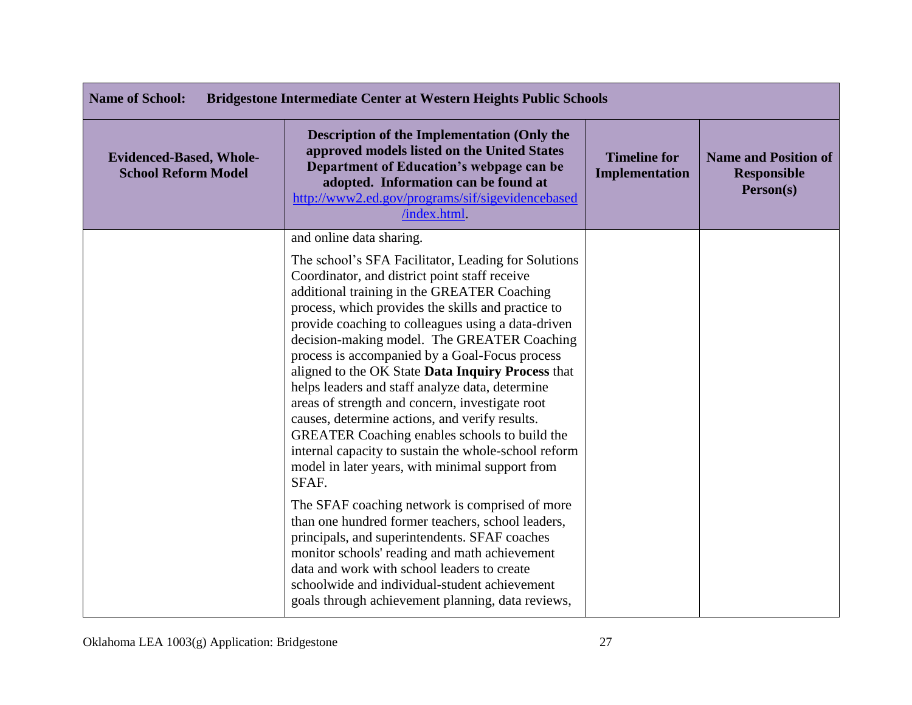| Name of School: Bridgestone Intermediate Center at Western Heights Public Schools | | | |
|---|---|---|---|
| **Evidenced-Based, Whole-School Reform Model** | **Description of the Implementation (Only the approved models listed on the United States Department of Education's webpage can be adopted. Information can be found at [http://www2.ed.gov/programs/sif/sigevidencebased/index.html](http://www2.ed.gov/programs/sif/sigevidencebased/index.html).** | **Timeline for Implementation** | **Name and Position of Responsible Person(s)** |
| | and online data sharing.<br><br>The school's SFA Facilitator, Leading for Solutions Coordinator, and district point staff receive additional training in the GREATER Coaching process, which provides the skills and practice to provide coaching to colleagues using a data-driven decision-making model. The GREATER Coaching process is accompanied by a Goal-Focus process aligned to the OK State **Data Inquiry Process** that helps leaders and staff analyze data, determine areas of strength and concern, investigate root causes, determine actions, and verify results. GREATER Coaching enables schools to build the internal capacity to sustain the whole-school reform model in later years, with minimal support from SFAF.<br><br>The SFAF coaching network is comprised of more than one hundred former teachers, school leaders, principals, and superintendents. SFAF coaches monitor schools' reading and math achievement data and work with school leaders to create schoolwide and individual-student achievement goals through achievement planning, data reviews, | | |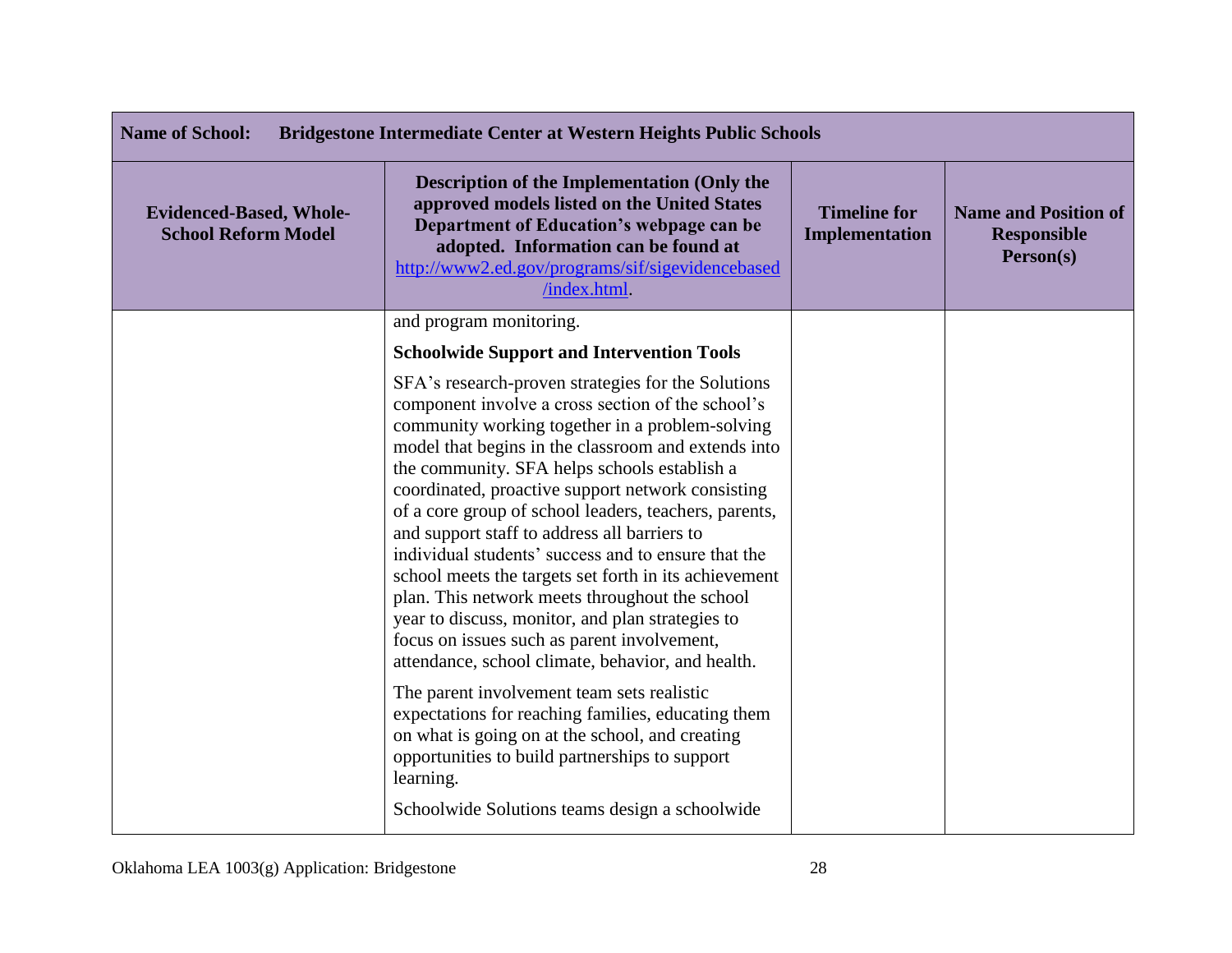| Name of School: Bridgestone Intermediate Center at Western Heights Public Schools | | | |
|---|---|---|---|
| **Evidenced-Based, Whole-School Reform Model** | **Description of the Implementation (Only the approved models listed on the United States Department of Education's webpage can be adopted. Information can be found at [http://www2.ed.gov/programs/sif/sigevidencebased/index.html](http://www2.ed.gov/programs/sif/sigevidencebased/index.html).** | **Timeline for Implementation** | **Name and Position of Responsible Person(s)** |
| | and program monitoring.<br><br>**Schoolwide Support and Intervention Tools**<br><br>SFA's research-proven strategies for the Solutions component involve a cross section of the school's community working together in a problem-solving model that begins in the classroom and extends into the community. SFA helps schools establish a coordinated, proactive support network consisting of a core group of school leaders, teachers, parents, and support staff to address all barriers to individual students' success and to ensure that the school meets the targets set forth in its achievement plan. This network meets throughout the school year to discuss, monitor, and plan strategies to focus on issues such as parent involvement, attendance, school climate, behavior, and health.<br><br>The parent involvement team sets realistic expectations for reaching families, educating them on what is going on at the school, and creating opportunities to build partnerships to support learning.<br><br>Schoolwide Solutions teams design a schoolwide | | |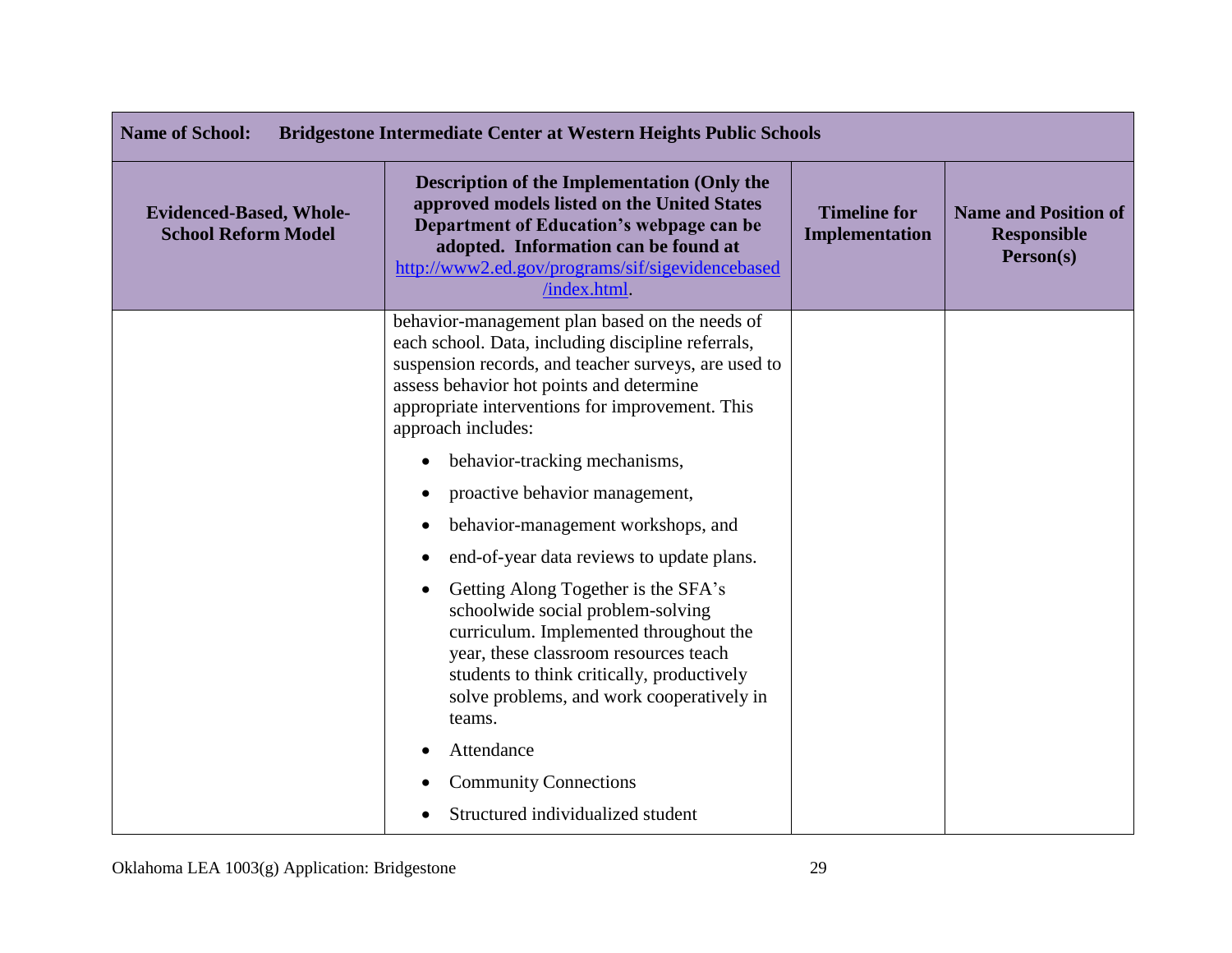| Name of School: Bridgestone Intermediate Center at Western Heights Public Schools | | | |
|---|---|---|---|
| **Evidenced-Based, Whole-School Reform Model** | **Description of the Implementation (Only the approved models listed on the United States Department of Education's webpage can be adopted. Information can be found at http://www2.ed.gov/programs/sif/sigevidencebased/index.html.** | **Timeline for Implementation** | **Name and Position of Responsible Person(s)** |
| | behavior-management plan based on the needs of each school. Data, including discipline referrals, suspension records, and teacher surveys, are used to assess behavior hot points and determine appropriate interventions for improvement. This approach includes:<br>• behavior-tracking mechanisms,<br>• proactive behavior management,<br>• behavior-management workshops, and<br>• end-of-year data reviews to update plans.<br>• Getting Along Together is the SFA's schoolwide social problem-solving curriculum. Implemented throughout the year, these classroom resources teach students to think critically, productively solve problems, and work cooperatively in teams.<br>• Attendance<br>• Community Connections<br>• Structured individualized student | | |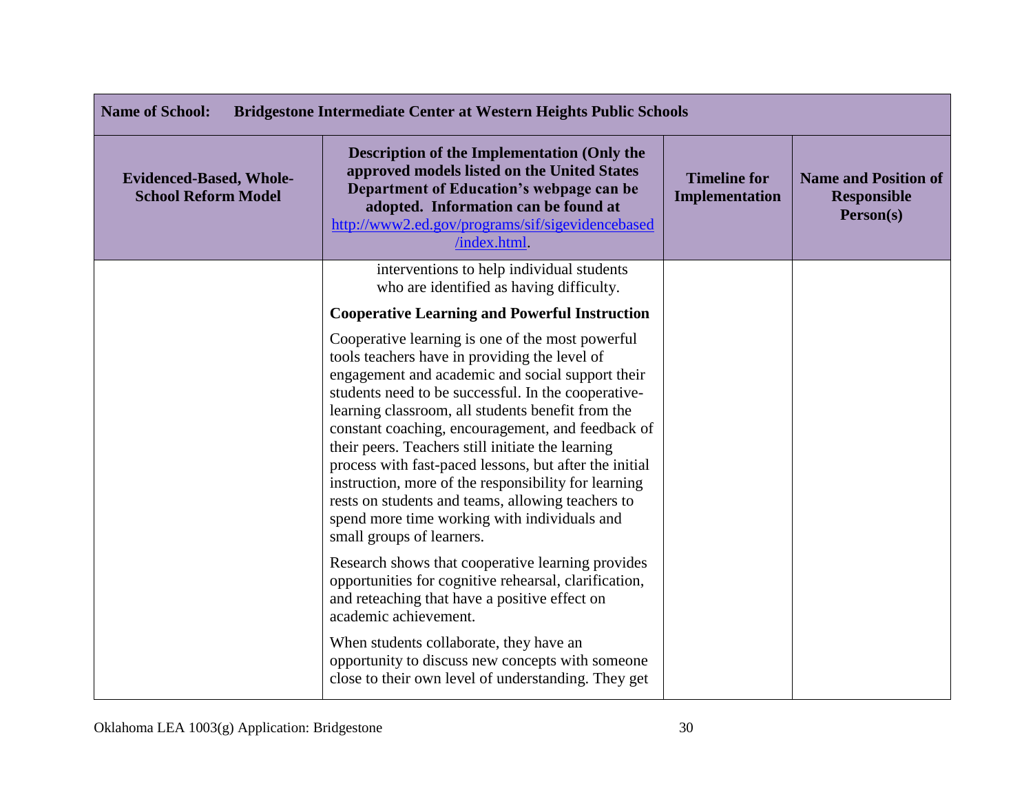| **Name of School:** **Bridgestone Intermediate Center at Western Heights Public Schools** | | | |
|---|---|---|---|
| **Evidenced-Based, Whole-School Reform Model** | **Description of the Implementation (Only the approved models listed on the United States Department of Education's webpage can be adopted. Information can be found at [http://www2.ed.gov/programs/sif/sigevidencebased/index.html](http://www2.ed.gov/programs/sif/sigevidencebased/index.html).** | **Timeline for Implementation** | **Name and Position of Responsible Person(s)** |
| | interventions to help individual students who are identified as having difficulty.<br><br>**Cooperative Learning and Powerful Instruction**<br><br>Cooperative learning is one of the most powerful tools teachers have in providing the level of engagement and academic and social support their students need to be successful. In the cooperative-learning classroom, all students benefit from the constant coaching, encouragement, and feedback of their peers. Teachers still initiate the learning process with fast-paced lessons, but after the initial instruction, more of the responsibility for learning rests on students and teams, allowing teachers to spend more time working with individuals and small groups of learners.<br><br>Research shows that cooperative learning provides opportunities for cognitive rehearsal, clarification, and reteaching that have a positive effect on academic achievement.<br><br>When students collaborate, they have an opportunity to discuss new concepts with someone close to their own level of understanding. They get | | |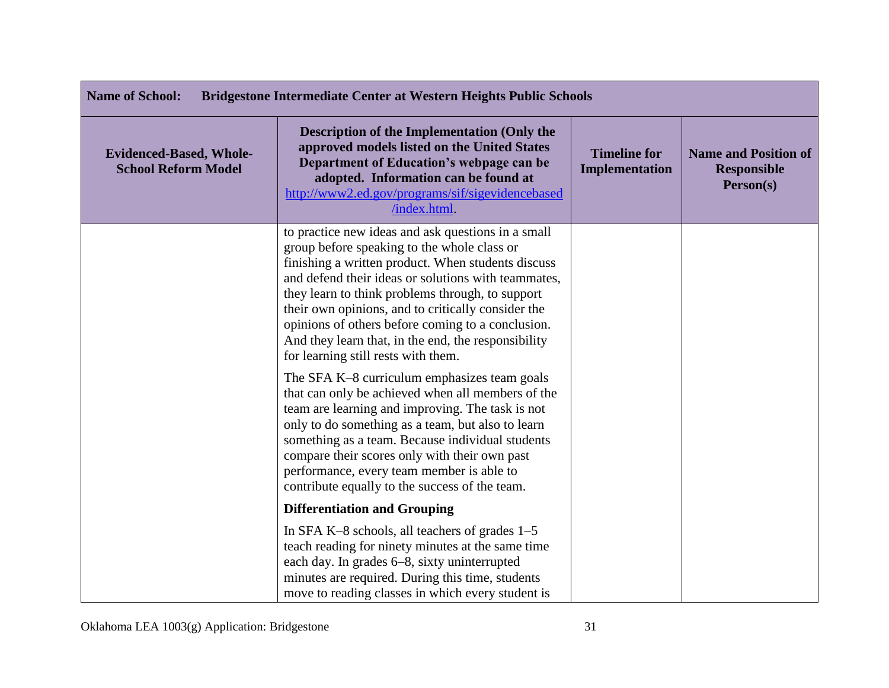| Name of School: Bridgestone Intermediate Center at Western Heights Public Schools | | | |
|---|---|---|---|
| **Evidenced-Based, Whole-School Reform Model** | **Description of the Implementation (Only the approved models listed on the United States Department of Education's webpage can be adopted. Information can be found at [http://www2.ed.gov/programs/sif/sigevidencebased/index.html](http://www2.ed.gov/programs/sif/sigevidencebased/index.html).** | **Timeline for Implementation** | **Name and Position of Responsible Person(s)** |
| | to practice new ideas and ask questions in a small group before speaking to the whole class or finishing a written product. When students discuss and defend their ideas or solutions with teammates, they learn to think problems through, to support their own opinions, and to critically consider the opinions of others before coming to a conclusion. And they learn that, in the end, the responsibility for learning still rests with them.<br><br>The SFA K–8 curriculum emphasizes team goals that can only be achieved when all members of the team are learning and improving. The task is not only to do something as a team, but also to learn something as a team. Because individual students compare their scores only with their own past performance, every team member is able to contribute equally to the success of the team.<br><br>**Differentiation and Grouping**<br><br>In SFA K–8 schools, all teachers of grades 1–5 teach reading for ninety minutes at the same time each day. In grades 6–8, sixty uninterrupted minutes are required. During this time, students move to reading classes in which every student is | | |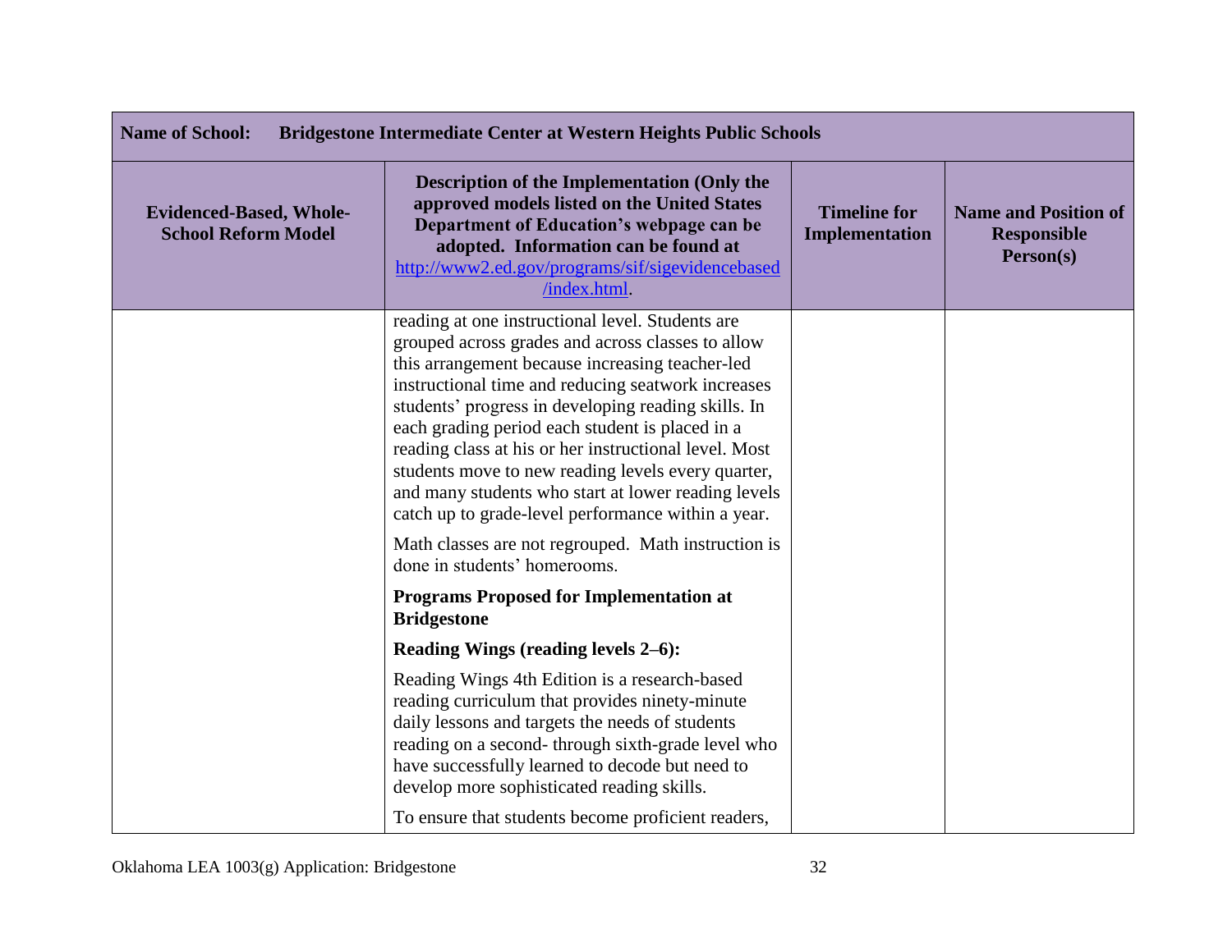| **Name of School:** **Bridgestone Intermediate Center at Western Heights Public Schools** | | | |
|---|---|---|---|
| **Evidenced-Based, Whole-School Reform Model** | **Description of the Implementation (Only the approved models listed on the United States Department of Education's webpage can be adopted. Information can be found at [http://www2.ed.gov/programs/sif/sigevidencebased/index.html](http://www2.ed.gov/programs/sif/sigevidencebased/index.html).** | **Timeline for Implementation** | **Name and Position of Responsible Person(s)** |
| | reading at one instructional level. Students are grouped across grades and across classes to allow this arrangement because increasing teacher-led instructional time and reducing seatwork increases students' progress in developing reading skills. In each grading period each student is placed in a reading class at his or her instructional level. Most students move to new reading levels every quarter, and many students who start at lower reading levels catch up to grade-level performance within a year.<br><br>Math classes are not regrouped. Math instruction is done in students' homerooms.<br><br>**Programs Proposed for Implementation at Bridgestone**<br><br>**Reading Wings (reading levels 2–6):**<br><br>Reading Wings 4th Edition is a research-based reading curriculum that provides ninety-minute daily lessons and targets the needs of students reading on a second- through sixth-grade level who have successfully learned to decode but need to develop more sophisticated reading skills.<br><br>To ensure that students become proficient readers, | | |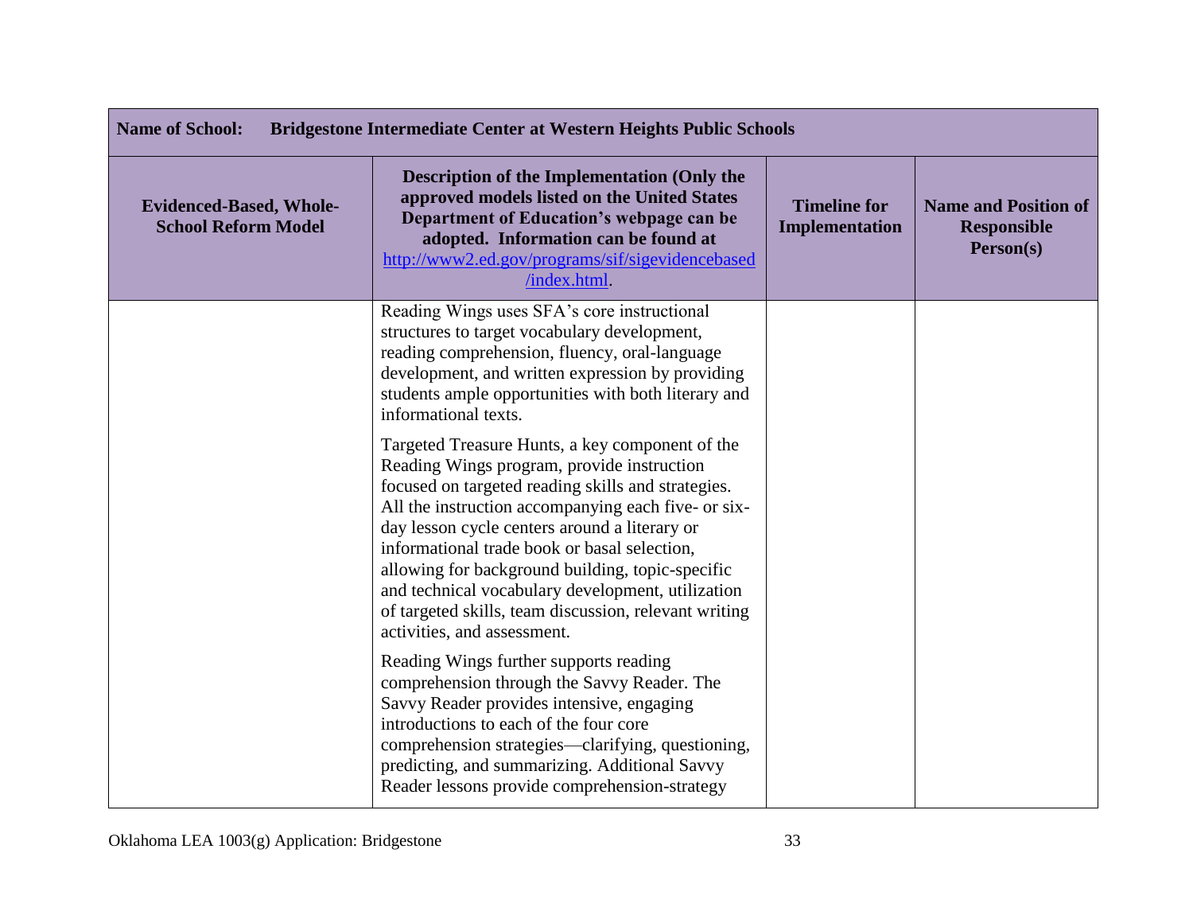| **Name of School:** **Bridgestone Intermediate Center at Western Heights Public Schools** | | | |
|---|---|---|---|
| **Evidenced-Based, Whole-School Reform Model** | **Description of the Implementation (Only the approved models listed on the United States Department of Education's webpage can be adopted. Information can be found at [http://www2.ed.gov/programs/sif/sigevidencebased/index.html](http://www2.ed.gov/programs/sif/sigevidencebased/index.html).** | **Timeline for Implementation** | **Name and Position of Responsible Person(s)** |
| | Reading Wings uses SFA's core instructional structures to target vocabulary development, reading comprehension, fluency, oral-language development, and written expression by providing students ample opportunities with both literary and informational texts.<br><br>Targeted Treasure Hunts, a key component of the Reading Wings program, provide instruction focused on targeted reading skills and strategies. All the instruction accompanying each five- or six-day lesson cycle centers around a literary or informational trade book or basal selection, allowing for background building, topic-specific and technical vocabulary development, utilization of targeted skills, team discussion, relevant writing activities, and assessment.<br><br>Reading Wings further supports reading comprehension through the Savvy Reader. The Savvy Reader provides intensive, engaging introductions to each of the four core comprehension strategies—clarifying, questioning, predicting, and summarizing. Additional Savvy Reader lessons provide comprehension-strategy | | |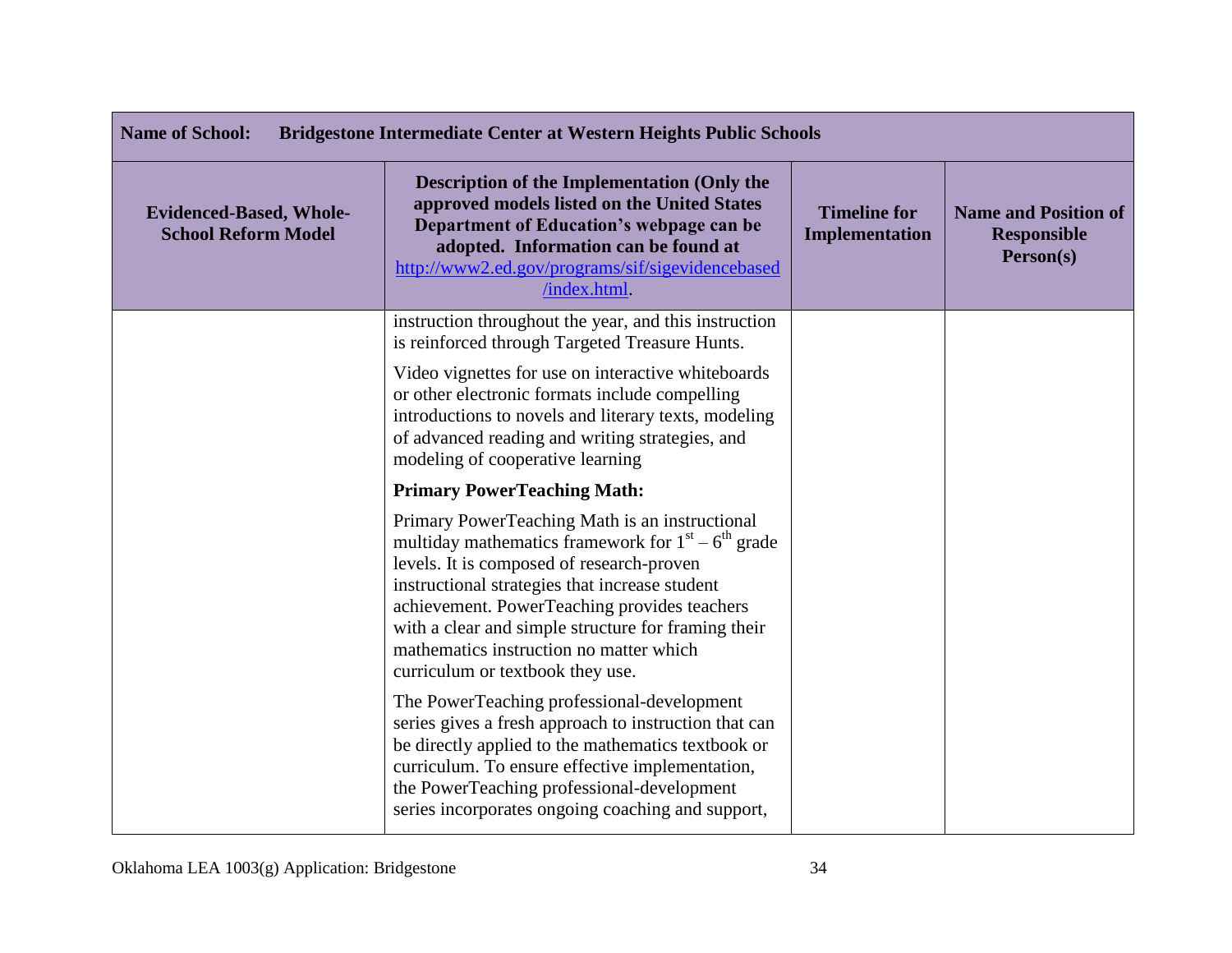| Name of School: Bridgestone Intermediate Center at Western Heights Public Schools | | | |
|---|---|---|---|
| **Evidenced-Based, Whole-School Reform Model** | **Description of the Implementation (Only the approved models listed on the United States Department of Education's webpage can be adopted. Information can be found at http://www2.ed.gov/programs/sif/sigevidencebased/index.html.** | **Timeline for Implementation** | **Name and Position of Responsible Person(s)** |
| | instruction throughout the year, and this instruction is reinforced through Targeted Treasure Hunts.<br><br>Video vignettes for use on interactive whiteboards or other electronic formats include compelling introductions to novels and literary texts, modeling of advanced reading and writing strategies, and modeling of cooperative learning<br><br>**Primary PowerTeaching Math:**<br><br>Primary PowerTeaching Math is an instructional multiday mathematics framework for 1st – 6th grade levels. It is composed of research-proven instructional strategies that increase student achievement. PowerTeaching provides teachers with a clear and simple structure for framing their mathematics instruction no matter which curriculum or textbook they use.<br><br>The PowerTeaching professional-development series gives a fresh approach to instruction that can be directly applied to the mathematics textbook or curriculum. To ensure effective implementation, the PowerTeaching professional-development series incorporates ongoing coaching and support, | | |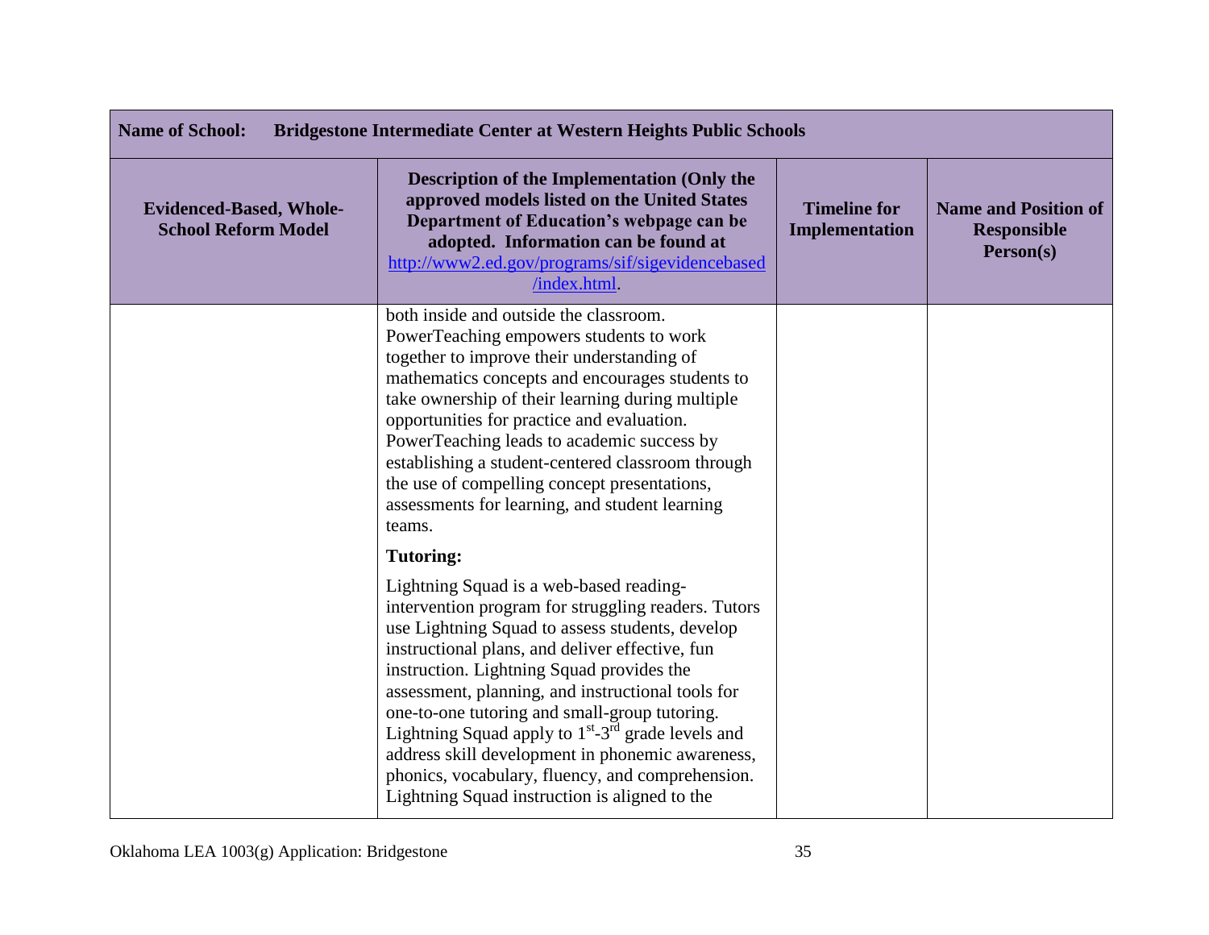| Name of School: Bridgestone Intermediate Center at Western Heights Public Schools | | | |
|---|---|---|---|
| **Evidenced-Based, Whole-School Reform Model** | **Description of the Implementation (Only the approved models listed on the United States Department of Education's webpage can be adopted. Information can be found at [http://www2.ed.gov/programs/sif/sigevidencebased/index.html](http://www2.ed.gov/programs/sif/sigevidencebased/index.html).** | **Timeline for Implementation** | **Name and Position of Responsible Person(s)** |
| | both inside and outside the classroom. PowerTeaching empowers students to work together to improve their understanding of mathematics concepts and encourages students to take ownership of their learning during multiple opportunities for practice and evaluation. PowerTeaching leads to academic success by establishing a student-centered classroom through the use of compelling concept presentations, assessments for learning, and student learning teams.<br><br>**Tutoring:**<br><br>Lightning Squad is a web-based reading-intervention program for struggling readers. Tutors use Lightning Squad to assess students, develop instructional plans, and deliver effective, fun instruction. Lightning Squad provides the assessment, planning, and instructional tools for one-to-one tutoring and small-group tutoring. Lightning Squad apply to 1st-3rd grade levels and address skill development in phonemic awareness, phonics, vocabulary, fluency, and comprehension. Lightning Squad instruction is aligned to the | | |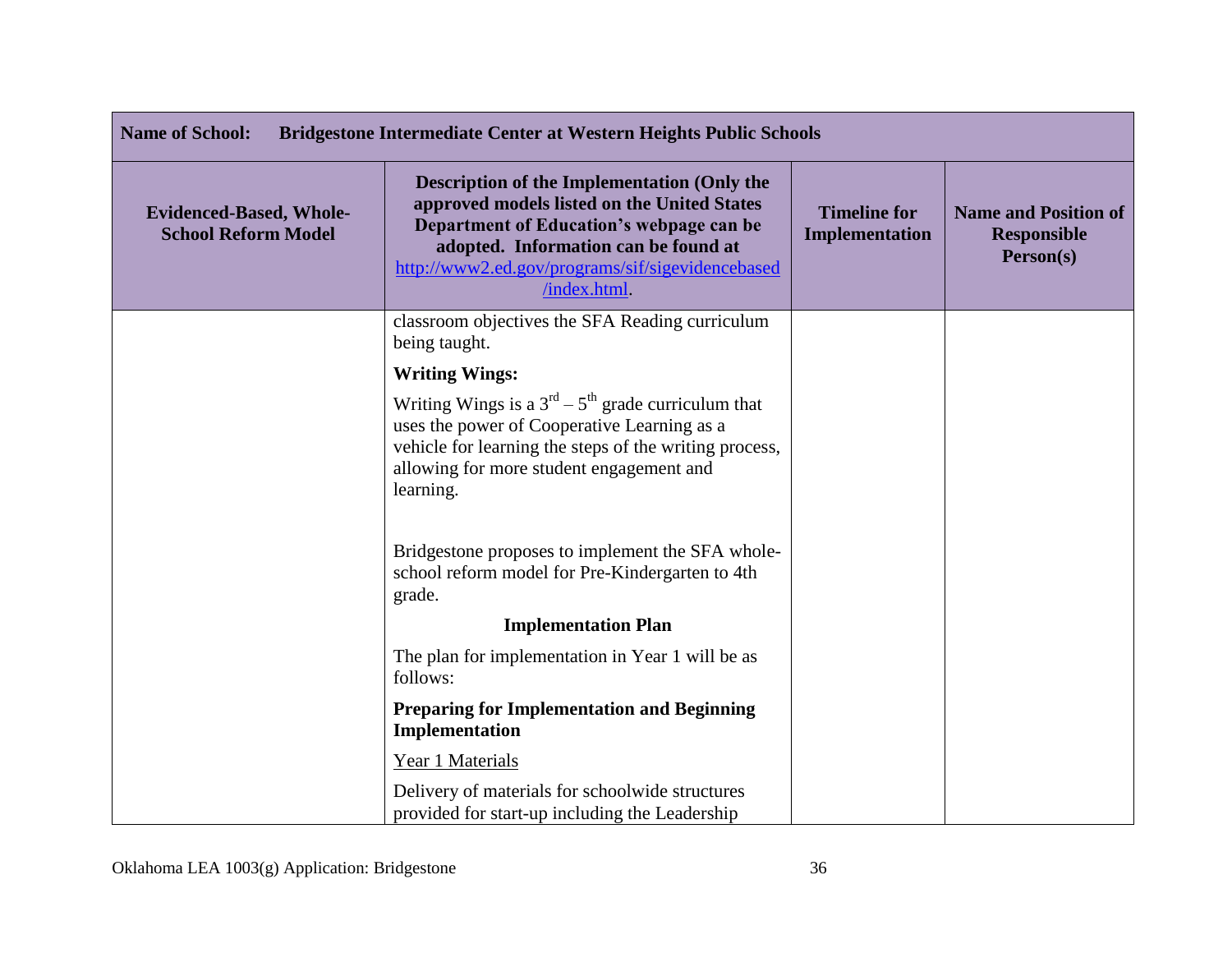| Name of School: Bridgestone Intermediate Center at Western Heights Public Schools | | | |
|---|---|---|---|
| **Evidenced-Based, Whole-School Reform Model** | **Description of the Implementation (Only the approved models listed on the United States Department of Education's webpage can be adopted. Information can be found at http://www2.ed.gov/programs/sif/sigevidencebased/index.html.** | **Timeline for Implementation** | **Name and Position of Responsible Person(s)** |
| | classroom objectives the SFA Reading curriculum being taught.<br><br>**Writing Wings:**<br><br>Writing Wings is a 3rd – 5th grade curriculum that uses the power of Cooperative Learning as a vehicle for learning the steps of the writing process, allowing for more student engagement and learning.<br><br>Bridgestone proposes to implement the SFA whole-school reform model for Pre-Kindergarten to 4th grade.<br><br>**Implementation Plan**<br><br>The plan for implementation in Year 1 will be as follows:<br><br>**Preparing for Implementation and Beginning Implementation**<br><br>Year 1 Materials<br><br>Delivery of materials for schoolwide structures provided for start-up including the Leadership | | |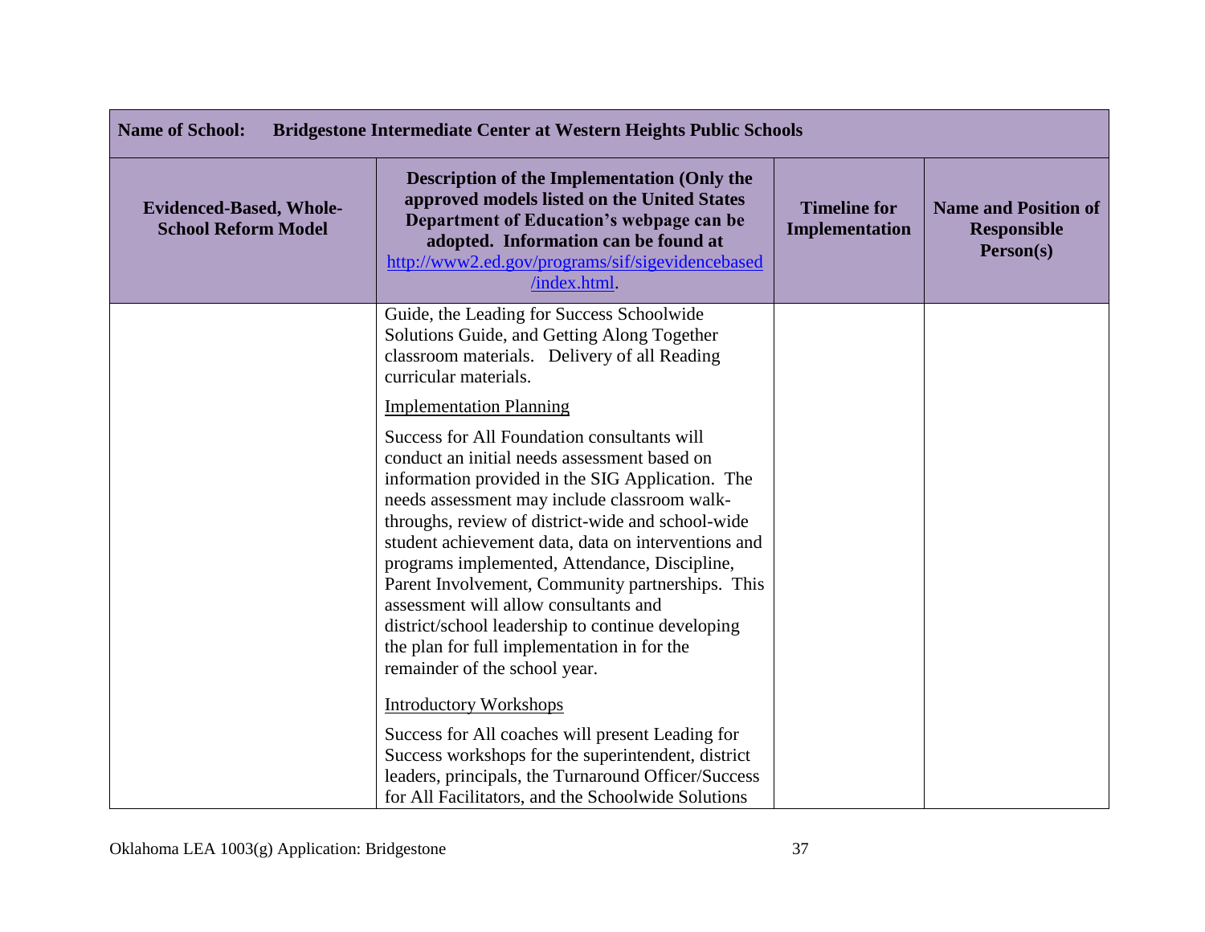| Name of School: Bridgestone Intermediate Center at Western Heights Public Schools | | | |
|---|---|---|---|
| **Evidenced-Based, Whole-School Reform Model** | **Description of the Implementation (Only the approved models listed on the United States Department of Education's webpage can be adopted. Information can be found at [http://www2.ed.gov/programs/sif/sigevidencebased/index.html](http://www2.ed.gov/programs/sif/sigevidencebased/index.html).** | **Timeline for Implementation** | **Name and Position of Responsible Person(s)** |
| | Guide, the Leading for Success Schoolwide Solutions Guide, and Getting Along Together classroom materials. Delivery of all Reading curricular materials.<br><br><u>Implementation Planning</u><br><br>Success for All Foundation consultants will conduct an initial needs assessment based on information provided in the SIG Application. The needs assessment may include classroom walk-throughs, review of district-wide and school-wide student achievement data, data on interventions and programs implemented, Attendance, Discipline, Parent Involvement, Community partnerships. This assessment will allow consultants and district/school leadership to continue developing the plan for full implementation in for the remainder of the school year.<br><br><u>Introductory Workshops</u><br><br>Success for All coaches will present Leading for Success workshops for the superintendent, district leaders, principals, the Turnaround Officer/Success for All Facilitators, and the Schoolwide Solutions | | |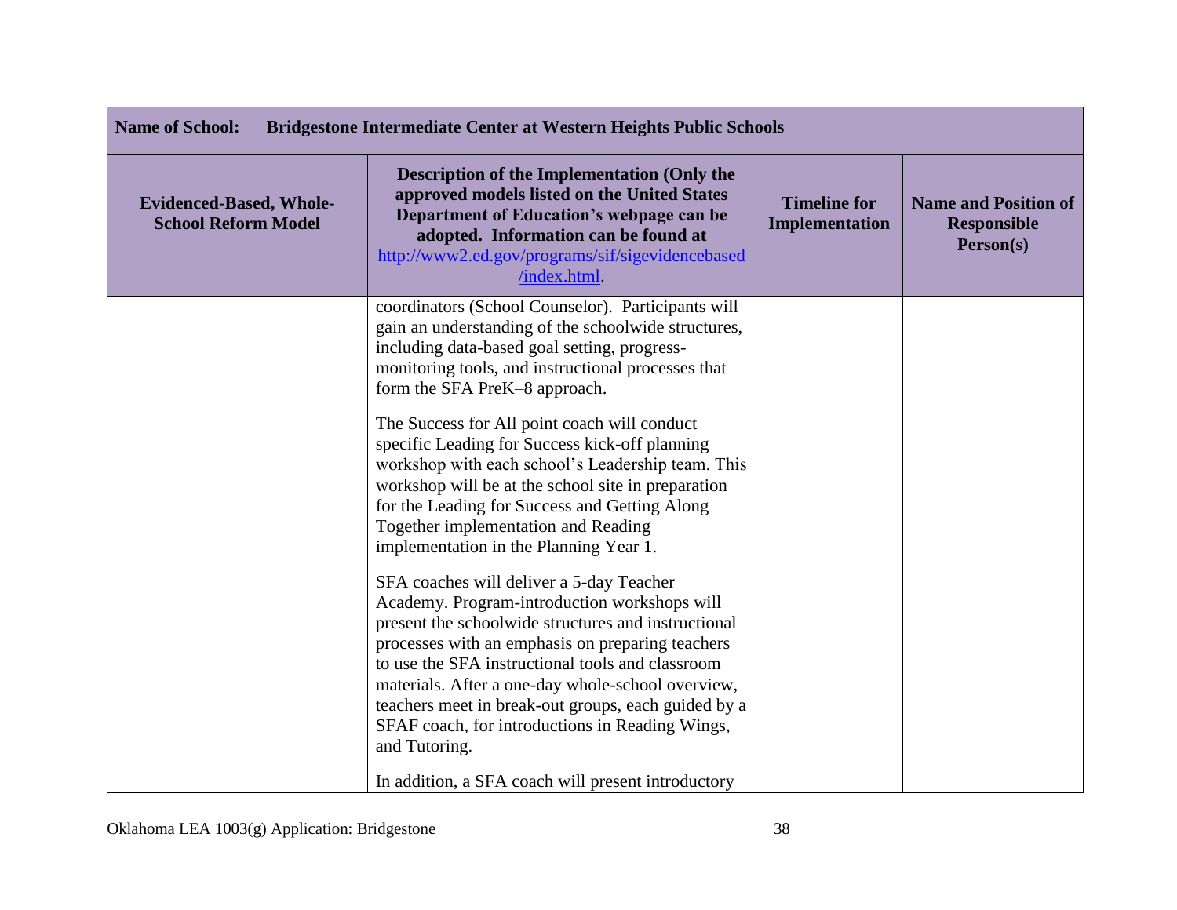| Name of School: Bridgestone Intermediate Center at Western Heights Public Schools | | | |
|---|---|---|---|
| **Evidenced-Based, Whole-School Reform Model** | **Description of the Implementation (Only the approved models listed on the United States Department of Education's webpage can be adopted. Information can be found at [http://www2.ed.gov/programs/sif/sigevidencebased/index.html](http://www2.ed.gov/programs/sif/sigevidencebased/index.html).** | **Timeline for Implementation** | **Name and Position of Responsible Person(s)** |
| | coordinators (School Counselor). Participants will gain an understanding of the schoolwide structures, including data-based goal setting, progress-monitoring tools, and instructional processes that form the SFA PreK–8 approach.<br><br>The Success for All point coach will conduct specific Leading for Success kick-off planning workshop with each school's Leadership team. This workshop will be at the school site in preparation for the Leading for Success and Getting Along Together implementation and Reading implementation in the Planning Year 1.<br><br>SFA coaches will deliver a 5-day Teacher Academy. Program-introduction workshops will present the schoolwide structures and instructional processes with an emphasis on preparing teachers to use the SFA instructional tools and classroom materials. After a one-day whole-school overview, teachers meet in break-out groups, each guided by a SFAF coach, for introductions in Reading Wings, and Tutoring.<br><br>In addition, a SFA coach will present introductory | | |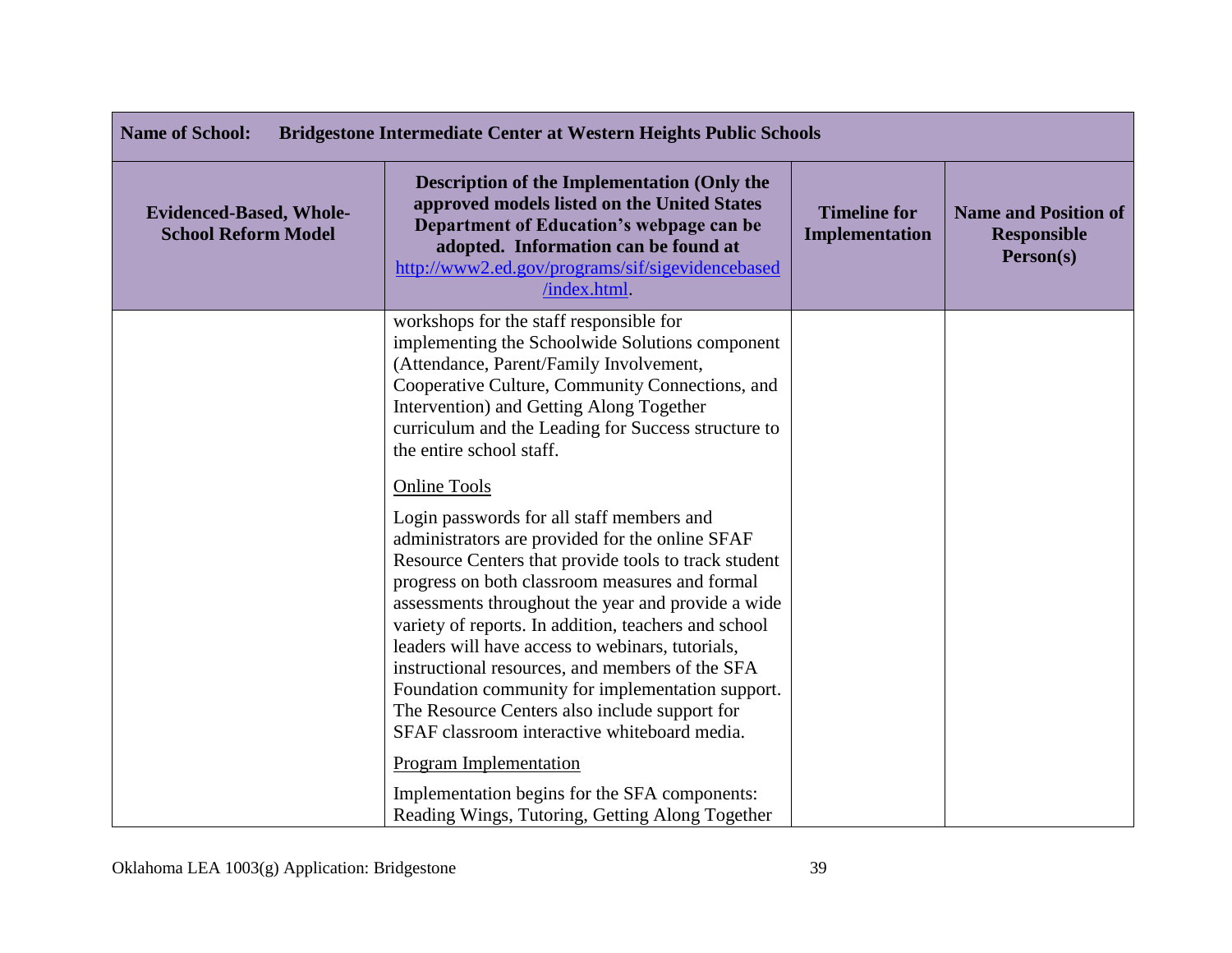| Name of School: Bridgestone Intermediate Center at Western Heights Public Schools | | | |
|---|---|---|---|
| **Evidenced-Based, Whole-School Reform Model** | **Description of the Implementation (Only the approved models listed on the United States Department of Education's webpage can be adopted. Information can be found at [http://www2.ed.gov/programs/sif/sigevidencebased/index.html](http://www2.ed.gov/programs/sif/sigevidencebased/index.html).** | **Timeline for Implementation** | **Name and Position of Responsible Person(s)** |
| | workshops for the staff responsible for implementing the Schoolwide Solutions component (Attendance, Parent/Family Involvement, Cooperative Culture, Community Connections, and Intervention) and Getting Along Together curriculum and the Leading for Success structure to the entire school staff.<br><br><u>Online Tools</u><br><br>Login passwords for all staff members and administrators are provided for the online SFAF Resource Centers that provide tools to track student progress on both classroom measures and formal assessments throughout the year and provide a wide variety of reports. In addition, teachers and school leaders will have access to webinars, tutorials, instructional resources, and members of the SFA Foundation community for implementation support. The Resource Centers also include support for SFAF classroom interactive whiteboard media.<br><br><u>Program Implementation</u><br><br>Implementation begins for the SFA components: Reading Wings, Tutoring, Getting Along Together | | |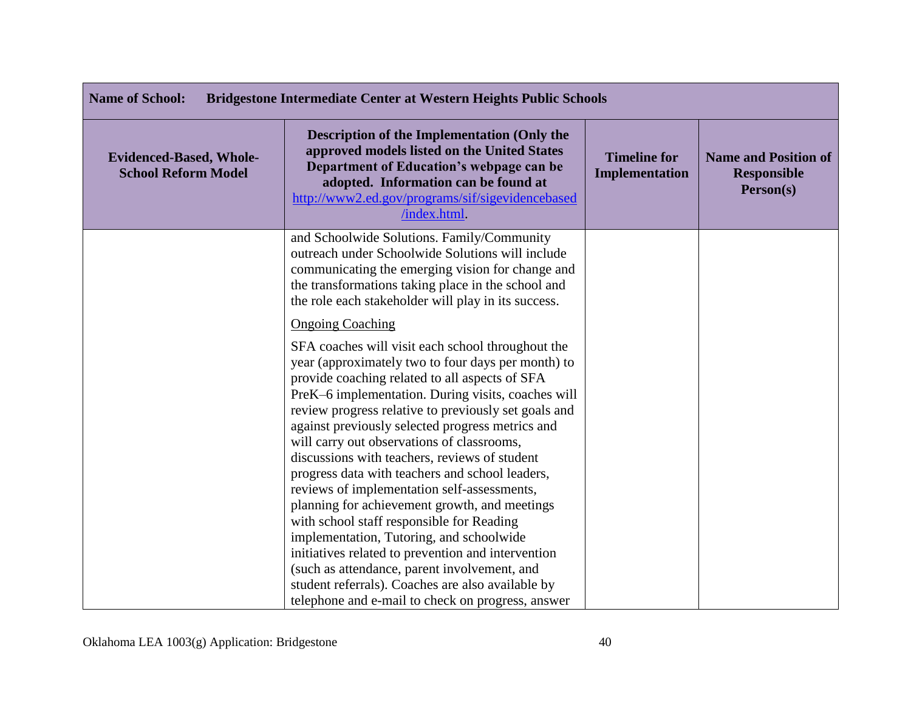| **Name of School: Bridgestone Intermediate Center at Western Heights Public Schools** | | | |
|---|---|---|---|
| **Evidenced-Based, Whole-School Reform Model** | **Description of the Implementation (Only the approved models listed on the United States Department of Education's webpage can be adopted. Information can be found at [http://www2.ed.gov/programs/sif/sigevidencebased/index.html](http://www2.ed.gov/programs/sif/sigevidencebased/index.html).** | **Timeline for Implementation** | **Name and Position of Responsible Person(s)** |
| | and Schoolwide Solutions. Family/Community outreach under Schoolwide Solutions will include communicating the emerging vision for change and the transformations taking place in the school and the role each stakeholder will play in its success.<br><br><u>Ongoing Coaching</u><br><br>SFA coaches will visit each school throughout the year (approximately two to four days per month) to provide coaching related to all aspects of SFA PreK–6 implementation. During visits, coaches will review progress relative to previously set goals and against previously selected progress metrics and will carry out observations of classrooms, discussions with teachers, reviews of student progress data with teachers and school leaders, reviews of implementation self-assessments, planning for achievement growth, and meetings with school staff responsible for Reading implementation, Tutoring, and schoolwide initiatives related to prevention and intervention (such as attendance, parent involvement, and student referrals). Coaches are also available by telephone and e-mail to check on progress, answer | | |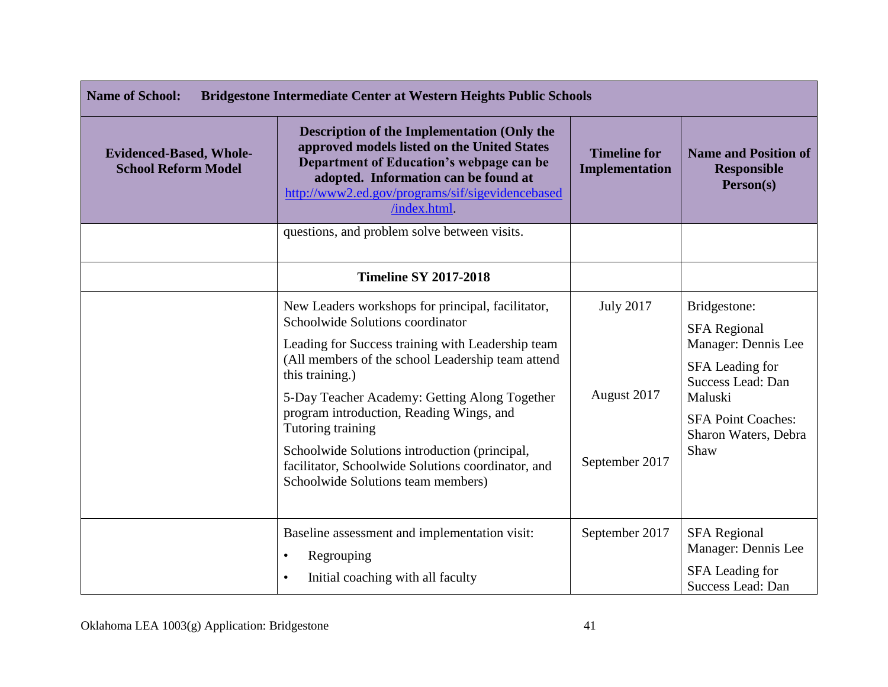| Name of School: Bridgestone Intermediate Center at Western Heights Public Schools | | | |
|---|---|---|---|
| **Evidenced-Based, Whole-School Reform Model** | **Description of the Implementation (Only the approved models listed on the United States Department of Education's webpage can be adopted. Information can be found at [http://www2.ed.gov/programs/sif/sigevidencebased/index.html](http://www2.ed.gov/programs/sif/sigevidencebased/index.html).** | **Timeline for Implementation** | **Name and Position of Responsible Person(s)** |
| | questions, and problem solve between visits. | | |
| | **Timeline SY 2017-2018** | | |
| | New Leaders workshops for principal, facilitator, Schoolwide Solutions coordinator<br><br>Leading for Success training with Leadership team (All members of the school Leadership team attend this training.)<br><br>5-Day Teacher Academy: Getting Along Together program introduction, Reading Wings, and Tutoring training<br><br>Schoolwide Solutions introduction (principal, facilitator, Schoolwide Solutions coordinator, and Schoolwide Solutions team members) | July 2017<br><br>August 2017<br><br>September 2017 | Bridgestone:<br><br>SFA Regional Manager: Dennis Lee<br><br>SFA Leading for Success Lead: Dan Maluski<br><br>SFA Point Coaches: Sharon Waters, Debra Shaw |
| | Baseline assessment and implementation visit:<br>• Regrouping<br>• Initial coaching with all faculty | September 2017 | SFA Regional Manager: Dennis Lee<br><br>SFA Leading for Success Lead: Dan |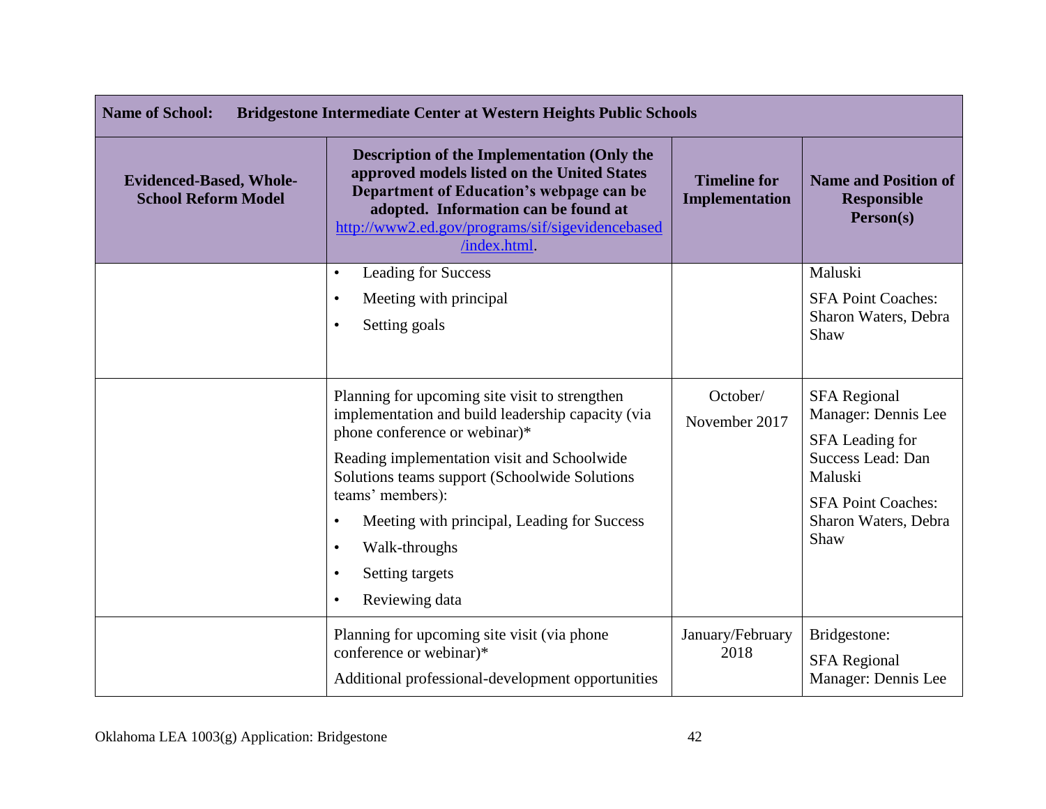| **Name of School:** **Bridgestone Intermediate Center at Western Heights Public Schools** | | | |
|---|---|---|---|
| **Evidenced-Based, Whole-School Reform Model** | **Description of the Implementation (Only the approved models listed on the United States Department of Education's webpage can be adopted. Information can be found at [http://www2.ed.gov/programs/sif/sigevidencebased/index.html](http://www2.ed.gov/programs/sif/sigevidencebased/index.html).** | **Timeline for Implementation** | **Name and Position of Responsible Person(s)** |
| | • Leading for Success<br>• Meeting with principal<br>• Setting goals | | Maluski<br>SFA Point Coaches: Sharon Waters, Debra Shaw |
| | Planning for upcoming site visit to strengthen implementation and build leadership capacity (via phone conference or webinar)*<br>Reading implementation visit and Schoolwide Solutions teams support (Schoolwide Solutions teams' members):<br>• Meeting with principal, Leading for Success<br>• Walk-throughs<br>• Setting targets<br>• Reviewing data | October/ November 2017 | SFA Regional Manager: Dennis Lee<br>SFA Leading for Success Lead: Dan Maluski<br>SFA Point Coaches: Sharon Waters, Debra Shaw |
| | Planning for upcoming site visit (via phone conference or webinar)*<br>Additional professional-development opportunities | January/February 2018 | Bridgestone:<br>SFA Regional Manager: Dennis Lee |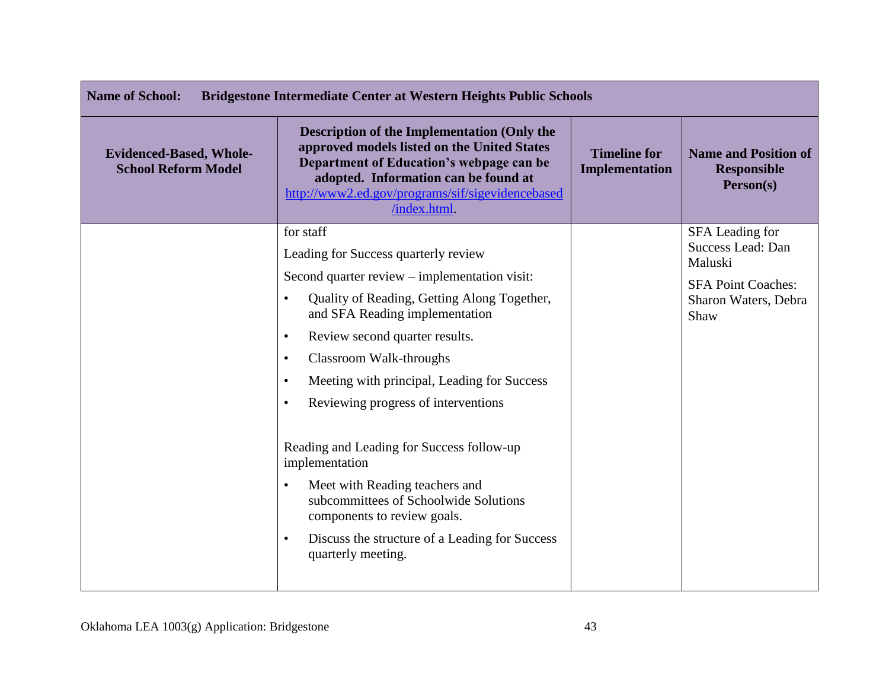| Name of School: Bridgestone Intermediate Center at Western Heights Public Schools | | | |
|---|---|---|---|
| **Evidenced-Based, Whole-School Reform Model** | **Description of the Implementation (Only the approved models listed on the United States Department of Education's webpage can be adopted. Information can be found at http://www2.ed.gov/programs/sif/sigevidencebased/index.html.** | **Timeline for Implementation** | **Name and Position of Responsible Person(s)** |
| | for staff<br><br>Leading for Success quarterly review<br><br>Second quarter review – implementation visit:<br>• Quality of Reading, Getting Along Together, and SFA Reading implementation<br>• Review second quarter results.<br>• Classroom Walk-throughs<br>• Meeting with principal, Leading for Success<br>• Reviewing progress of interventions<br><br>Reading and Leading for Success follow-up implementation<br>• Meet with Reading teachers and subcommittees of Schoolwide Solutions components to review goals.<br>• Discuss the structure of a Leading for Success quarterly meeting. | | SFA Leading for Success Lead: Dan Maluski<br><br>SFA Point Coaches: Sharon Waters, Debra Shaw |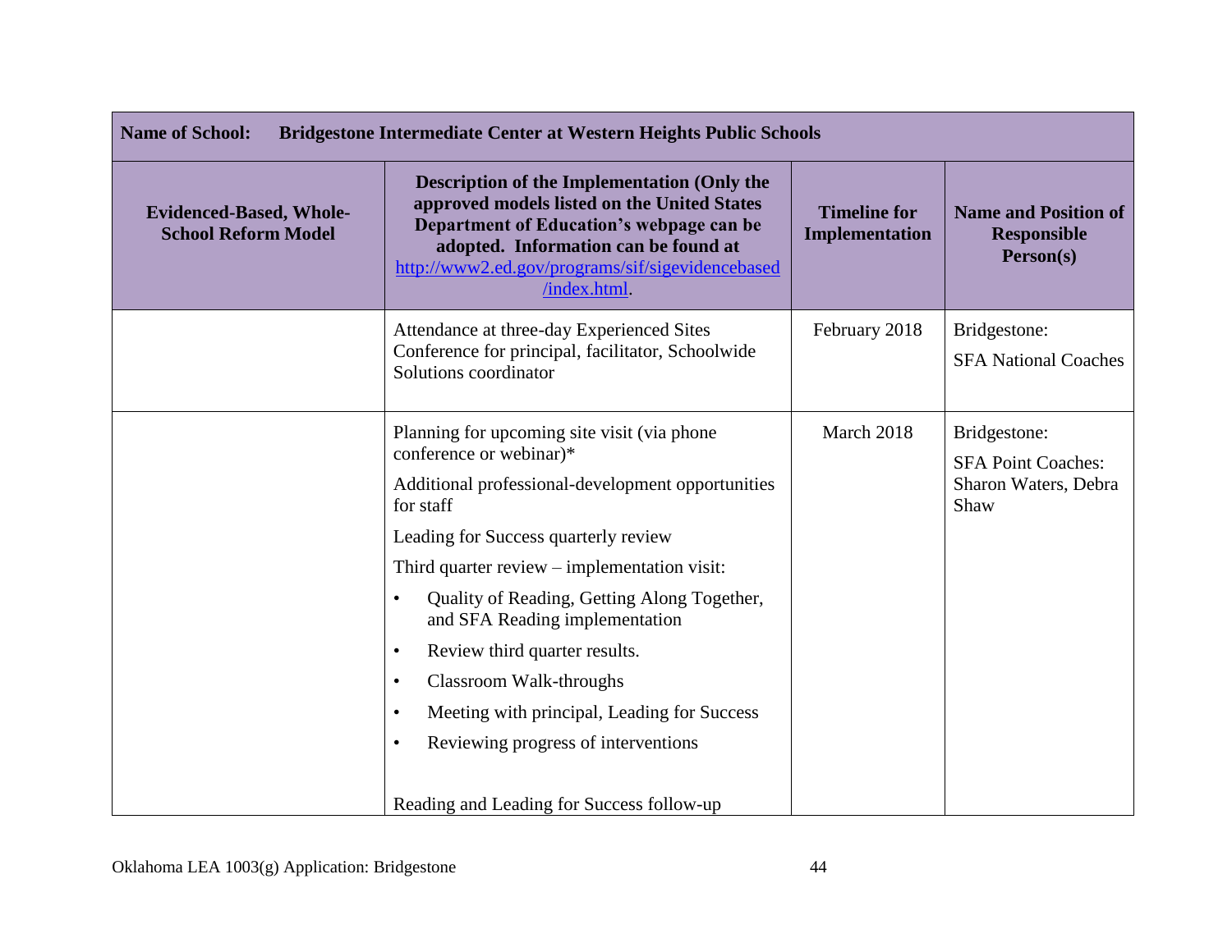| Name of School: Bridgestone Intermediate Center at Western Heights Public Schools | | | |
|---|---|---|---|
| **Evidenced-Based, Whole-School Reform Model** | **Description of the Implementation (Only the approved models listed on the United States Department of Education's webpage can be adopted. Information can be found at [http://www2.ed.gov/programs/sif/sigevidencebased/index.html](http://www2.ed.gov/programs/sif/sigevidencebased/index.html).** | **Timeline for Implementation** | **Name and Position of Responsible Person(s)** |
| | Attendance at three-day Experienced Sites Conference for principal, facilitator, Schoolwide Solutions coordinator | February 2018 | Bridgestone:<br>SFA National Coaches |
| | Planning for upcoming site visit (via phone conference or webinar)*<br>Additional professional-development opportunities for staff<br>Leading for Success quarterly review<br>Third quarter review – implementation visit:<br>• Quality of Reading, Getting Along Together, and SFA Reading implementation<br>• Review third quarter results.<br>• Classroom Walk-throughs<br>• Meeting with principal, Leading for Success<br>• Reviewing progress of interventions<br><br>Reading and Leading for Success follow-up | March 2018 | Bridgestone:<br>SFA Point Coaches: Sharon Waters, Debra Shaw |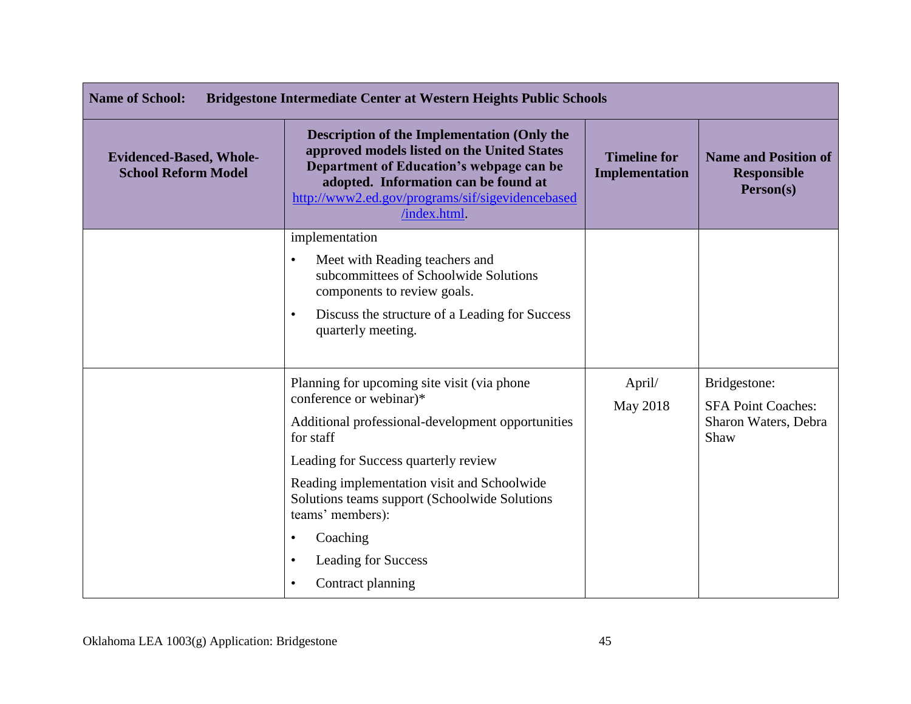| Name of School: Bridgestone Intermediate Center at Western Heights Public Schools | | | |
|---|---|---|---|
| **Evidenced-Based, Whole-School Reform Model** | **Description of the Implementation (Only the approved models listed on the United States Department of Education's webpage can be adopted. Information can be found at [http://www2.ed.gov/programs/sif/sigevidencebased/index.html](http://www2.ed.gov/programs/sif/sigevidencebased/index.html).** | **Timeline for Implementation** | **Name and Position of Responsible Person(s)** |
| | implementation<br>• Meet with Reading teachers and subcommittees of Schoolwide Solutions components to review goals.<br>• Discuss the structure of a Leading for Success quarterly meeting. | | |
| | Planning for upcoming site visit (via phone conference or webinar)*<br>Additional professional-development opportunities for staff<br>Leading for Success quarterly review<br>Reading implementation visit and Schoolwide Solutions teams support (Schoolwide Solutions teams' members):<br>• Coaching<br>• Leading for Success<br>• Contract planning | April/ May 2018 | Bridgestone:<br>SFA Point Coaches: Sharon Waters, Debra Shaw |

Oklahoma LEA 1003(g) Application: Bridgestone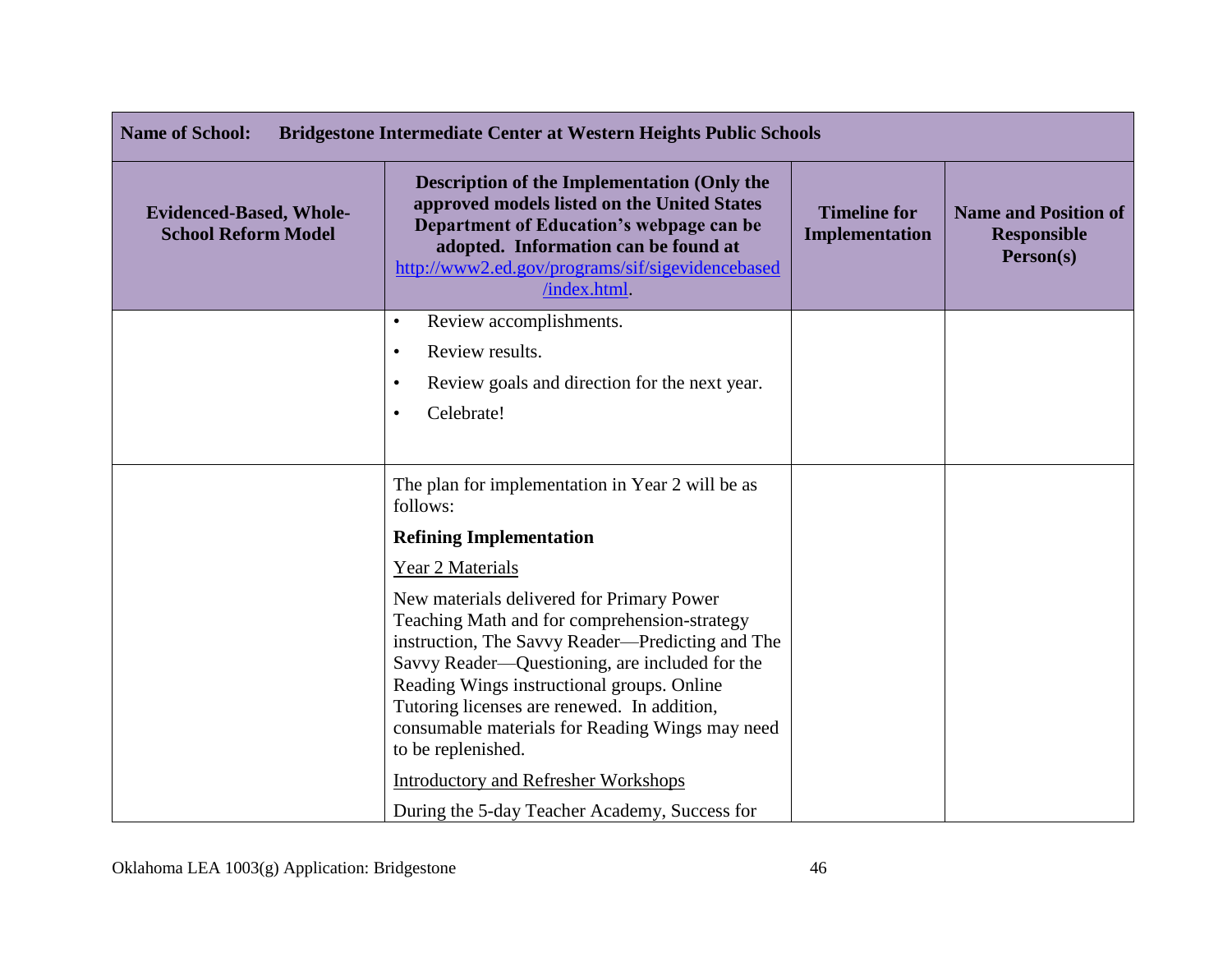| Name of School: Bridgestone Intermediate Center at Western Heights Public Schools | | | |
|---|---|---|---|
| **Evidenced-Based, Whole-School Reform Model** | **Description of the Implementation (Only the approved models listed on the United States Department of Education's webpage can be adopted. Information can be found at [http://www2.ed.gov/programs/sif/sigevidencebased/index.html](http://www2.ed.gov/programs/sif/sigevidencebased/index.html).** | **Timeline for Implementation** | **Name and Position of Responsible Person(s)** |
| | • Review accomplishments.<br>• Review results.<br>• Review goals and direction for the next year.<br>• Celebrate! | | |
| | The plan for implementation in Year 2 will be as follows:<br>**Refining Implementation**<br><u>Year 2 Materials</u><br>New materials delivered for Primary Power Teaching Math and for comprehension-strategy instruction, The Savvy Reader—Predicting and The Savvy Reader—Questioning, are included for the Reading Wings instructional groups. Online Tutoring licenses are renewed. In addition, consumable materials for Reading Wings may need to be replenished.<br><u>Introductory and Refresher Workshops</u><br>During the 5-day Teacher Academy, Success for | | |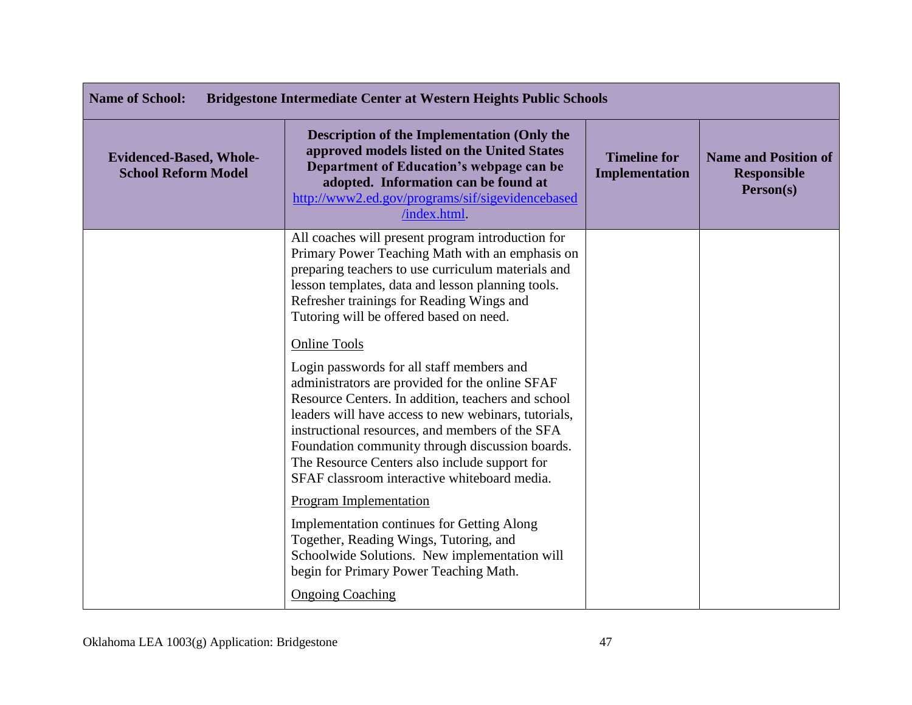| Name of School: Bridgestone Intermediate Center at Western Heights Public Schools | | | |
|---|---|---|---|
| **Evidenced-Based, Whole-School Reform Model** | **Description of the Implementation (Only the approved models listed on the United States Department of Education's webpage can be adopted. Information can be found at [http://www2.ed.gov/programs/sif/sigevidencebased/index.html](http://www2.ed.gov/programs/sif/sigevidencebased/index.html).** | **Timeline for Implementation** | **Name and Position of Responsible Person(s)** |
| | All coaches will present program introduction for Primary Power Teaching Math with an emphasis on preparing teachers to use curriculum materials and lesson templates, data and lesson planning tools. Refresher trainings for Reading Wings and Tutoring will be offered based on need.<br><br><u>Online Tools</u><br><br>Login passwords for all staff members and administrators are provided for the online SFAF Resource Centers. In addition, teachers and school leaders will have access to new webinars, tutorials, instructional resources, and members of the SFA Foundation community through discussion boards. The Resource Centers also include support for SFAF classroom interactive whiteboard media.<br><br><u>Program Implementation</u><br><br>Implementation continues for Getting Along Together, Reading Wings, Tutoring, and Schoolwide Solutions. New implementation will begin for Primary Power Teaching Math.<br><br><u>Ongoing Coaching</u> | | |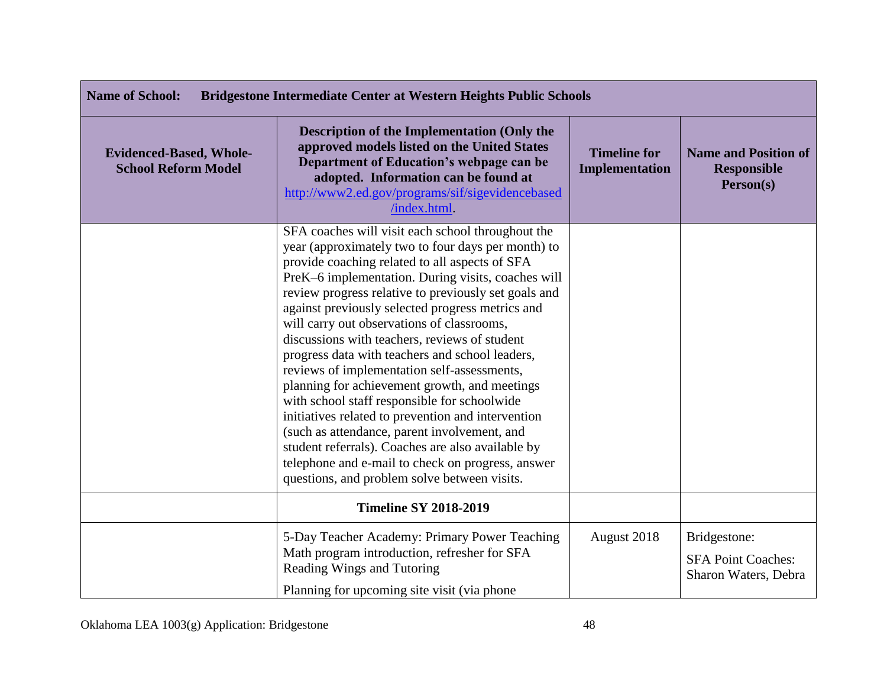| Name of School: Bridgestone Intermediate Center at Western Heights Public Schools | | | |
|---|---|---|---|
| **Evidenced-Based, Whole-School Reform Model** | **Description of the Implementation (Only the approved models listed on the United States Department of Education's webpage can be adopted. Information can be found at [http://www2.ed.gov/programs/sif/sigevidencebased/index.html](http://www2.ed.gov/programs/sif/sigevidencebased/index.html).** | **Timeline for Implementation** | **Name and Position of Responsible Person(s)** |
| | SFA coaches will visit each school throughout the year (approximately two to four days per month) to provide coaching related to all aspects of SFA PreK–6 implementation. During visits, coaches will review progress relative to previously set goals and against previously selected progress metrics and will carry out observations of classrooms, discussions with teachers, reviews of student progress data with teachers and school leaders, reviews of implementation self-assessments, planning for achievement growth, and meetings with school staff responsible for schoolwide initiatives related to prevention and intervention (such as attendance, parent involvement, and student referrals). Coaches are also available by telephone and e-mail to check on progress, answer questions, and problem solve between visits. | | |
| | **Timeline SY 2018-2019** | | |
| | 5-Day Teacher Academy: Primary Power Teaching Math program introduction, refresher for SFA Reading Wings and Tutoring<br><br>Planning for upcoming site visit (via phone | August 2018 | Bridgestone:<br><br>SFA Point Coaches: Sharon Waters, Debra |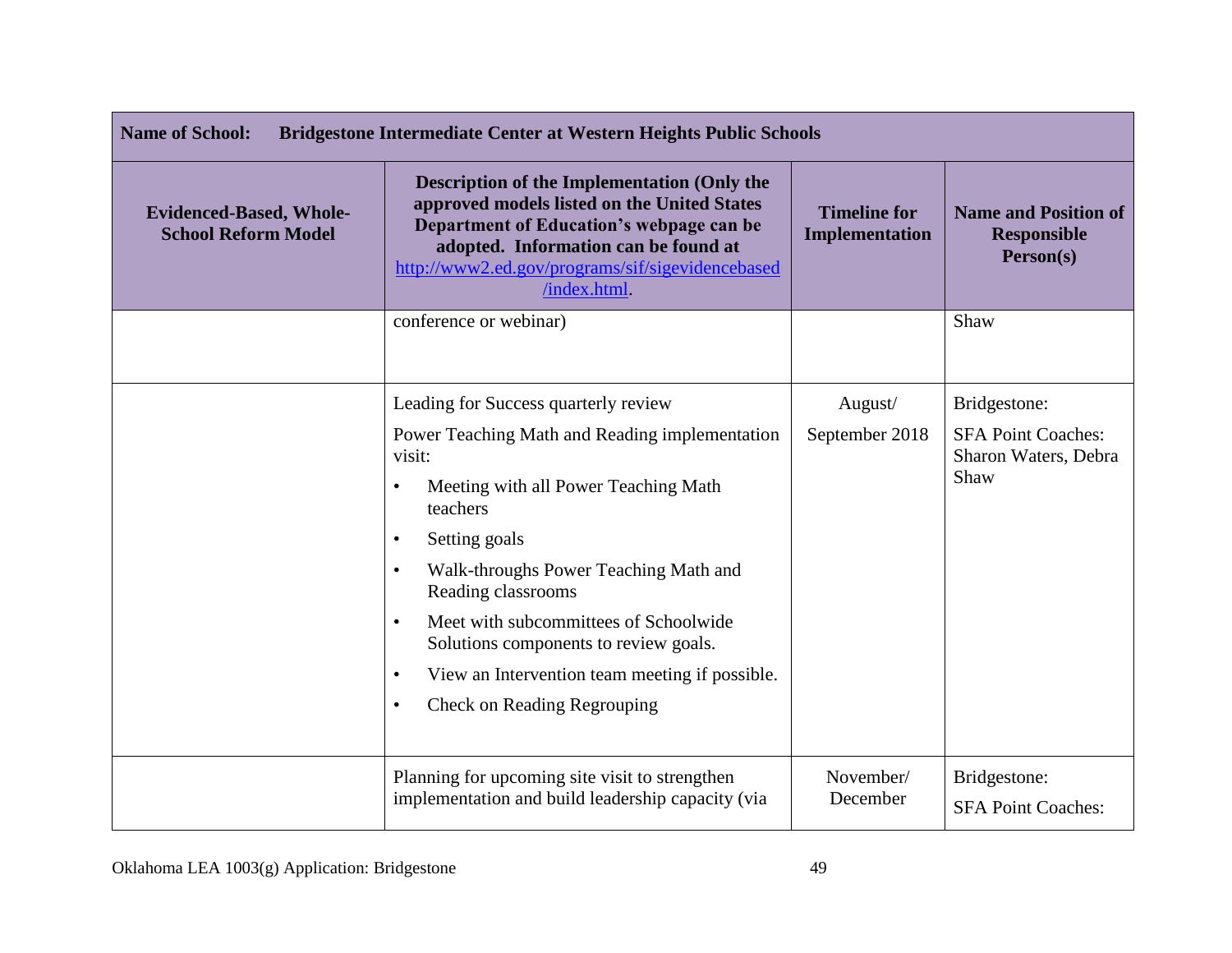| Name of School: Bridgestone Intermediate Center at Western Heights Public Schools | | | |
|---|---|---|---|
| **Evidenced-Based, Whole-School Reform Model** | **Description of the Implementation (Only the approved models listed on the United States Department of Education's webpage can be adopted. Information can be found at [http://www2.ed.gov/programs/sif/sigevidencebased/index.html](http://www2.ed.gov/programs/sif/sigevidencebased/index.html).** | **Timeline for Implementation** | **Name and Position of Responsible Person(s)** |
| | conference or webinar) | | Shaw |
| | Leading for Success quarterly review<br><br>Power Teaching Math and Reading implementation visit:<br>• Meeting with all Power Teaching Math teachers<br>• Setting goals<br>• Walk-throughs Power Teaching Math and Reading classrooms<br>• Meet with subcommittees of Schoolwide Solutions components to review goals.<br>• View an Intervention team meeting if possible.<br>• Check on Reading Regrouping | August/ September 2018 | Bridgestone:<br>SFA Point Coaches: Sharon Waters, Debra Shaw |
| | Planning for upcoming site visit to strengthen implementation and build leadership capacity (via | November/ December | Bridgestone:<br>SFA Point Coaches: |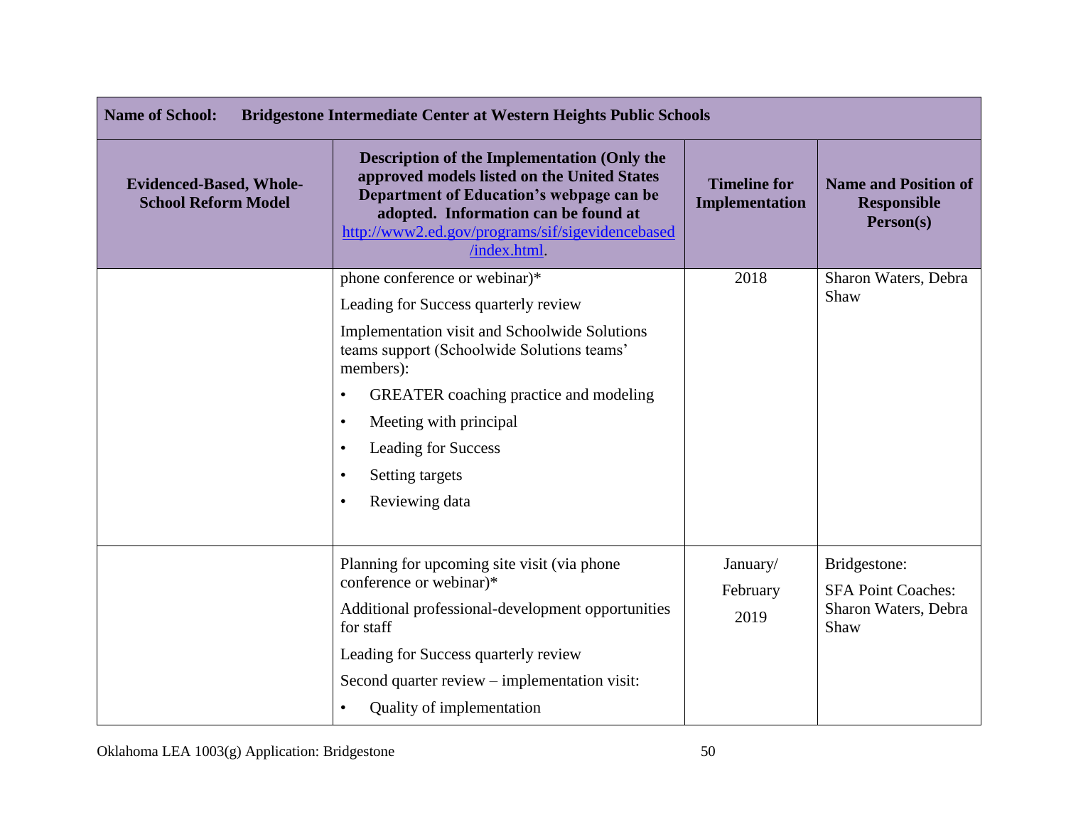| Name of School: Bridgestone Intermediate Center at Western Heights Public Schools | | | |
|---|---|---|---|
| **Evidenced-Based, Whole-School Reform Model** | **Description of the Implementation (Only the approved models listed on the United States Department of Education's webpage can be adopted. Information can be found at [http://www2.ed.gov/programs/sif/sigevidencebased/index.html](http://www2.ed.gov/programs/sif/sigevidencebased/index.html).** | **Timeline for Implementation** | **Name and Position of Responsible Person(s)** |
| | phone conference or webinar)*<br>Leading for Success quarterly review<br>Implementation visit and Schoolwide Solutions teams support (Schoolwide Solutions teams' members):<br>• GREATER coaching practice and modeling<br>• Meeting with principal<br>• Leading for Success<br>• Setting targets<br>• Reviewing data | 2018 | Sharon Waters, Debra Shaw |
| | Planning for upcoming site visit (via phone conference or webinar)*<br>Additional professional-development opportunities for staff<br>Leading for Success quarterly review<br>Second quarter review – implementation visit:<br>• Quality of implementation | January/ February 2019 | Bridgestone:<br>SFA Point Coaches:<br>Sharon Waters, Debra Shaw |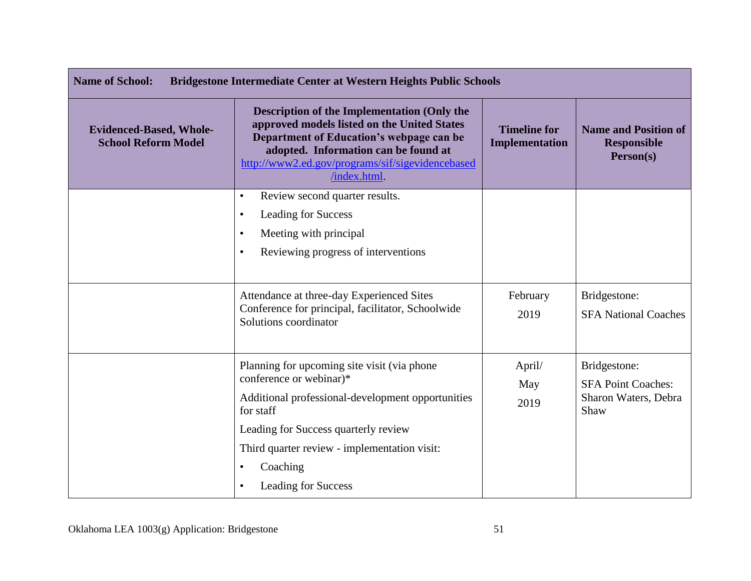| **Name of School:** **Bridgestone Intermediate Center at Western Heights Public Schools** | | | |
|---|---|---|---|
| **Evidenced-Based, Whole-School Reform Model** | **Description of the Implementation (Only the approved models listed on the United States Department of Education's webpage can be adopted. Information can be found at [http://www2.ed.gov/programs/sif/sigevidencebased/index.html](http://www2.ed.gov/programs/sif/sigevidencebased/index.html).** | **Timeline for Implementation** | **Name and Position of Responsible Person(s)** |
| | • Review second quarter results.<br>• Leading for Success<br>• Meeting with principal<br>• Reviewing progress of interventions | | |
| | Attendance at three-day Experienced Sites Conference for principal, facilitator, Schoolwide Solutions coordinator | February 2019 | Bridgestone:<br>SFA National Coaches |
| | Planning for upcoming site visit (via phone conference or webinar)*<br>Additional professional-development opportunities for staff<br>Leading for Success quarterly review<br>Third quarter review - implementation visit:<br>• Coaching<br>• Leading for Success | April/ May 2019 | Bridgestone:<br>SFA Point Coaches: Sharon Waters, Debra Shaw |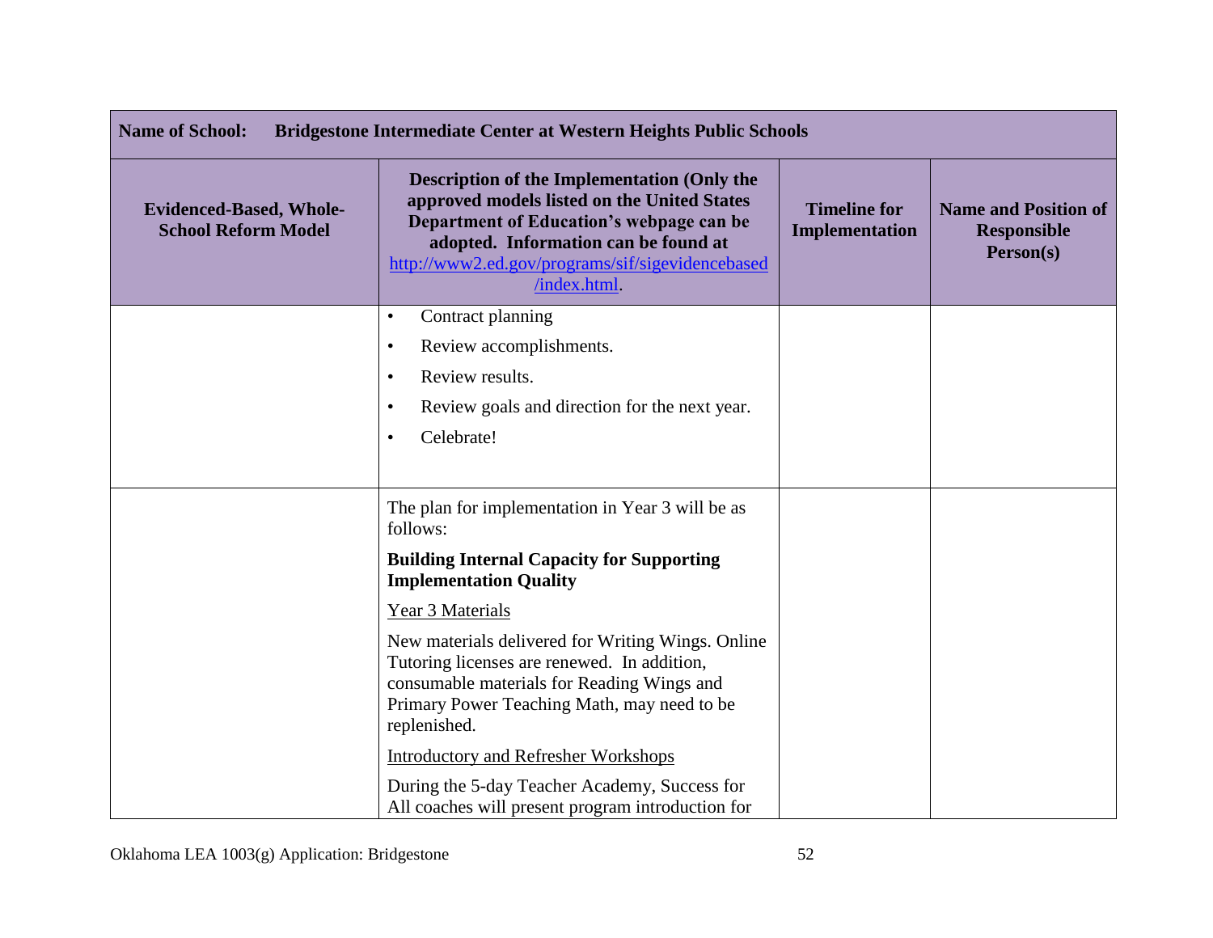| Name of School: Bridgestone Intermediate Center at Western Heights Public Schools | | | |
|---|---|---|---|
| **Evidenced-Based, Whole-School Reform Model** | **Description of the Implementation (Only the approved models listed on the United States Department of Education's webpage can be adopted. Information can be found at http://www2.ed.gov/programs/sif/sigevidencebased/index.html.** | **Timeline for Implementation** | **Name and Position of Responsible Person(s)** |
| | • Contract planning<br>• Review accomplishments.<br>• Review results.<br>• Review goals and direction for the next year.<br>• Celebrate! | | |
| | The plan for implementation in Year 3 will be as follows:<br><br>**Building Internal Capacity for Supporting Implementation Quality**<br><br><ins>Year 3 Materials</ins><br><br>New materials delivered for Writing Wings. Online Tutoring licenses are renewed. In addition, consumable materials for Reading Wings and Primary Power Teaching Math, may need to be replenished.<br><br><ins>Introductory and Refresher Workshops</ins><br><br>During the 5-day Teacher Academy, Success for All coaches will present program introduction for | | |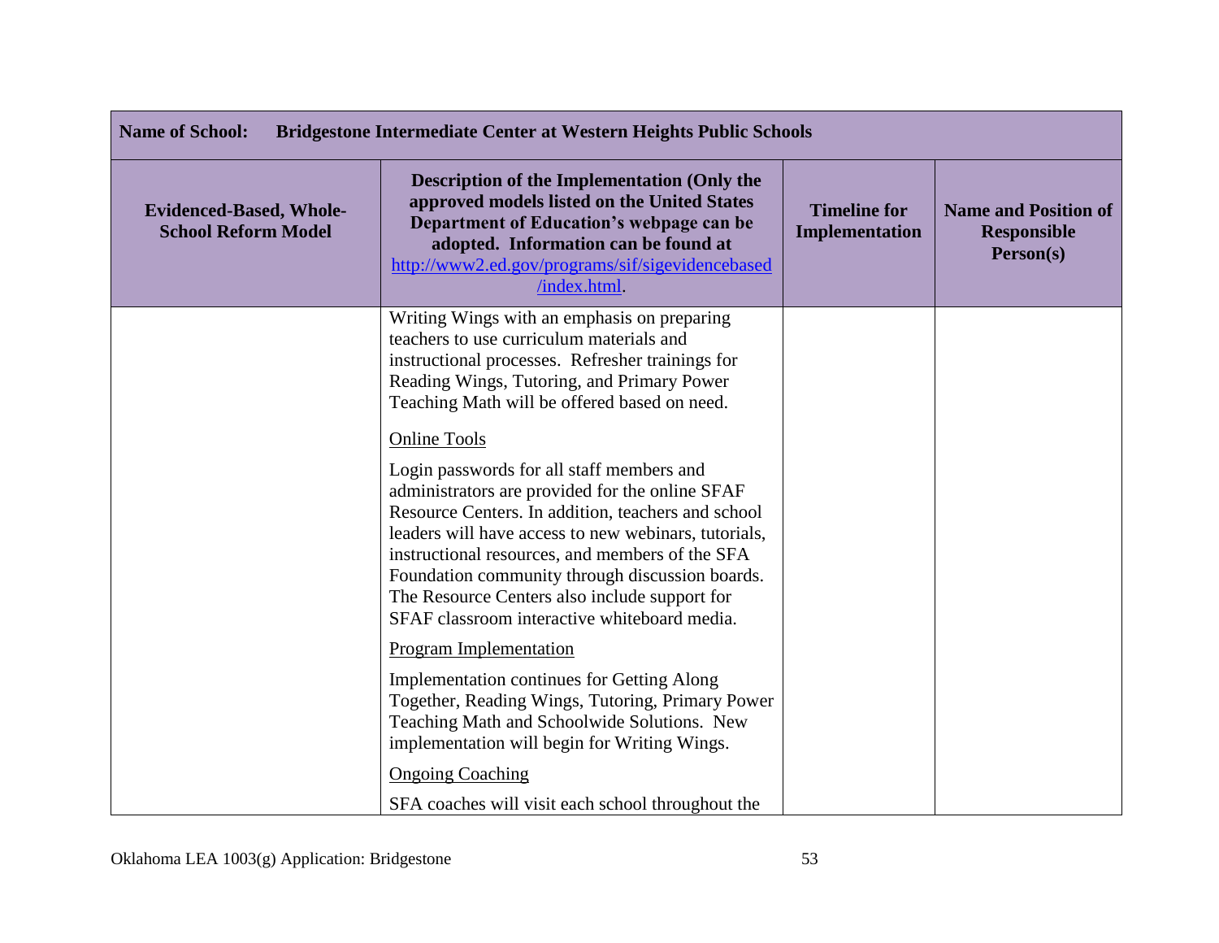| Name of School: Bridgestone Intermediate Center at Western Heights Public Schools | | | |
|---|---|---|---|
| **Evidenced-Based, Whole-School Reform Model** | **Description of the Implementation (Only the approved models listed on the United States Department of Education's webpage can be adopted. Information can be found at [http://www2.ed.gov/programs/sif/sigevidencebased/index.html](http://www2.ed.gov/programs/sif/sigevidencebased/index.html).** | **Timeline for Implementation** | **Name and Position of Responsible Person(s)** |
| | Writing Wings with an emphasis on preparing teachers to use curriculum materials and instructional processes. Refresher trainings for Reading Wings, Tutoring, and Primary Power Teaching Math will be offered based on need.<br><br><u>Online Tools</u><br><br>Login passwords for all staff members and administrators are provided for the online SFAF Resource Centers. In addition, teachers and school leaders will have access to new webinars, tutorials, instructional resources, and members of the SFA Foundation community through discussion boards. The Resource Centers also include support for SFAF classroom interactive whiteboard media.<br><br><u>Program Implementation</u><br><br>Implementation continues for Getting Along Together, Reading Wings, Tutoring, Primary Power Teaching Math and Schoolwide Solutions. New implementation will begin for Writing Wings.<br><br><u>Ongoing Coaching</u><br><br>SFA coaches will visit each school throughout the | | |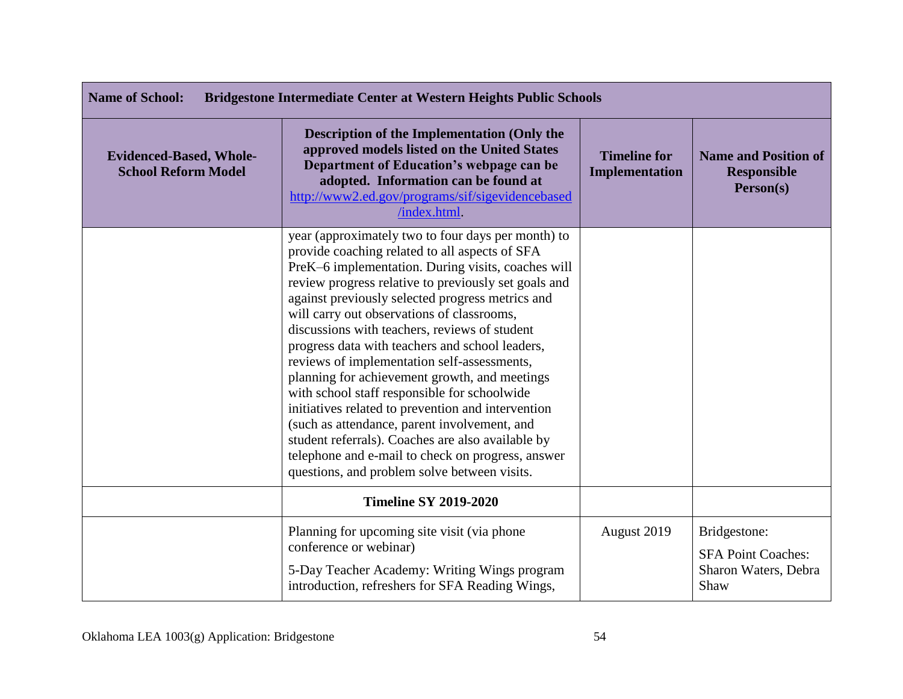**Name of School: Bridgestone Intermediate Center at Western Heights Public Schools**

| Evidenced-Based, Whole-School Reform Model | Description of the Implementation (Only the approved models listed on the United States Department of Education's webpage can be adopted. Information can be found at [http://www2.ed.gov/programs/sif/sigevidencebased/index.html](http://www2.ed.gov/programs/sif/sigevidencebased/index.html). | Timeline for Implementation | Name and Position of Responsible Person(s) |
|---|---|---|---|
| | year (approximately two to four days per month) to provide coaching related to all aspects of SFA PreK–6 implementation. During visits, coaches will review progress relative to previously set goals and against previously selected progress metrics and will carry out observations of classrooms, discussions with teachers, reviews of student progress data with teachers and school leaders, reviews of implementation self-assessments, planning for achievement growth, and meetings with school staff responsible for schoolwide initiatives related to prevention and intervention (such as attendance, parent involvement, and student referrals). Coaches are also available by telephone and e-mail to check on progress, answer questions, and problem solve between visits. | | |
| | **Timeline SY 2019-2020** | | |
| | Planning for upcoming site visit (via phone conference or webinar)<br><br>5-Day Teacher Academy: Writing Wings program introduction, refreshers for SFA Reading Wings, | August 2019 | Bridgestone:<br><br>SFA Point Coaches: Sharon Waters, Debra Shaw |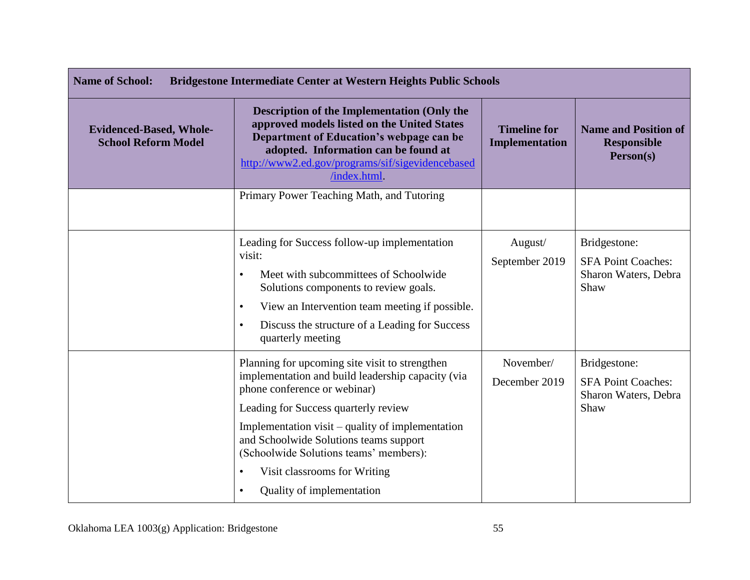| **Name of School:** **Bridgestone Intermediate Center at Western Heights Public Schools** | | | |
|---|---|---|---|
| **Evidenced-Based, Whole-School Reform Model** | **Description of the Implementation (Only the approved models listed on the United States Department of Education's webpage can be adopted. Information can be found at [http://www2.ed.gov/programs/sif/sigevidencebased/index.html](http://www2.ed.gov/programs/sif/sigevidencebased/index.html).** | **Timeline for Implementation** | **Name and Position of Responsible Person(s)** |
| | Primary Power Teaching Math, and Tutoring | | |
| | Leading for Success follow-up implementation visit:<br>• Meet with subcommittees of Schoolwide Solutions components to review goals.<br>• View an Intervention team meeting if possible.<br>• Discuss the structure of a Leading for Success quarterly meeting | August/<br>September 2019 | Bridgestone:<br>SFA Point Coaches: Sharon Waters, Debra Shaw |
| | Planning for upcoming site visit to strengthen implementation and build leadership capacity (via phone conference or webinar)<br>Leading for Success quarterly review<br>Implementation visit – quality of implementation and Schoolwide Solutions teams support (Schoolwide Solutions teams' members):<br>• Visit classrooms for Writing<br>• Quality of implementation | November/<br>December 2019 | Bridgestone:<br>SFA Point Coaches: Sharon Waters, Debra Shaw |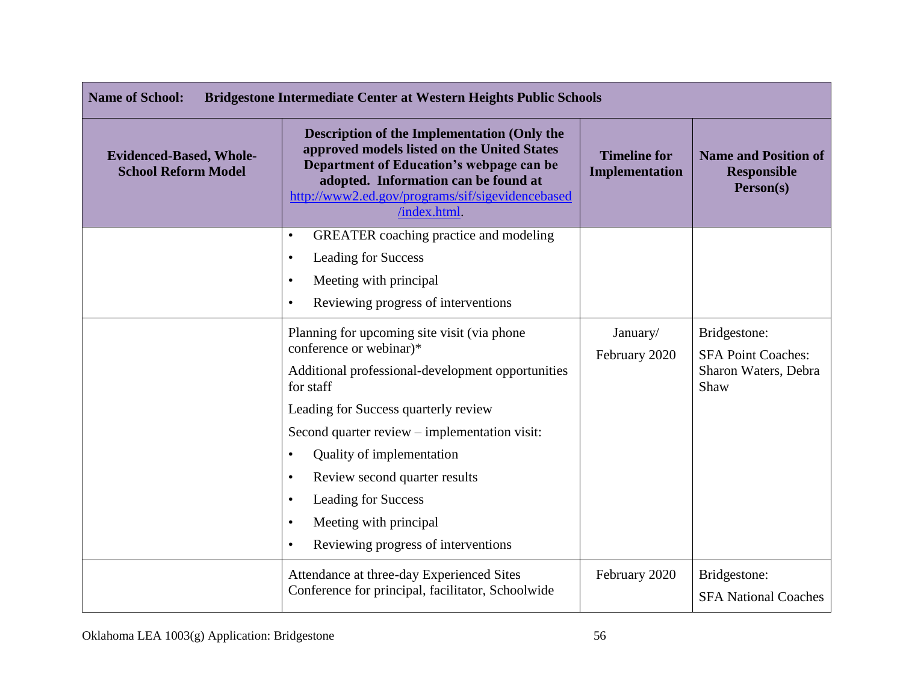| **Name of School:** **Bridgestone Intermediate Center at Western Heights Public Schools** | | | |
|---|---|---|---|
| **Evidenced-Based, Whole-School Reform Model** | **Description of the Implementation (Only the approved models listed on the United States Department of Education's webpage can be adopted. Information can be found at [http://www2.ed.gov/programs/sif/sigevidencebased/index.html](http://www2.ed.gov/programs/sif/sigevidencebased/index.html).** | **Timeline for Implementation** | **Name and Position of Responsible Person(s)** |
| | • GREATER coaching practice and modeling<br>• Leading for Success<br>• Meeting with principal<br>• Reviewing progress of interventions | | |
| | Planning for upcoming site visit (via phone conference or webinar)*<br>Additional professional-development opportunities for staff<br>Leading for Success quarterly review<br>Second quarter review – implementation visit:<br>• Quality of implementation<br>• Review second quarter results<br>• Leading for Success<br>• Meeting with principal<br>• Reviewing progress of interventions | January/ February 2020 | Bridgestone:<br>SFA Point Coaches: Sharon Waters, Debra Shaw |
| | Attendance at three-day Experienced Sites Conference for principal, facilitator, Schoolwide | February 2020 | Bridgestone:<br>SFA National Coaches |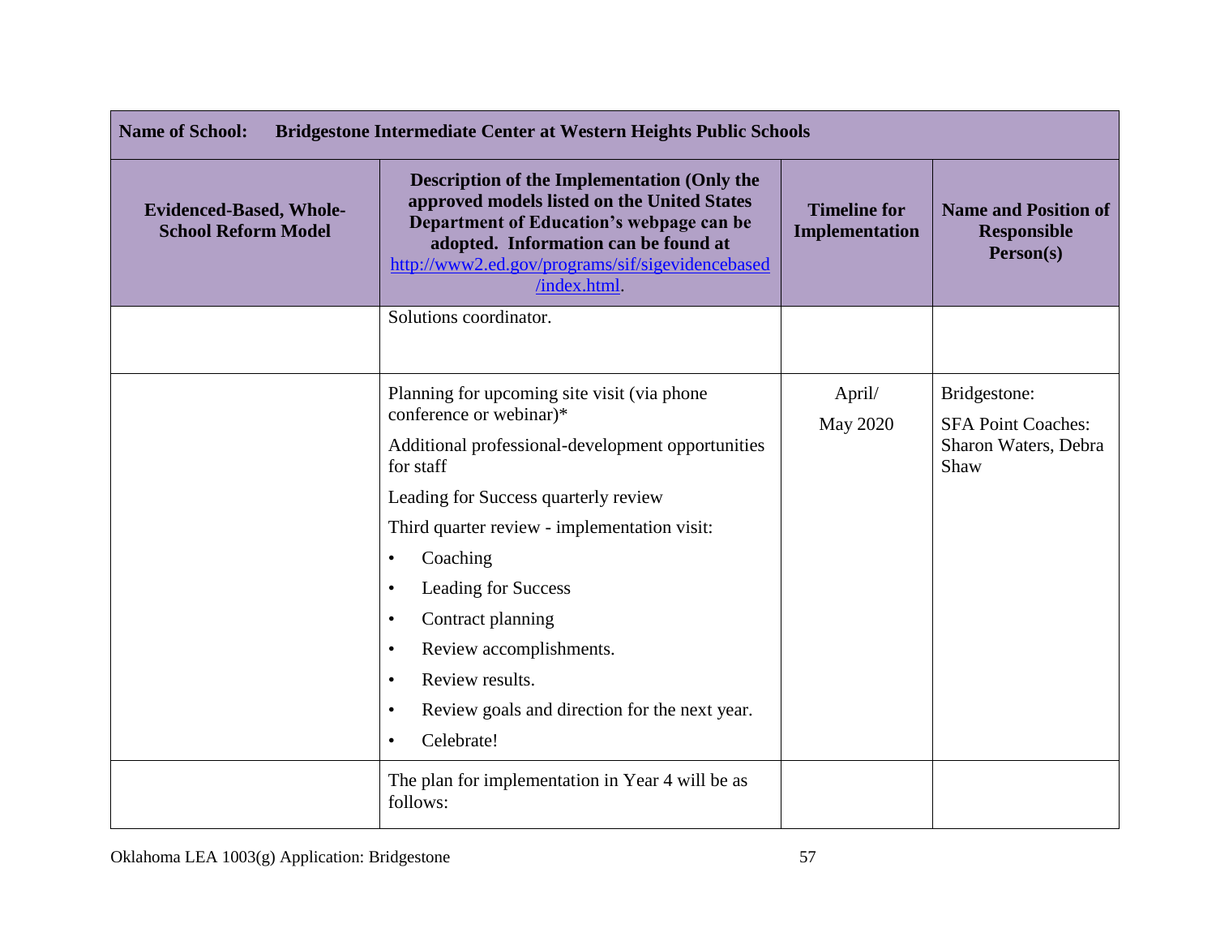| Name of School: Bridgestone Intermediate Center at Western Heights Public Schools | | | |
|---|---|---|---|
| **Evidenced-Based, Whole-School Reform Model** | **Description of the Implementation (Only the approved models listed on the United States Department of Education's webpage can be adopted. Information can be found at http://www2.ed.gov/programs/sif/sigevidencebased/index.html.** | **Timeline for Implementation** | **Name and Position of Responsible Person(s)** |
| | Solutions coordinator. | | |
| | Planning for upcoming site visit (via phone conference or webinar)*<br>Additional professional-development opportunities for staff<br>Leading for Success quarterly review<br>Third quarter review - implementation visit:<br>• Coaching<br>• Leading for Success<br>• Contract planning<br>• Review accomplishments.<br>• Review results.<br>• Review goals and direction for the next year.<br>• Celebrate! | April/<br>May 2020 | Bridgestone:<br>SFA Point Coaches: Sharon Waters, Debra Shaw |
| | The plan for implementation in Year 4 will be as follows: | | |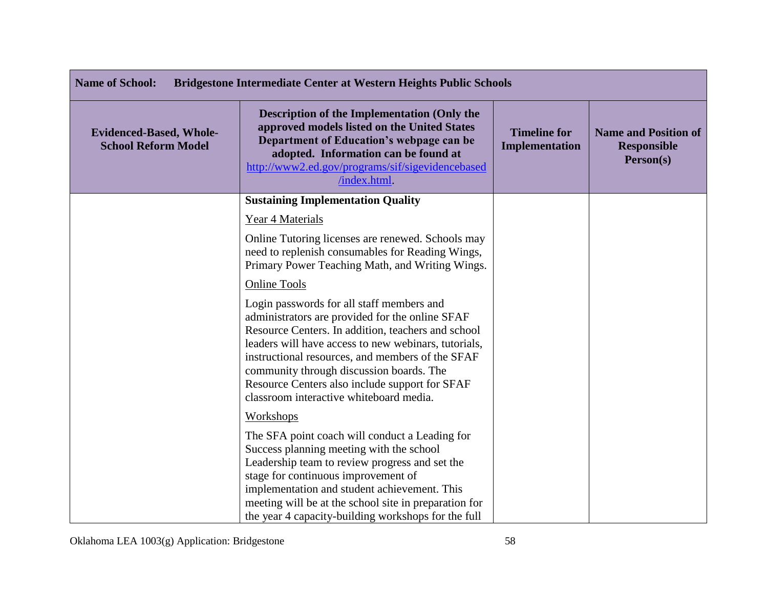| Name of School: Bridgestone Intermediate Center at Western Heights Public Schools | | | |
|---|---|---|---|
| **Evidenced-Based, Whole-School Reform Model** | **Description of the Implementation (Only the approved models listed on the United States Department of Education's webpage can be adopted. Information can be found at [http://www2.ed.gov/programs/sif/sigevidencebased/index.html](http://www2.ed.gov/programs/sif/sigevidencebased/index.html).** | **Timeline for Implementation** | **Name and Position of Responsible Person(s)** |
| | **Sustaining Implementation Quality**<br><br><u>Year 4 Materials</u><br><br>Online Tutoring licenses are renewed. Schools may need to replenish consumables for Reading Wings, Primary Power Teaching Math, and Writing Wings.<br><br><u>Online Tools</u><br><br>Login passwords for all staff members and administrators are provided for the online SFAF Resource Centers. In addition, teachers and school leaders will have access to new webinars, tutorials, instructional resources, and members of the SFAF community through discussion boards. The Resource Centers also include support for SFAF classroom interactive whiteboard media.<br><br><u>Workshops</u><br><br>The SFA point coach will conduct a Leading for Success planning meeting with the school Leadership team to review progress and set the stage for continuous improvement of implementation and student achievement. This meeting will be at the school site in preparation for the year 4 capacity-building workshops for the full | | |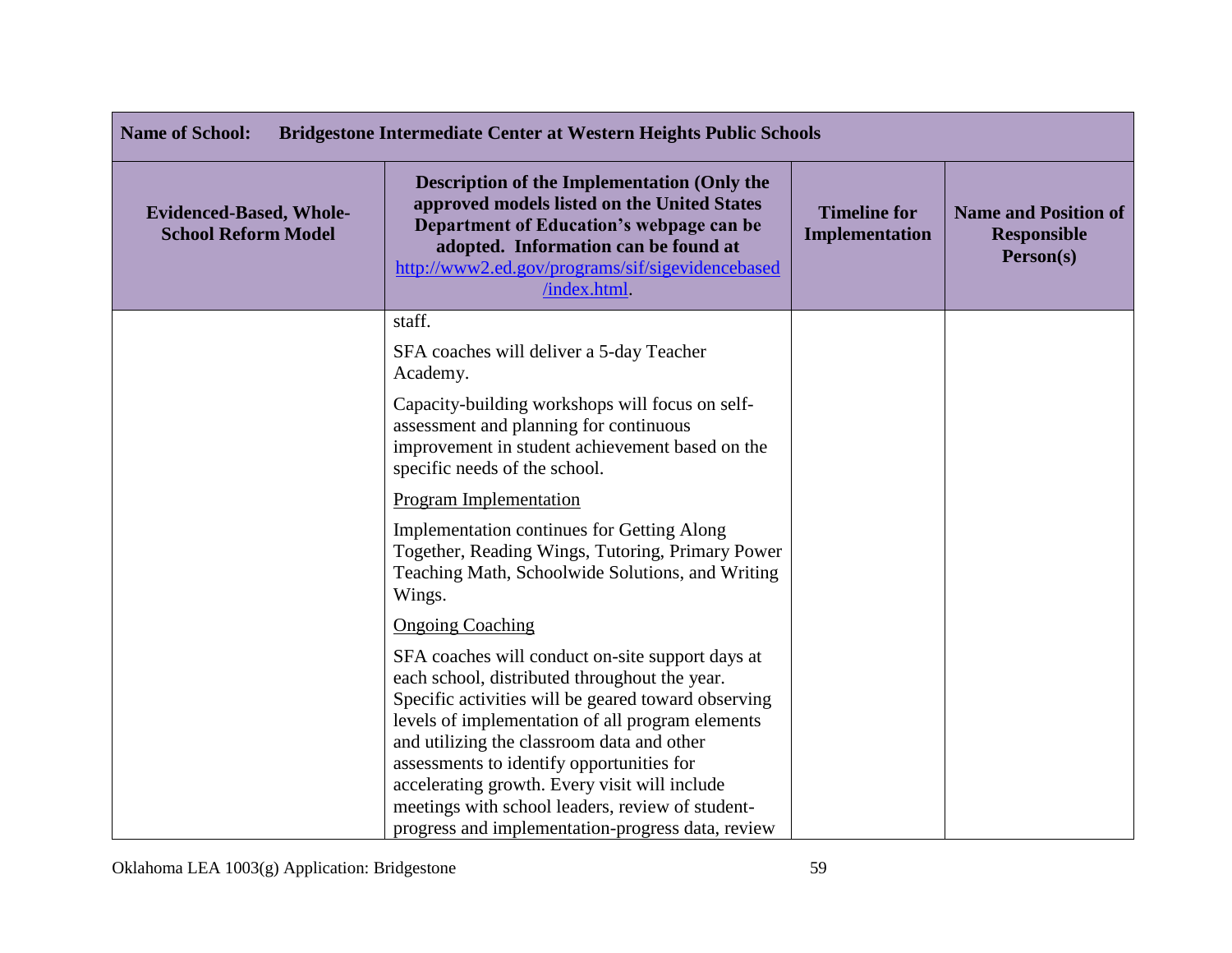| Name of School: Bridgestone Intermediate Center at Western Heights Public Schools | | | |
|---|---|---|---|
| **Evidenced-Based, Whole-School Reform Model** | **Description of the Implementation (Only the approved models listed on the United States Department of Education's webpage can be adopted. Information can be found at [http://www2.ed.gov/programs/sif/sigevidencebased/index.html](http://www2.ed.gov/programs/sif/sigevidencebased/index.html).** | **Timeline for Implementation** | **Name and Position of Responsible Person(s)** |
| | staff.<br><br>SFA coaches will deliver a 5-day Teacher Academy.<br><br>Capacity-building workshops will focus on self-assessment and planning for continuous improvement in student achievement based on the specific needs of the school.<br><br><u>Program Implementation</u><br><br>Implementation continues for Getting Along Together, Reading Wings, Tutoring, Primary Power Teaching Math, Schoolwide Solutions, and Writing Wings.<br><br><u>Ongoing Coaching</u><br><br>SFA coaches will conduct on-site support days at each school, distributed throughout the year. Specific activities will be geared toward observing levels of implementation of all program elements and utilizing the classroom data and other assessments to identify opportunities for accelerating growth. Every visit will include meetings with school leaders, review of student-progress and implementation-progress data, review | | |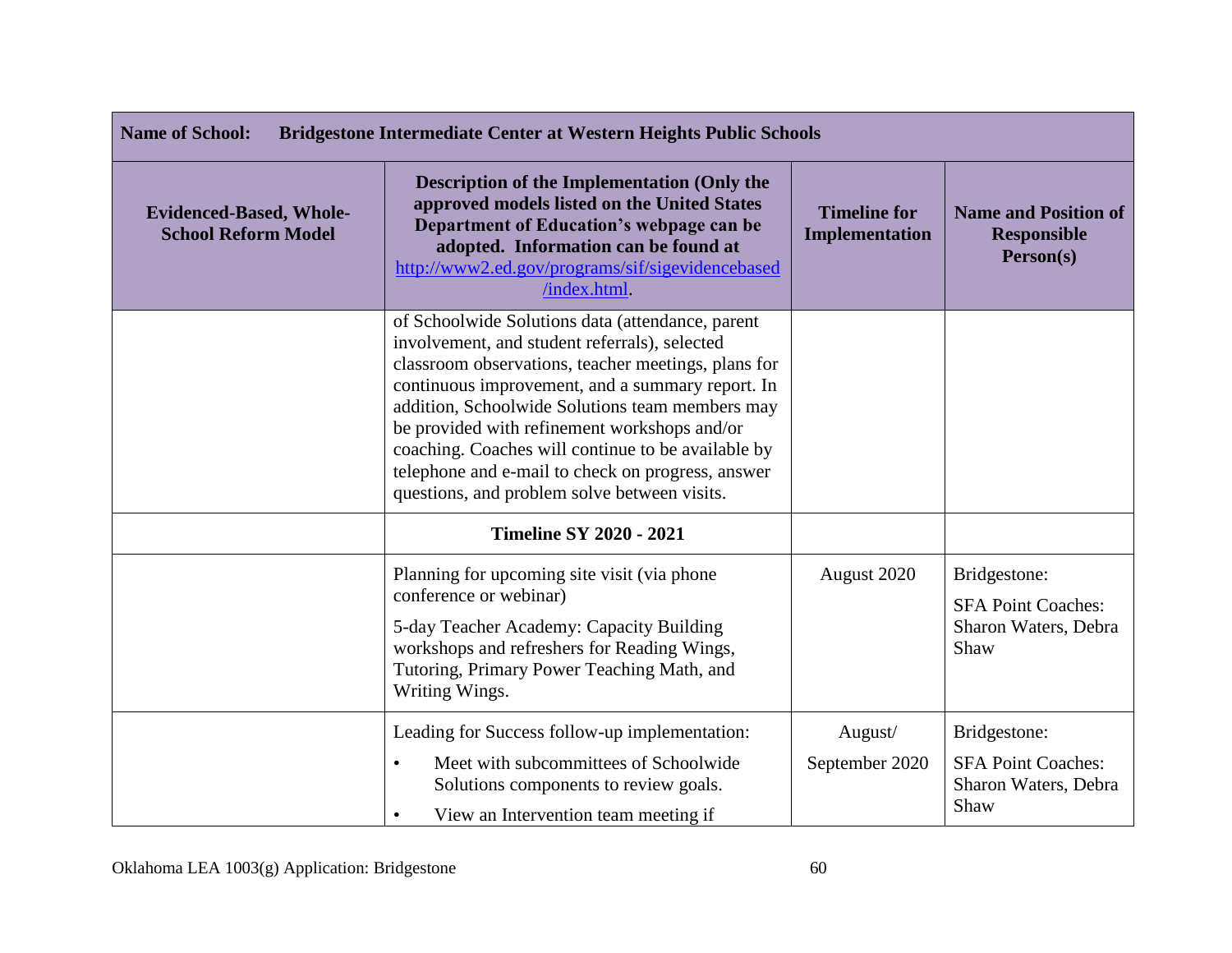| Name of School: Bridgestone Intermediate Center at Western Heights Public Schools | | | |
|---|---|---|---|
| **Evidenced-Based, Whole-School Reform Model** | **Description of the Implementation (Only the approved models listed on the United States Department of Education's webpage can be adopted. Information can be found at http://www2.ed.gov/programs/sif/sigevidencebased/index.html.** | **Timeline for Implementation** | **Name and Position of Responsible Person(s)** |
| | of Schoolwide Solutions data (attendance, parent involvement, and student referrals), selected classroom observations, teacher meetings, plans for continuous improvement, and a summary report. In addition, Schoolwide Solutions team members may be provided with refinement workshops and/or coaching. Coaches will continue to be available by telephone and e-mail to check on progress, answer questions, and problem solve between visits. | | |
| | **Timeline SY 2020 - 2021** | | |
| | Planning for upcoming site visit (via phone conference or webinar)<br><br>5-day Teacher Academy: Capacity Building workshops and refreshers for Reading Wings, Tutoring, Primary Power Teaching Math, and Writing Wings. | August 2020 | Bridgestone:<br><br>SFA Point Coaches: Sharon Waters, Debra Shaw |
| | Leading for Success follow-up implementation:<br><br>• Meet with subcommittees of Schoolwide Solutions components to review goals.<br>• View an Intervention team meeting if | August/<br><br>September 2020 | Bridgestone:<br><br>SFA Point Coaches: Sharon Waters, Debra Shaw |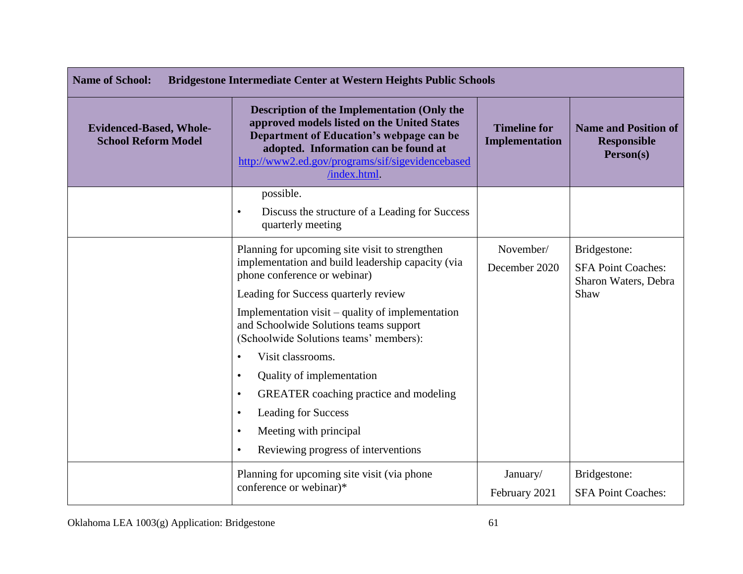| Name of School: Bridgestone Intermediate Center at Western Heights Public Schools | | | |
|---|---|---|---|
| **Evidenced-Based, Whole-School Reform Model** | **Description of the Implementation (Only the approved models listed on the United States Department of Education's webpage can be adopted. Information can be found at [http://www2.ed.gov/programs/sif/sigevidencebased/index.html](http://www2.ed.gov/programs/sif/sigevidencebased/index.html).** | **Timeline for Implementation** | **Name and Position of Responsible Person(s)** |
| | possible.<br>• Discuss the structure of a Leading for Success quarterly meeting | | |
| | Planning for upcoming site visit to strengthen implementation and build leadership capacity (via phone conference or webinar)<br>Leading for Success quarterly review<br>Implementation visit – quality of implementation and Schoolwide Solutions teams support (Schoolwide Solutions teams' members):<br>• Visit classrooms.<br>• Quality of implementation<br>• GREATER coaching practice and modeling<br>• Leading for Success<br>• Meeting with principal<br>• Reviewing progress of interventions | November/<br>December 2020 | Bridgestone:<br>SFA Point Coaches: Sharon Waters, Debra Shaw |
| | Planning for upcoming site visit (via phone conference or webinar)* | January/<br>February 2021 | Bridgestone:<br>SFA Point Coaches: |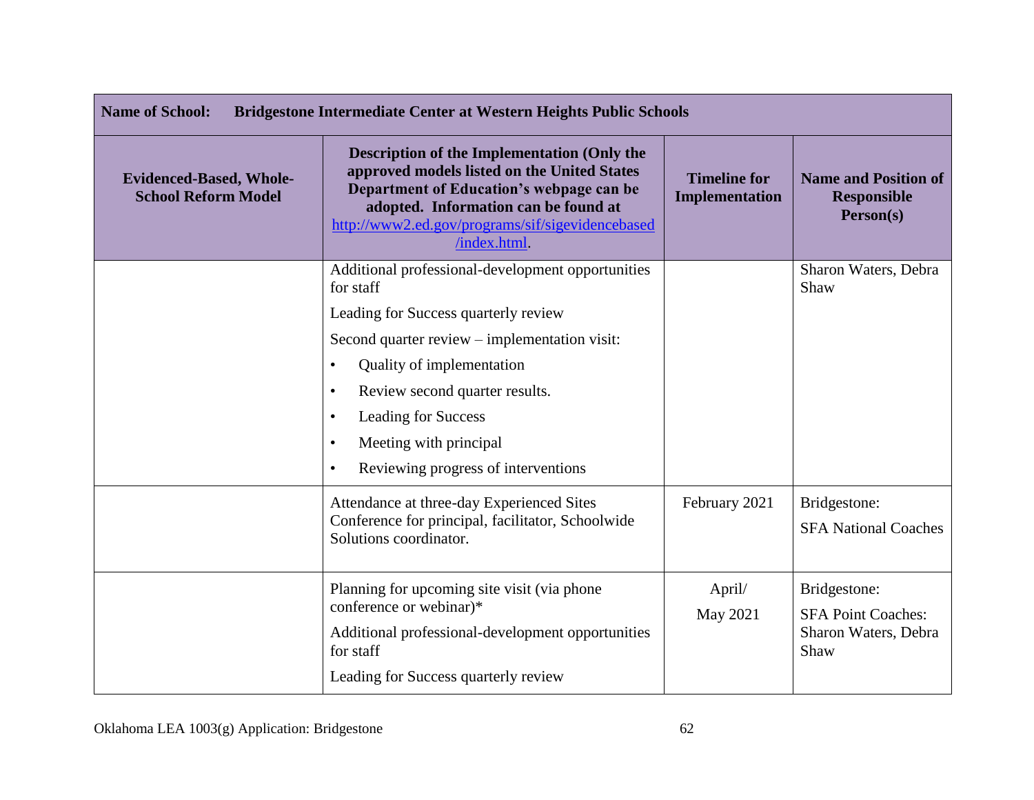| Name of School: Bridgestone Intermediate Center at Western Heights Public Schools | | | |
|---|---|---|---|
| **Evidenced-Based, Whole-School Reform Model** | **Description of the Implementation (Only the approved models listed on the United States Department of Education's webpage can be adopted. Information can be found at [http://www2.ed.gov/programs/sif/sigevidencebased/index.html](http://www2.ed.gov/programs/sif/sigevidencebased/index.html).** | **Timeline for Implementation** | **Name and Position of Responsible Person(s)** |
| | Additional professional-development opportunities for staff<br>Leading for Success quarterly review<br>Second quarter review – implementation visit:<br>• Quality of implementation<br>• Review second quarter results.<br>• Leading for Success<br>• Meeting with principal<br>• Reviewing progress of interventions | | Sharon Waters, Debra Shaw |
| | Attendance at three-day Experienced Sites Conference for principal, facilitator, Schoolwide Solutions coordinator. | February 2021 | Bridgestone:<br>SFA National Coaches |
| | Planning for upcoming site visit (via phone conference or webinar)*<br>Additional professional-development opportunities for staff<br>Leading for Success quarterly review | April/<br>May 2021 | Bridgestone:<br>SFA Point Coaches: Sharon Waters, Debra Shaw |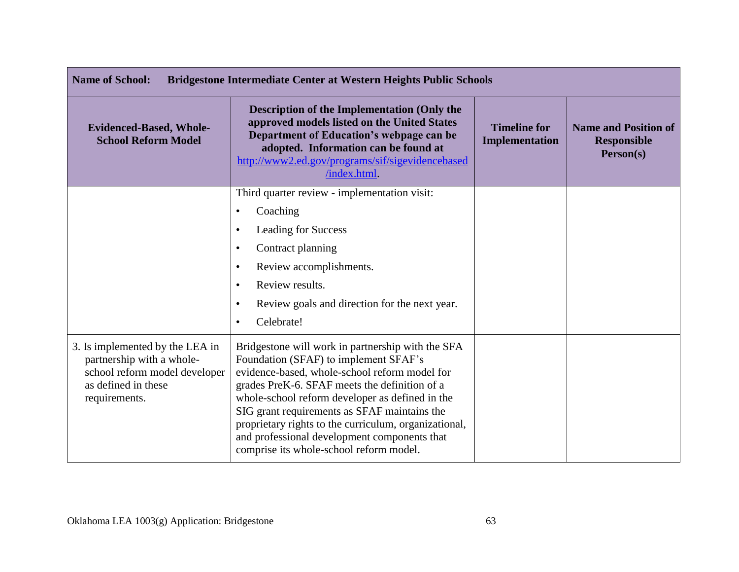| Name of School: Bridgestone Intermediate Center at Western Heights Public Schools | | | |
|---|---|---|---|
| **Evidenced-Based, Whole-School Reform Model** | **Description of the Implementation (Only the approved models listed on the United States Department of Education's webpage can be adopted. Information can be found at [http://www2.ed.gov/programs/sif/sigevidencebased/index.html](http://www2.ed.gov/programs/sif/sigevidencebased/index.html).** | **Timeline for Implementation** | **Name and Position of Responsible Person(s)** |
| | Third quarter review - implementation visit:<br>• Coaching<br>• Leading for Success<br>• Contract planning<br>• Review accomplishments.<br>• Review results.<br>• Review goals and direction for the next year.<br>• Celebrate! | | |
| 3. Is implemented by the LEA in partnership with a whole-school reform model developer as defined in these requirements. | Bridgestone will work in partnership with the SFA Foundation (SFAF) to implement SFAF's evidence-based, whole-school reform model for grades PreK-6. SFAF meets the definition of a whole-school reform developer as defined in the SIG grant requirements as SFAF maintains the proprietary rights to the curriculum, organizational, and professional development components that comprise its whole-school reform model. | | |